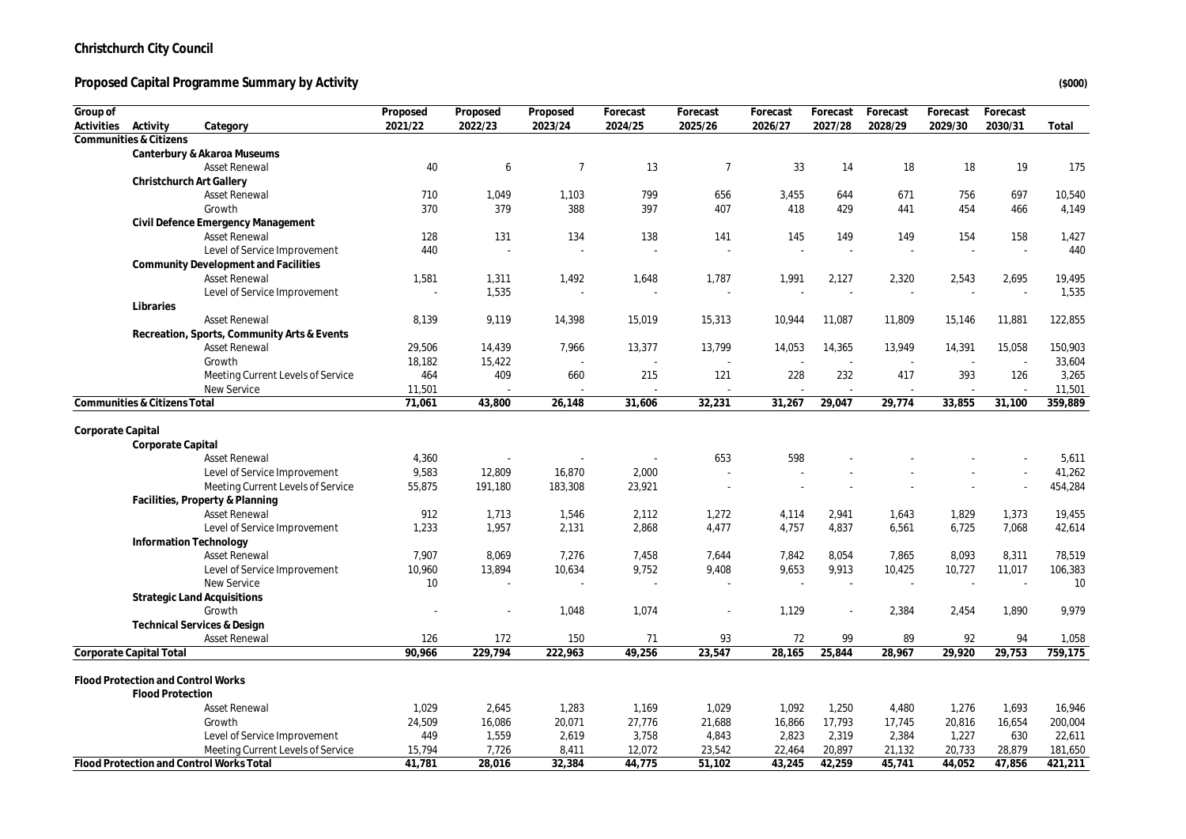# Christchurch City Council

## Proposed Capital Programme Summary by Activity

($000)

| Group of Activities | Activity | Category | Proposed 2021/22 | Proposed 2022/23 | Proposed 2023/24 | Forecast 2024/25 | Forecast 2025/26 | Forecast 2026/27 | Forecast 2027/28 | Forecast 2028/29 | Forecast 2029/30 | Forecast 2030/31 | Total |
|---|---|---|---|---|---|---|---|---|---|---|---|---|---|
| **Communities & Citizens** | | | | | | | | | | | | | |
| | **Canterbury & Akaroa Museums** | | | | | | | | | | | | |
| | | Asset Renewal | 40 | 6 | 7 | 13 | 7 | 33 | 14 | 18 | 18 | 19 | 175 |
| | **Christchurch Art Gallery** | | | | | | | | | | | | |
| | | Asset Renewal | 710 | 1,049 | 1,103 | 799 | 656 | 3,455 | 644 | 671 | 756 | 697 | 10,540 |
| | | Growth | 370 | 379 | 388 | 397 | 407 | 418 | 429 | 441 | 454 | 466 | 4,149 |
| | **Civil Defence Emergency Management** | | | | | | | | | | | | |
| | | Asset Renewal | 128 | 131 | 134 | 138 | 141 | 145 | 149 | 149 | 154 | 158 | 1,427 |
| | | Level of Service Improvement | 440 | - | - | - | - | - | - | - | - | - | 440 |
| | **Community Development and Facilities** | | | | | | | | | | | | |
| | | Asset Renewal | 1,581 | 1,311 | 1,492 | 1,648 | 1,787 | 1,991 | 2,127 | 2,320 | 2,543 | 2,695 | 19,495 |
| | | Level of Service Improvement | - | 1,535 | - | - | - | - | - | - | - | - | 1,535 |
| | **Libraries** | | | | | | | | | | | | |
| | | Asset Renewal | 8,139 | 9,119 | 14,398 | 15,019 | 15,313 | 10,944 | 11,087 | 11,809 | 15,146 | 11,881 | 122,855 |
| | **Recreation, Sports, Community Arts & Events** | | | | | | | | | | | | |
| | | Asset Renewal | 29,506 | 14,439 | 7,966 | 13,377 | 13,799 | 14,053 | 14,365 | 13,949 | 14,391 | 15,058 | 150,903 |
| | | Growth | 18,182 | 15,422 | - | - | - | - | - | - | - | - | 33,604 |
| | | Meeting Current Levels of Service | 464 | 409 | 660 | 215 | 121 | 228 | 232 | 417 | 393 | 126 | 3,265 |
| | | New Service | 11,501 | - | - | - | - | - | - | - | - | - | 11,501 |
| **Communities & Citizens Total** | | | **71,061** | **43,800** | **26,148** | **31,606** | **32,231** | **31,267** | **29,047** | **29,774** | **33,855** | **31,100** | **359,889** |
| **Corporate Capital** | | | | | | | | | | | | | |
| | **Corporate Capital** | | | | | | | | | | | | |
| | | Asset Renewal | 4,360 | - | - | - | 653 | 598 | - | - | - | - | 5,611 |
| | | Level of Service Improvement | 9,583 | 12,809 | 16,870 | 2,000 | - | - | - | - | - | - | 41,262 |
| | | Meeting Current Levels of Service | 55,875 | 191,180 | 183,308 | 23,921 | - | - | - | - | - | - | 454,284 |
| | **Facilities, Property & Planning** | | | | | | | | | | | | |
| | | Asset Renewal | 912 | 1,713 | 1,546 | 2,112 | 1,272 | 4,114 | 2,941 | 1,643 | 1,829 | 1,373 | 19,455 |
| | | Level of Service Improvement | 1,233 | 1,957 | 2,131 | 2,868 | 4,477 | 4,757 | 4,837 | 6,561 | 6,725 | 7,068 | 42,614 |
| | **Information Technology** | | | | | | | | | | | | |
| | | Asset Renewal | 7,907 | 8,069 | 7,276 | 7,458 | 7,644 | 7,842 | 8,054 | 7,865 | 8,093 | 8,311 | 78,519 |
| | | Level of Service Improvement | 10,960 | 13,894 | 10,634 | 9,752 | 9,408 | 9,653 | 9,913 | 10,425 | 10,727 | 11,017 | 106,383 |
| | | New Service | 10 | - | - | - | - | - | - | - | - | - | 10 |
| | **Strategic Land Acquisitions** | | | | | | | | | | | | |
| | | Growth | - | - | 1,048 | 1,074 | - | 1,129 | - | 2,384 | 2,454 | 1,890 | 9,979 |
| | **Technical Services & Design** | | | | | | | | | | | | |
| | | Asset Renewal | 126 | 172 | 150 | 71 | 93 | 72 | 99 | 89 | 92 | 94 | 1,058 |
| **Corporate Capital Total** | | | **90,966** | **229,794** | **222,963** | **49,256** | **23,547** | **28,165** | **25,844** | **28,967** | **29,920** | **29,753** | **759,175** |
| **Flood Protection and Control Works** | | | | | | | | | | | | | |
| | **Flood Protection** | | | | | | | | | | | | |
| | | Asset Renewal | 1,029 | 2,645 | 1,283 | 1,169 | 1,029 | 1,092 | 1,250 | 4,480 | 1,276 | 1,693 | 16,946 |
| | | Growth | 24,509 | 16,086 | 20,071 | 27,776 | 21,688 | 16,866 | 17,793 | 17,745 | 20,816 | 16,654 | 200,004 |
| | | Level of Service Improvement | 449 | 1,559 | 2,619 | 3,758 | 4,843 | 2,823 | 2,319 | 2,384 | 1,227 | 630 | 22,611 |
| | | Meeting Current Levels of Service | 15,794 | 7,726 | 8,411 | 12,072 | 23,542 | 22,464 | 20,897 | 21,132 | 20,733 | 28,879 | 181,650 |
| **Flood Protection and Control Works Total** | | | **41,781** | **28,016** | **32,384** | **44,775** | **51,102** | **43,245** | **42,259** | **45,741** | **44,052** | **47,856** | **421,211** |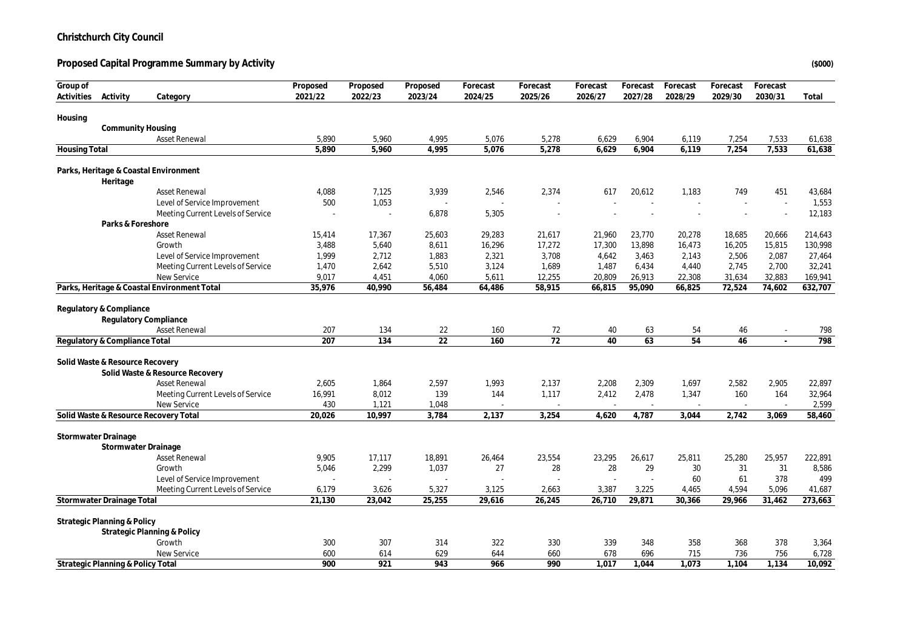**Christchurch City Council**

**Proposed Capital Programme Summary by Activity** **($000)**

| Group of Activities | Activity | Category | Proposed 2021/22 | Proposed 2022/23 | Proposed 2023/24 | Forecast 2024/25 | Forecast 2025/26 | Forecast 2026/27 | Forecast 2027/28 | Forecast 2028/29 | Forecast 2029/30 | Forecast 2030/31 | Total |
|---|---|---|---|---|---|---|---|---|---|---|---|---|---|
| **Housing** | | | | | | | | | | | | | |
| | **Community Housing** | | | | | | | | | | | | |
| | | Asset Renewal | 5,890 | 5,960 | 4,995 | 5,076 | 5,278 | 6,629 | 6,904 | 6,119 | 7,254 | 7,533 | 61,638 |
| **Housing Total** | | | **5,890** | **5,960** | **4,995** | **5,076** | **5,278** | **6,629** | **6,904** | **6,119** | **7,254** | **7,533** | **61,638** |
| **Parks, Heritage & Coastal Environment** | | | | | | | | | | | | | |
| | **Heritage** | | | | | | | | | | | | |
| | | Asset Renewal | 4,088 | 7,125 | 3,939 | 2,546 | 2,374 | 617 | 20,612 | 1,183 | 749 | 451 | 43,684 |
| | | Level of Service Improvement | 500 | 1,053 | - | - | - | - | - | - | - | - | 1,553 |
| | | Meeting Current Levels of Service | - | - | 6,878 | 5,305 | - | - | - | - | - | - | 12,183 |
| | **Parks & Foreshore** | | | | | | | | | | | | |
| | | Asset Renewal | 15,414 | 17,367 | 25,603 | 29,283 | 21,617 | 21,960 | 23,770 | 20,278 | 18,685 | 20,666 | 214,643 |
| | | Growth | 3,488 | 5,640 | 8,611 | 16,296 | 17,272 | 17,300 | 13,898 | 16,473 | 16,205 | 15,815 | 130,998 |
| | | Level of Service Improvement | 1,999 | 2,712 | 1,883 | 2,321 | 3,708 | 4,642 | 3,463 | 2,143 | 2,506 | 2,087 | 27,464 |
| | | Meeting Current Levels of Service | 1,470 | 2,642 | 5,510 | 3,124 | 1,689 | 1,487 | 6,434 | 4,440 | 2,745 | 2,700 | 32,241 |
| | | New Service | 9,017 | 4,451 | 4,060 | 5,611 | 12,255 | 20,809 | 26,913 | 22,308 | 31,634 | 32,883 | 169,941 |
| **Parks, Heritage & Coastal Environment Total** | | | **35,976** | **40,990** | **56,484** | **64,486** | **58,915** | **66,815** | **95,090** | **66,825** | **72,524** | **74,602** | **632,707** |
| **Regulatory & Compliance** | | | | | | | | | | | | | |
| | **Regulatory Compliance** | | | | | | | | | | | | |
| | | Asset Renewal | 207 | 134 | 22 | 160 | 72 | 40 | 63 | 54 | 46 | - | 798 |
| **Regulatory & Compliance Total** | | | **207** | **134** | **22** | **160** | **72** | **40** | **63** | **54** | **46** | **-** | **798** |
| **Solid Waste & Resource Recovery** | | | | | | | | | | | | | |
| | **Solid Waste & Resource Recovery** | | | | | | | | | | | | |
| | | Asset Renewal | 2,605 | 1,864 | 2,597 | 1,993 | 2,137 | 2,208 | 2,309 | 1,697 | 2,582 | 2,905 | 22,897 |
| | | Meeting Current Levels of Service | 16,991 | 8,012 | 139 | 144 | 1,117 | 2,412 | 2,478 | 1,347 | 160 | 164 | 32,964 |
| | | New Service | 430 | 1,121 | 1,048 | - | - | - | - | - | - | - | 2,599 |
| **Solid Waste & Resource Recovery Total** | | | **20,026** | **10,997** | **3,784** | **2,137** | **3,254** | **4,620** | **4,787** | **3,044** | **2,742** | **3,069** | **58,460** |
| **Stormwater Drainage** | | | | | | | | | | | | | |
| | **Stormwater Drainage** | | | | | | | | | | | | |
| | | Asset Renewal | 9,905 | 17,117 | 18,891 | 26,464 | 23,554 | 23,295 | 26,617 | 25,811 | 25,280 | 25,957 | 222,891 |
| | | Growth | 5,046 | 2,299 | 1,037 | 27 | 28 | 28 | 29 | 30 | 31 | 31 | 8,586 |
| | | Level of Service Improvement | - | - | - | - | - | - | - | 60 | 61 | 378 | 499 |
| | | Meeting Current Levels of Service | 6,179 | 3,626 | 5,327 | 3,125 | 2,663 | 3,387 | 3,225 | 4,465 | 4,594 | 5,096 | 41,687 |
| **Stormwater Drainage Total** | | | **21,130** | **23,042** | **25,255** | **29,616** | **26,245** | **26,710** | **29,871** | **30,366** | **29,966** | **31,462** | **273,663** |
| **Strategic Planning & Policy** | | | | | | | | | | | | | |
| | **Strategic Planning & Policy** | | | | | | | | | | | | |
| | | Growth | 300 | 307 | 314 | 322 | 330 | 339 | 348 | 358 | 368 | 378 | 3,364 |
| | | New Service | 600 | 614 | 629 | 644 | 660 | 678 | 696 | 715 | 736 | 756 | 6,728 |
| **Strategic Planning & Policy Total** | | | **900** | **921** | **943** | **966** | **990** | **1,017** | **1,044** | **1,073** | **1,104** | **1,134** | **10,092** |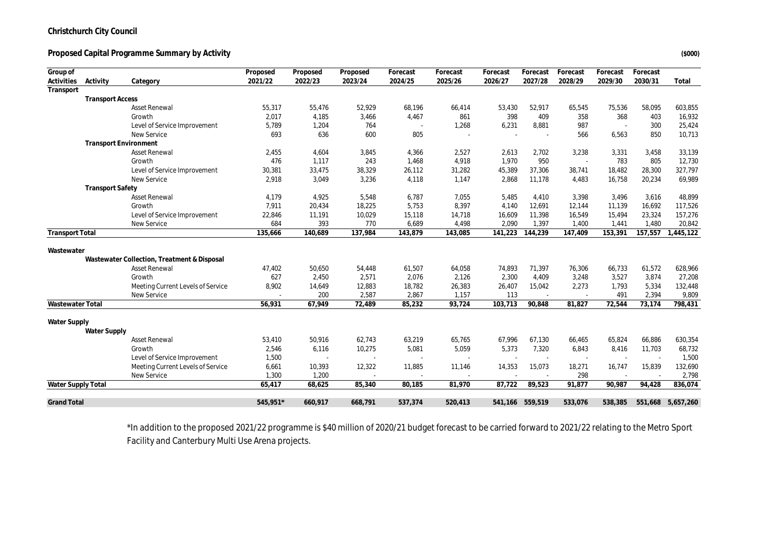**Christchurch City Council**

**Proposed Capital Programme Summary by Activity**

($000)

| Group of Activities | Activity | Category | Proposed 2021/22 | Proposed 2022/23 | Proposed 2023/24 | Forecast 2024/25 | Forecast 2025/26 | Forecast 2026/27 | Forecast 2027/28 | Forecast 2028/29 | Forecast 2029/30 | Forecast 2030/31 | Total |
|---|---|---|---|---|---|---|---|---|---|---|---|---|---|
| **Transport** | | | | | | | | | | | | | |
| | **Transport Access** | | | | | | | | | | | | |
| | | Asset Renewal | 55,317 | 55,476 | 52,929 | 68,196 | 66,414 | 53,430 | 52,917 | 65,545 | 75,536 | 58,095 | 603,855 |
| | | Growth | 2,017 | 4,185 | 3,466 | 4,467 | 861 | 398 | 409 | 358 | 368 | 403 | 16,932 |
| | | Level of Service Improvement | 5,789 | 1,204 | 764 | - | 1,268 | 6,231 | 8,881 | 987 | - | 300 | 25,424 |
| | | New Service | 693 | 636 | 600 | 805 | - | - | - | 566 | 6,563 | 850 | 10,713 |
| | **Transport Environment** | | | | | | | | | | | | |
| | | Asset Renewal | 2,455 | 4,604 | 3,845 | 4,366 | 2,527 | 2,613 | 2,702 | 3,238 | 3,331 | 3,458 | 33,139 |
| | | Growth | 476 | 1,117 | 243 | 1,468 | 4,918 | 1,970 | 950 | - | 783 | 805 | 12,730 |
| | | Level of Service Improvement | 30,381 | 33,475 | 38,329 | 26,112 | 31,282 | 45,389 | 37,306 | 38,741 | 18,482 | 28,300 | 327,797 |
| | | New Service | 2,918 | 3,049 | 3,236 | 4,118 | 1,147 | 2,868 | 11,178 | 4,483 | 16,758 | 20,234 | 69,989 |
| | **Transport Safety** | | | | | | | | | | | | |
| | | Asset Renewal | 4,179 | 4,925 | 5,548 | 6,787 | 7,055 | 5,485 | 4,410 | 3,398 | 3,496 | 3,616 | 48,899 |
| | | Growth | 7,911 | 20,434 | 18,225 | 5,753 | 8,397 | 4,140 | 12,691 | 12,144 | 11,139 | 16,692 | 117,526 |
| | | Level of Service Improvement | 22,846 | 11,191 | 10,029 | 15,118 | 14,718 | 16,609 | 11,398 | 16,549 | 15,494 | 23,324 | 157,276 |
| | | New Service | 684 | 393 | 770 | 6,689 | 4,498 | 2,090 | 1,397 | 1,400 | 1,441 | 1,480 | 20,842 |
| **Transport Total** | | | **135,666** | **140,689** | **137,984** | **143,879** | **143,085** | **141,223** | **144,239** | **147,409** | **153,391** | **157,557** | **1,445,122** |
| **Wastewater** | | | | | | | | | | | | | |
| | **Wastewater Collection, Treatment & Disposal** | | | | | | | | | | | | |
| | | Asset Renewal | 47,402 | 50,650 | 54,448 | 61,507 | 64,058 | 74,893 | 71,397 | 76,306 | 66,733 | 61,572 | 628,966 |
| | | Growth | 627 | 2,450 | 2,571 | 2,076 | 2,126 | 2,300 | 4,409 | 3,248 | 3,527 | 3,874 | 27,208 |
| | | Meeting Current Levels of Service | 8,902 | 14,649 | 12,883 | 18,782 | 26,383 | 26,407 | 15,042 | 2,273 | 1,793 | 5,334 | 132,448 |
| | | New Service | - | 200 | 2,587 | 2,867 | 1,157 | 113 | - | - | 491 | 2,394 | 9,809 |
| **Wastewater Total** | | | **56,931** | **67,949** | **72,489** | **85,232** | **93,724** | **103,713** | **90,848** | **81,827** | **72,544** | **73,174** | **798,431** |
| **Water Supply** | | | | | | | | | | | | | |
| | **Water Supply** | | | | | | | | | | | | |
| | | Asset Renewal | 53,410 | 50,916 | 62,743 | 63,219 | 65,765 | 67,996 | 67,130 | 66,465 | 65,824 | 66,886 | 630,354 |
| | | Growth | 2,546 | 6,116 | 10,275 | 5,081 | 5,059 | 5,373 | 7,320 | 6,843 | 8,416 | 11,703 | 68,732 |
| | | Level of Service Improvement | 1,500 | - | - | - | - | - | - | - | - | - | 1,500 |
| | | Meeting Current Levels of Service | 6,661 | 10,393 | 12,322 | 11,885 | 11,146 | 14,353 | 15,073 | 18,271 | 16,747 | 15,839 | 132,690 |
| | | New Service | 1,300 | 1,200 | - | - | - | - | - | 298 | - | - | 2,798 |
| **Water Supply Total** | | | **65,417** | **68,625** | **85,340** | **80,185** | **81,970** | **87,722** | **89,523** | **91,877** | **90,987** | **94,428** | **836,074** |
| **Grand Total** | | | **545,951*** | **660,917** | **668,791** | **537,374** | **520,413** | **541,166** | **559,519** | **533,076** | **538,385** | **551,668** | **5,657,260** |

*In addition to the proposed 2021/22 programme is $40 million of 2020/21 budget forecast to be carried forward to 2021/22 relating to the Metro Sport Facility and Canterbury Multi Use Arena projects.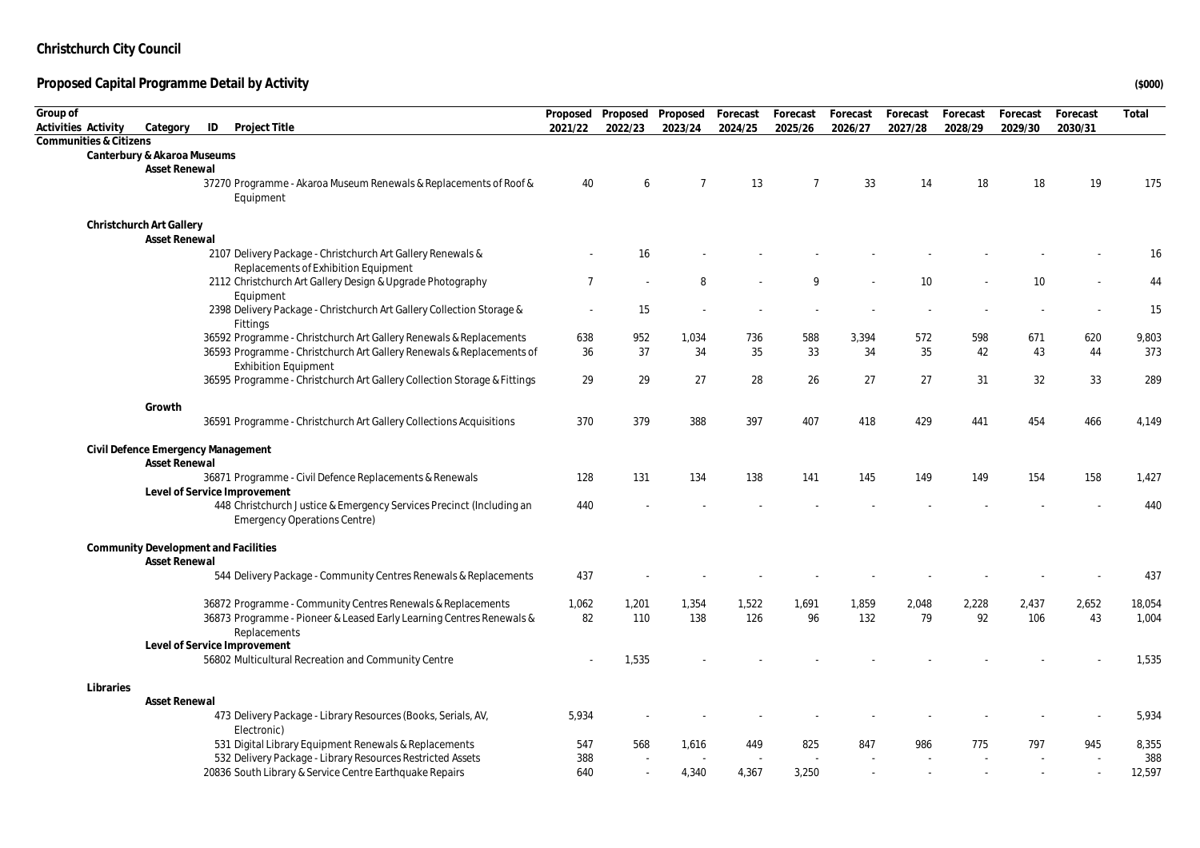# Christchurch City Council

## Proposed Capital Programme Detail by Activity

($000)

| Group of Activities | Activity | Category | ID | Project Title | Proposed 2021/22 | Proposed 2022/23 | Proposed 2023/24 | Forecast 2024/25 | Forecast 2025/26 | Forecast 2026/27 | Forecast 2027/28 | Forecast 2028/29 | Forecast 2029/30 | Forecast 2030/31 | Total |
|---|---|---|---|---|---|---|---|---|---|---|---|---|---|---|---|
| Communities & Citizens | | | | | | | | | | | | | | | |
| | Canterbury & Akaroa Museums | | | | | | | | | | | | | | |
| | | Asset Renewal | | | | | | | | | | | | | |
| | | | 37270 | Programme - Akaroa Museum Renewals & Replacements of Roof & Equipment | 40 | 6 | 7 | 13 | 7 | 33 | 14 | 18 | 18 | 19 | 175 |
| | Christchurch Art Gallery | | | | | | | | | | | | | | |
| | | Asset Renewal | | | | | | | | | | | | | |
| | | | 2107 | Delivery Package - Christchurch Art Gallery Renewals & Replacements of Exhibition Equipment | - | 16 | - | - | - | - | - | - | - | - | 16 |
| | | | 2112 | Christchurch Art Gallery Design & Upgrade Photography Equipment | 7 | - | 8 | - | 9 | - | 10 | - | 10 | - | 44 |
| | | | 2398 | Delivery Package - Christchurch Art Gallery Collection Storage & Fittings | - | 15 | - | - | - | - | - | - | - | - | 15 |
| | | | 36592 | Programme - Christchurch Art Gallery Renewals & Replacements | 638 | 952 | 1,034 | 736 | 588 | 3,394 | 572 | 598 | 671 | 620 | 9,803 |
| | | | 36593 | Programme - Christchurch Art Gallery Renewals & Replacements of Exhibition Equipment | 36 | 37 | 34 | 35 | 33 | 34 | 35 | 42 | 43 | 44 | 373 |
| | | | 36595 | Programme - Christchurch Art Gallery Collection Storage & Fittings | 29 | 29 | 27 | 28 | 26 | 27 | 27 | 31 | 32 | 33 | 289 |
| | | Growth | | | | | | | | | | | | | |
| | | | 36591 | Programme - Christchurch Art Gallery Collections Acquisitions | 370 | 379 | 388 | 397 | 407 | 418 | 429 | 441 | 454 | 466 | 4,149 |
| | Civil Defence Emergency Management | | | | | | | | | | | | | | |
| | | Asset Renewal | | | | | | | | | | | | | |
| | | | 36871 | Programme - Civil Defence Replacements & Renewals | 128 | 131 | 134 | 138 | 141 | 145 | 149 | 149 | 154 | 158 | 1,427 |
| | | Level of Service Improvement | | | | | | | | | | | | | |
| | | | 448 | Christchurch Justice & Emergency Services Precinct (Including an Emergency Operations Centre) | 440 | - | - | - | - | - | - | - | - | - | 440 |
| | Community Development and Facilities | | | | | | | | | | | | | | |
| | | Asset Renewal | | | | | | | | | | | | | |
| | | | 544 | Delivery Package - Community Centres Renewals & Replacements | 437 | - | - | - | - | - | - | - | - | - | 437 |
| | | | 36872 | Programme - Community Centres Renewals & Replacements | 1,062 | 1,201 | 1,354 | 1,522 | 1,691 | 1,859 | 2,048 | 2,228 | 2,437 | 2,652 | 18,054 |
| | | | 36873 | Programme - Pioneer & Leased Early Learning Centres Renewals & Replacements | 82 | 110 | 138 | 126 | 96 | 132 | 79 | 92 | 106 | 43 | 1,004 |
| | | Level of Service Improvement | | | | | | | | | | | | | |
| | | | 56802 | Multicultural Recreation and Community Centre | - | 1,535 | - | - | - | - | - | - | - | - | 1,535 |
| | Libraries | | | | | | | | | | | | | | |
| | | Asset Renewal | | | | | | | | | | | | | |
| | | | 473 | Delivery Package - Library Resources (Books, Serials, AV, Electronic) | 5,934 | - | - | - | - | - | - | - | - | - | 5,934 |
| | | | 531 | Digital Library Equipment Renewals & Replacements | 547 | 568 | 1,616 | 449 | 825 | 847 | 986 | 775 | 797 | 945 | 8,355 |
| | | | 532 | Delivery Package - Library Resources Restricted Assets | 388 | - | - | - | - | - | - | - | - | - | 388 |
| | | | 20836 | South Library & Service Centre Earthquake Repairs | 640 | - | 4,340 | 4,367 | 3,250 | - | - | - | - | - | 12,597 |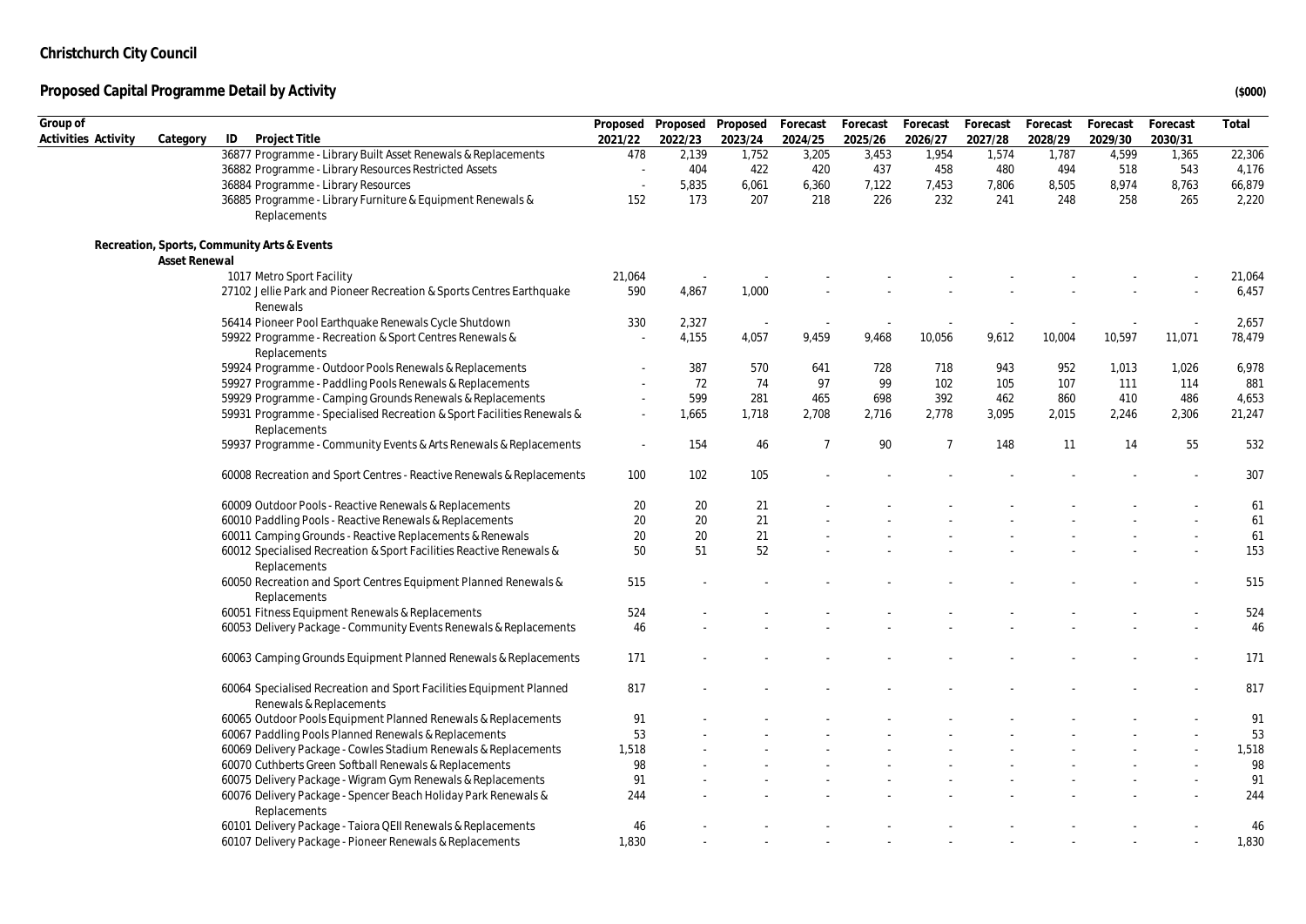## Christchurch City Council

## Proposed Capital Programme Detail by Activity

($000)

| Group of Activities | Activity | Category | ID | Project Title | Proposed 2021/22 | Proposed 2022/23 | Proposed 2023/24 | Forecast 2024/25 | Forecast 2025/26 | Forecast 2026/27 | Forecast 2027/28 | Forecast 2028/29 | Forecast 2029/30 | Forecast 2030/31 | Total |
|---|---|---|---|---|---|---|---|---|---|---|---|---|---|---|---|
| | | | 36877 | Programme - Library Built Asset Renewals & Replacements | 478 | 2,139 | 1,752 | 3,205 | 3,453 | 1,954 | 1,574 | 1,787 | 4,599 | 1,365 | 22,306 |
| | | | 36882 | Programme - Library Resources Restricted Assets | - | 404 | 422 | 420 | 437 | 458 | 480 | 494 | 518 | 543 | 4,176 |
| | | | 36884 | Programme - Library Resources | - | 5,835 | 6,061 | 6,360 | 7,122 | 7,453 | 7,806 | 8,505 | 8,974 | 8,763 | 66,879 |
| | | | 36885 | Programme - Library Furniture & Equipment Renewals & Replacements | 152 | 173 | 207 | 218 | 226 | 232 | 241 | 248 | 258 | 265 | 2,220 |
| | Recreation, Sports, Community Arts & Events | | | | | | | | | | | | | | |
| | | Asset Renewal | | | | | | | | | | | | | |
| | | | 1017 | Metro Sport Facility | 21,064 | - | - | - | - | - | - | - | - | - | 21,064 |
| | | | 27102 | Jellie Park and Pioneer Recreation & Sports Centres Earthquake Renewals | 590 | 4,867 | 1,000 | - | - | - | - | - | - | - | 6,457 |
| | | | 56414 | Pioneer Pool Earthquake Renewals Cycle Shutdown | 330 | 2,327 | - | - | - | - | - | - | - | - | 2,657 |
| | | | 59922 | Programme - Recreation & Sport Centres Renewals & Replacements | - | 4,155 | 4,057 | 9,459 | 9,468 | 10,056 | 9,612 | 10,004 | 10,597 | 11,071 | 78,479 |
| | | | 59924 | Programme - Outdoor Pools Renewals & Replacements | - | 387 | 570 | 641 | 728 | 718 | 943 | 952 | 1,013 | 1,026 | 6,978 |
| | | | 59927 | Programme - Paddling Pools Renewals & Replacements | - | 72 | 74 | 97 | 99 | 102 | 105 | 107 | 111 | 114 | 881 |
| | | | 59929 | Programme - Camping Grounds Renewals & Replacements | - | 599 | 281 | 465 | 698 | 392 | 462 | 860 | 410 | 486 | 4,653 |
| | | | 59931 | Programme - Specialised Recreation & Sport Facilities Renewals & Replacements | - | 1,665 | 1,718 | 2,708 | 2,716 | 2,778 | 3,095 | 2,015 | 2,246 | 2,306 | 21,247 |
| | | | 59937 | Programme - Community Events & Arts Renewals & Replacements | - | 154 | 46 | 7 | 90 | 7 | 148 | 11 | 14 | 55 | 532 |
| | | | 60008 | Recreation and Sport Centres - Reactive Renewals & Replacements | 100 | 102 | 105 | - | - | - | - | - | - | - | 307 |
| | | | 60009 | Outdoor Pools - Reactive Renewals & Replacements | 20 | 20 | 21 | - | - | - | - | - | - | - | 61 |
| | | | 60010 | Paddling Pools - Reactive Renewals & Replacements | 20 | 20 | 21 | - | - | - | - | - | - | - | 61 |
| | | | 60011 | Camping Grounds - Reactive Replacements & Renewals | 20 | 20 | 21 | - | - | - | - | - | - | - | 61 |
| | | | 60012 | Specialised Recreation & Sport Facilities Reactive Renewals & Replacements | 50 | 51 | 52 | - | - | - | - | - | - | - | 153 |
| | | | 60050 | Recreation and Sport Centres Equipment Planned Renewals & Replacements | 515 | - | - | - | - | - | - | - | - | - | 515 |
| | | | 60051 | Fitness Equipment Renewals & Replacements | 524 | - | - | - | - | - | - | - | - | - | 524 |
| | | | 60053 | Delivery Package - Community Events Renewals & Replacements | 46 | - | - | - | - | - | - | - | - | - | 46 |
| | | | 60063 | Camping Grounds Equipment Planned Renewals & Replacements | 171 | - | - | - | - | - | - | - | - | - | 171 |
| | | | 60064 | Specialised Recreation and Sport Facilities Equipment Planned Renewals & Replacements | 817 | - | - | - | - | - | - | - | - | - | 817 |
| | | | 60065 | Outdoor Pools Equipment Planned Renewals & Replacements | 91 | - | - | - | - | - | - | - | - | - | 91 |
| | | | 60067 | Paddling Pools Planned Renewals & Replacements | 53 | - | - | - | - | - | - | - | - | - | 53 |
| | | | 60069 | Delivery Package - Cowles Stadium Renewals & Replacements | 1,518 | - | - | - | - | - | - | - | - | - | 1,518 |
| | | | 60070 | Cuthberts Green Softball Renewals & Replacements | 98 | - | - | - | - | - | - | - | - | - | 98 |
| | | | 60075 | Delivery Package - Wigram Gym Renewals & Replacements | 91 | - | - | - | - | - | - | - | - | - | 91 |
| | | | 60076 | Delivery Package - Spencer Beach Holiday Park Renewals & Replacements | 244 | - | - | - | - | - | - | - | - | - | 244 |
| | | | 60101 | Delivery Package - Taiora QEII Renewals & Replacements | 46 | - | - | - | - | - | - | - | - | - | 46 |
| | | | 60107 | Delivery Package - Pioneer Renewals & Replacements | 1,830 | - | - | - | - | - | - | - | - | - | 1,830 |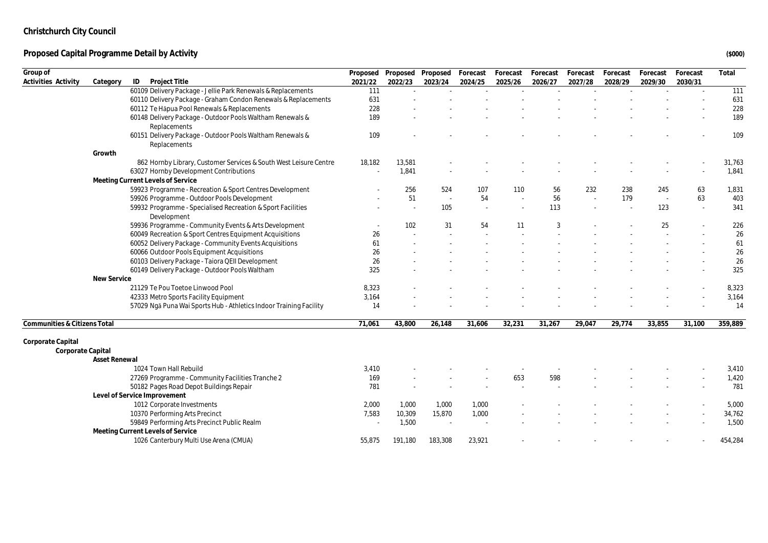# Christchurch City Council

## Proposed Capital Programme Detail by Activity

($000)

| Group of Activities | Activity | Category | ID | Project Title | Proposed 2021/22 | Proposed 2022/23 | Proposed 2023/24 | Forecast 2024/25 | Forecast 2025/26 | Forecast 2026/27 | Forecast 2027/28 | Forecast 2028/29 | Forecast 2029/30 | Forecast 2030/31 | Total |
|---|---|---|---|---|---|---|---|---|---|---|---|---|---|---|---|
| | | | 60109 | Delivery Package - Jellie Park Renewals & Replacements | 111 | - | - | - | - | - | - | - | - | - | 111 |
| | | | 60110 | Delivery Package - Graham Condon Renewals & Replacements | 631 | - | - | - | - | - | - | - | - | - | 631 |
| | | | 60112 | Te Hāpua Pool Renewals & Replacements | 228 | - | - | - | - | - | - | - | - | - | 228 |
| | | | 60148 | Delivery Package - Outdoor Pools Waltham Renewals & Replacements | 189 | - | - | - | - | - | - | - | - | - | 189 |
| | | | 60151 | Delivery Package - Outdoor Pools Waltham Renewals & Replacements | 109 | - | - | - | - | - | - | - | - | - | 109 |
| | | Growth | | | | | | | | | | | | | |
| | | | 862 | Hornby Library, Customer Services & South West Leisure Centre | 18,182 | 13,581 | - | - | - | - | - | - | - | - | 31,763 |
| | | | 63027 | Hornby Development Contributions | - | 1,841 | - | - | - | - | - | - | - | - | 1,841 |
| | | Meeting Current Levels of Service | | | | | | | | | | | | | |
| | | | 59923 | Programme - Recreation & Sport Centres Development | - | 256 | 524 | 107 | 110 | 56 | 232 | 238 | 245 | 63 | 1,831 |
| | | | 59926 | Programme - Outdoor Pools Development | - | 51 | - | 54 | - | 56 | - | 179 | - | 63 | 403 |
| | | | 59932 | Programme - Specialised Recreation & Sport Facilities Development | - | - | 105 | - | - | 113 | - | - | 123 | - | 341 |
| | | | 59936 | Programme - Community Events & Arts Development | - | 102 | 31 | 54 | 11 | 3 | - | - | 25 | - | 226 |
| | | | 60049 | Recreation & Sport Centres Equipment Acquisitions | 26 | - | - | - | - | - | - | - | - | - | 26 |
| | | | 60052 | Delivery Package - Community Events Acquisitions | 61 | - | - | - | - | - | - | - | - | - | 61 |
| | | | 60066 | Outdoor Pools Equipment Acquisitions | 26 | - | - | - | - | - | - | - | - | - | 26 |
| | | | 60103 | Delivery Package - Taiora QEII Development | 26 | - | - | - | - | - | - | - | - | - | 26 |
| | | | 60149 | Delivery Package - Outdoor Pools Waltham | 325 | - | - | - | - | - | - | - | - | - | 325 |
| | | New Service | | | | | | | | | | | | | |
| | | | 21129 | Te Pou Toetoe Linwood Pool | 8,323 | - | - | - | - | - | - | - | - | - | 8,323 |
| | | | 42333 | Metro Sports Facility Equipment | 3,164 | - | - | - | - | - | - | - | - | - | 3,164 |
| | | | 57029 | Ngā Puna Wai Sports Hub - Athletics Indoor Training Facility | 14 | - | - | - | - | - | - | - | - | - | 14 |
| **Communities & Citizens Total** | | | | | **71,061** | **43,800** | **26,148** | **31,606** | **32,231** | **31,267** | **29,047** | **29,774** | **33,855** | **31,100** | **359,889** |
| **Corporate Capital** | | | | | | | | | | | | | | | |
| | **Corporate Capital** | | | | | | | | | | | | | | |
| | | Asset Renewal | | | | | | | | | | | | | |
| | | | 1024 | Town Hall Rebuild | 3,410 | - | - | - | - | - | - | - | - | - | 3,410 |
| | | | 27269 | Programme - Community Facilities Tranche 2 | 169 | - | - | - | 653 | 598 | - | - | - | - | 1,420 |
| | | | 50182 | Pages Road Depot Buildings Repair | 781 | - | - | - | - | - | - | - | - | - | 781 |
| | | Level of Service Improvement | | | | | | | | | | | | | |
| | | | 1012 | Corporate Investments | 2,000 | 1,000 | 1,000 | 1,000 | - | - | - | - | - | - | 5,000 |
| | | | 10370 | Performing Arts Precinct | 7,583 | 10,309 | 15,870 | 1,000 | - | - | - | - | - | - | 34,762 |
| | | | 59849 | Performing Arts Precinct Public Realm | - | 1,500 | - | - | - | - | - | - | - | - | 1,500 |
| | | Meeting Current Levels of Service | | | | | | | | | | | | | |
| | | | 1026 | Canterbury Multi Use Arena (CMUA) | 55,875 | 191,180 | 183,308 | 23,921 | - | - | - | - | - | - | 454,284 |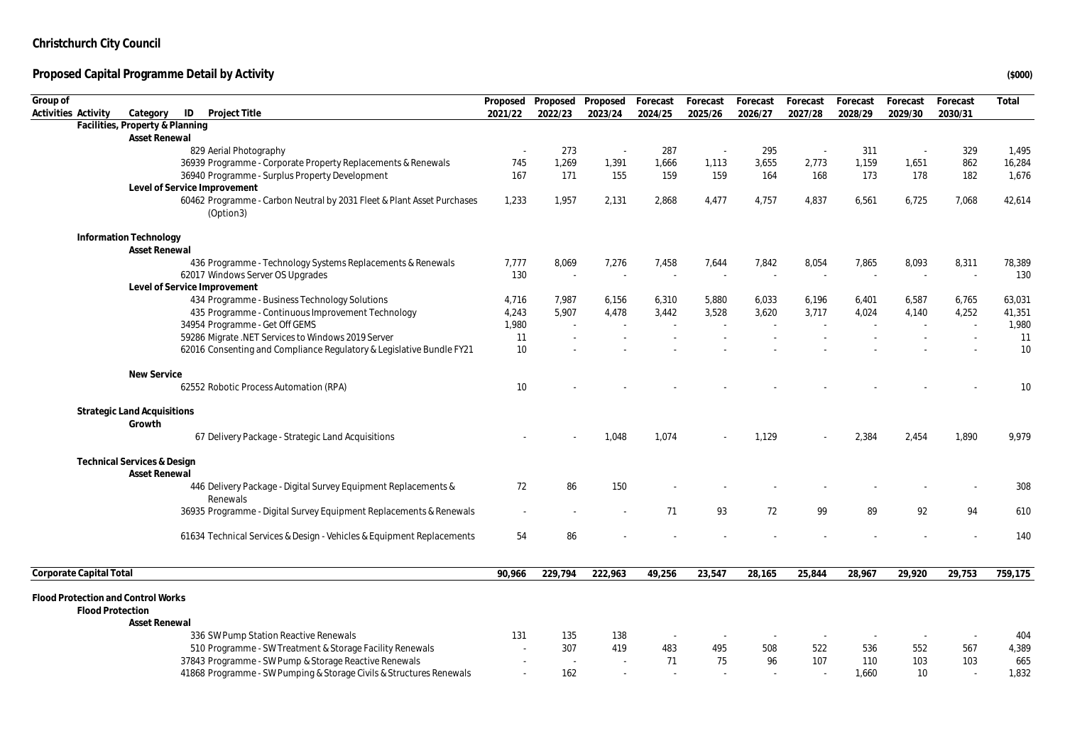**Christchurch City Council**

**Proposed Capital Programme Detail by Activity**

**($000)**

| Group of Activities | Activity | Category | ID | Project Title | Proposed 2021/22 | Proposed 2022/23 | Proposed 2023/24 | Forecast 2024/25 | Forecast 2025/26 | Forecast 2026/27 | Forecast 2027/28 | Forecast 2028/29 | Forecast 2029/30 | Forecast 2030/31 | Total |
|---|---|---|---|---|---|---|---|---|---|---|---|---|---|---|---|
| | Facilities, Property & Planning | | | | | | | | | | | | | | |
| | | Asset Renewal | | | | | | | | | | | | | |
| | | | 829 | Aerial Photography | - | 273 | - | 287 | - | 295 | - | 311 | - | 329 | 1,495 |
| | | | 36939 | Programme - Corporate Property Replacements & Renewals | 745 | 1,269 | 1,391 | 1,666 | 1,113 | 3,655 | 2,773 | 1,159 | 1,651 | 862 | 16,284 |
| | | | 36940 | Programme - Surplus Property Development | 167 | 171 | 155 | 159 | 159 | 164 | 168 | 173 | 178 | 182 | 1,676 |
| | | Level of Service Improvement | | | | | | | | | | | | | |
| | | | 60462 | Programme - Carbon Neutral by 2031 Fleet & Plant Asset Purchases (Option3) | 1,233 | 1,957 | 2,131 | 2,868 | 4,477 | 4,757 | 4,837 | 6,561 | 6,725 | 7,068 | 42,614 |
| | Information Technology | | | | | | | | | | | | | | |
| | | Asset Renewal | | | | | | | | | | | | | |
| | | | 436 | Programme - Technology Systems Replacements & Renewals | 7,777 | 8,069 | 7,276 | 7,458 | 7,644 | 7,842 | 8,054 | 7,865 | 8,093 | 8,311 | 78,389 |
| | | | 62017 | Windows Server OS Upgrades | 130 | - | - | - | - | - | - | - | - | - | 130 |
| | | Level of Service Improvement | | | | | | | | | | | | | |
| | | | 434 | Programme - Business Technology Solutions | 4,716 | 7,987 | 6,156 | 6,310 | 5,880 | 6,033 | 6,196 | 6,401 | 6,587 | 6,765 | 63,031 |
| | | | 435 | Programme - Continuous Improvement Technology | 4,243 | 5,907 | 4,478 | 3,442 | 3,528 | 3,620 | 3,717 | 4,024 | 4,140 | 4,252 | 41,351 |
| | | | 34954 | Programme - Get Off GEMS | 1,980 | - | - | - | - | - | - | - | - | - | 1,980 |
| | | | 59286 | Migrate .NET Services to Windows 2019 Server | 11 | - | - | - | - | - | - | - | - | - | 11 |
| | | | 62016 | Consenting and Compliance Regulatory & Legislative Bundle FY21 | 10 | - | - | - | - | - | - | - | - | - | 10 |
| | | New Service | | | | | | | | | | | | | |
| | | | 62552 | Robotic Process Automation (RPA) | 10 | - | - | - | - | - | - | - | - | - | 10 |
| | Strategic Land Acquisitions | | | | | | | | | | | | | | |
| | | Growth | | | | | | | | | | | | | |
| | | | 67 | Delivery Package - Strategic Land Acquisitions | - | - | 1,048 | 1,074 | - | 1,129 | - | 2,384 | 2,454 | 1,890 | 9,979 |
| | Technical Services & Design | | | | | | | | | | | | | | |
| | | Asset Renewal | | | | | | | | | | | | | |
| | | | 446 | Delivery Package - Digital Survey Equipment Replacements & Renewals | 72 | 86 | 150 | - | - | - | - | - | - | - | 308 |
| | | | 36935 | Programme - Digital Survey Equipment Replacements & Renewals | - | - | - | 71 | 93 | 72 | 99 | 89 | 92 | 94 | 610 |
| | | | 61634 | Technical Services & Design - Vehicles & Equipment Replacements | 54 | 86 | - | - | - | - | - | - | - | - | 140 |
| **Corporate Capital Total** | | | | | **90,966** | **229,794** | **222,963** | **49,256** | **23,547** | **28,165** | **25,844** | **28,967** | **29,920** | **29,753** | **759,175** |
| Flood Protection and Control Works | | | | | | | | | | | | | | | |
| | Flood Protection | | | | | | | | | | | | | | |
| | | Asset Renewal | | | | | | | | | | | | | |
| | | | 336 | SW Pump Station Reactive Renewals | 131 | 135 | 138 | - | - | - | - | - | - | - | 404 |
| | | | 510 | Programme - SW Treatment & Storage Facility Renewals | - | 307 | 419 | 483 | 495 | 508 | 522 | 536 | 552 | 567 | 4,389 |
| | | | 37843 | Programme - SW Pump & Storage Reactive Renewals | - | - | - | 71 | 75 | 96 | 107 | 110 | 103 | 103 | 665 |
| | | | 41868 | Programme - SW Pumping & Storage Civils & Structures Renewals | - | 162 | - | - | - | - | - | 1,660 | 10 | - | 1,832 |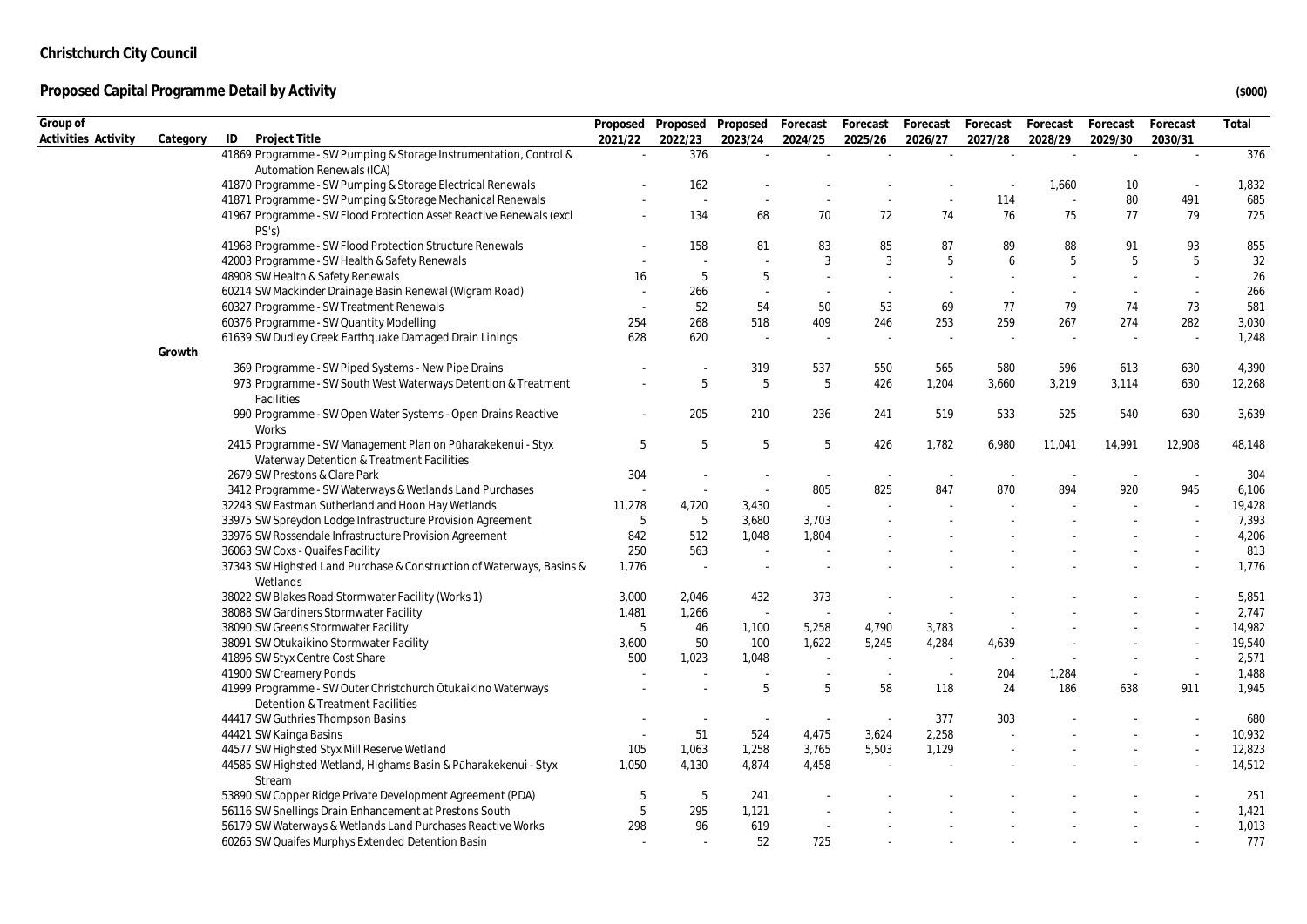**Christchurch City Council**

**Proposed Capital Programme Detail by Activity**

**($000)**

| Group of Activities | Activity | Category | ID | Project Title | Proposed 2021/22 | Proposed 2022/23 | Proposed 2023/24 | Forecast 2024/25 | Forecast 2025/26 | Forecast 2026/27 | Forecast 2027/28 | Forecast 2028/29 | Forecast 2029/30 | Forecast 2030/31 | Total |
|---|---|---|---|---|---|---|---|---|---|---|---|---|---|---|---|
| | | | 41869 | Programme - SW Pumping & Storage Instrumentation, Control & Automation Renewals (ICA) | - | 376 | - | - | - | - | - | - | - | - | 376 |
| | | | 41870 | Programme - SW Pumping & Storage Electrical Renewals | - | 162 | - | - | - | - | - | 1,660 | 10 | - | 1,832 |
| | | | 41871 | Programme - SW Pumping & Storage Mechanical Renewals | - | - | - | - | - | - | 114 | - | 80 | 491 | 685 |
| | | | 41967 | Programme - SW Flood Protection Asset Reactive Renewals (excl PS's) | - | 134 | 68 | 70 | 72 | 74 | 76 | 75 | 77 | 79 | 725 |
| | | | 41968 | Programme - SW Flood Protection Structure Renewals | - | 158 | 81 | 83 | 85 | 87 | 89 | 88 | 91 | 93 | 855 |
| | | | 42003 | Programme - SW Health & Safety Renewals | - | - | - | 3 | 3 | 5 | 6 | 5 | 5 | 5 | 32 |
| | | | 48908 | SW Health & Safety Renewals | 16 | 5 | 5 | - | - | - | - | - | - | - | 26 |
| | | | 60214 | SW Mackinder Drainage Basin Renewal (Wigram Road) | - | 266 | - | - | - | - | - | - | - | - | 266 |
| | | | 60327 | Programme - SW Treatment Renewals | - | 52 | 54 | 50 | 53 | 69 | 77 | 79 | 74 | 73 | 581 |
| | | | 60376 | Programme - SW Quantity Modelling | 254 | 268 | 518 | 409 | 246 | 253 | 259 | 267 | 274 | 282 | 3,030 |
| | | | 61639 | SW Dudley Creek Earthquake Damaged Drain Linings | 628 | 620 | - | - | - | - | - | - | - | - | 1,248 |
| | | Growth | | | | | | | | | | | | | |
| | | | 369 | Programme - SW Piped Systems - New Pipe Drains | - | - | 319 | 537 | 550 | 565 | 580 | 596 | 613 | 630 | 4,390 |
| | | | 973 | Programme - SW South West Waterways Detention & Treatment Facilities | - | 5 | 5 | 5 | 426 | 1,204 | 3,660 | 3,219 | 3,114 | 630 | 12,268 |
| | | | 990 | Programme - SW Open Water Systems - Open Drains Reactive Works | - | 205 | 210 | 236 | 241 | 519 | 533 | 525 | 540 | 630 | 3,639 |
| | | | 2415 | Programme - SW Management Plan on Pūharakekenui - Styx Waterway Detention & Treatment Facilities | 5 | 5 | 5 | 5 | 426 | 1,782 | 6,980 | 11,041 | 14,991 | 12,908 | 48,148 |
| | | | 2679 | SW Prestons & Clare Park | 304 | - | - | - | - | - | - | - | - | - | 304 |
| | | | 3412 | Programme - SW Waterways & Wetlands Land Purchases | - | - | - | 805 | 825 | 847 | 870 | 894 | 920 | 945 | 6,106 |
| | | | 32243 | SW Eastman Sutherland and Hoon Hay Wetlands | 11,278 | 4,720 | 3,430 | - | - | - | - | - | - | - | 19,428 |
| | | | 33975 | SW Spreydon Lodge Infrastructure Provision Agreement | 5 | 5 | 3,680 | 3,703 | - | - | - | - | - | - | 7,393 |
| | | | 33976 | SW Rossendale Infrastructure Provision Agreement | 842 | 512 | 1,048 | 1,804 | - | - | - | - | - | - | 4,206 |
| | | | 36063 | SW Coxs - Quaifes Facility | 250 | 563 | - | - | - | - | - | - | - | - | 813 |
| | | | 37343 | SW Highsted Land Purchase & Construction of Waterways, Basins & Wetlands | 1,776 | - | - | - | - | - | - | - | - | - | 1,776 |
| | | | 38022 | SW Blakes Road Stormwater Facility (Works 1) | 3,000 | 2,046 | 432 | 373 | - | - | - | - | - | - | 5,851 |
| | | | 38088 | SW Gardiners Stormwater Facility | 1,481 | 1,266 | - | - | - | - | - | - | - | - | 2,747 |
| | | | 38090 | SW Greens Stormwater Facility | 5 | 46 | 1,100 | 5,258 | 4,790 | 3,783 | - | - | - | - | 14,982 |
| | | | 38091 | SW Otukaikino Stormwater Facility | 3,600 | 50 | 100 | 1,622 | 5,245 | 4,284 | 4,639 | - | - | - | 19,540 |
| | | | 41896 | SW Styx Centre Cost Share | 500 | 1,023 | 1,048 | - | - | - | - | - | - | - | 2,571 |
| | | | 41900 | SW Creamery Ponds | - | - | - | - | - | - | 204 | 1,284 | - | - | 1,488 |
| | | | 41999 | Programme - SW Outer Christchurch Ōtukaikino Waterways Detention & Treatment Facilities | - | - | 5 | 5 | 58 | 118 | 24 | 186 | 638 | 911 | 1,945 |
| | | | 44417 | SW Guthries Thompson Basins | - | - | - | - | - | 377 | 303 | - | - | - | 680 |
| | | | 44421 | SW Kainga Basins | - | 51 | 524 | 4,475 | 3,624 | 2,258 | - | - | - | - | 10,932 |
| | | | 44577 | SW Highsted Styx Mill Reserve Wetland | 105 | 1,063 | 1,258 | 3,765 | 5,503 | 1,129 | - | - | - | - | 12,823 |
| | | | 44585 | SW Highsted Wetland, Highams Basin & Pūharakekenui - Styx Stream | 1,050 | 4,130 | 4,874 | 4,458 | - | - | - | - | - | - | 14,512 |
| | | | 53890 | SW Copper Ridge Private Development Agreement (PDA) | 5 | 5 | 241 | - | - | - | - | - | - | - | 251 |
| | | | 56116 | SW Snellings Drain Enhancement at Prestons South | 5 | 295 | 1,121 | - | - | - | - | - | - | - | 1,421 |
| | | | 56179 | SW Waterways & Wetlands Land Purchases Reactive Works | 298 | 96 | 619 | - | - | - | - | - | - | - | 1,013 |
| | | | 60265 | SW Quaifes Murphys Extended Detention Basin | - | - | 52 | 725 | - | - | - | - | - | - | 777 |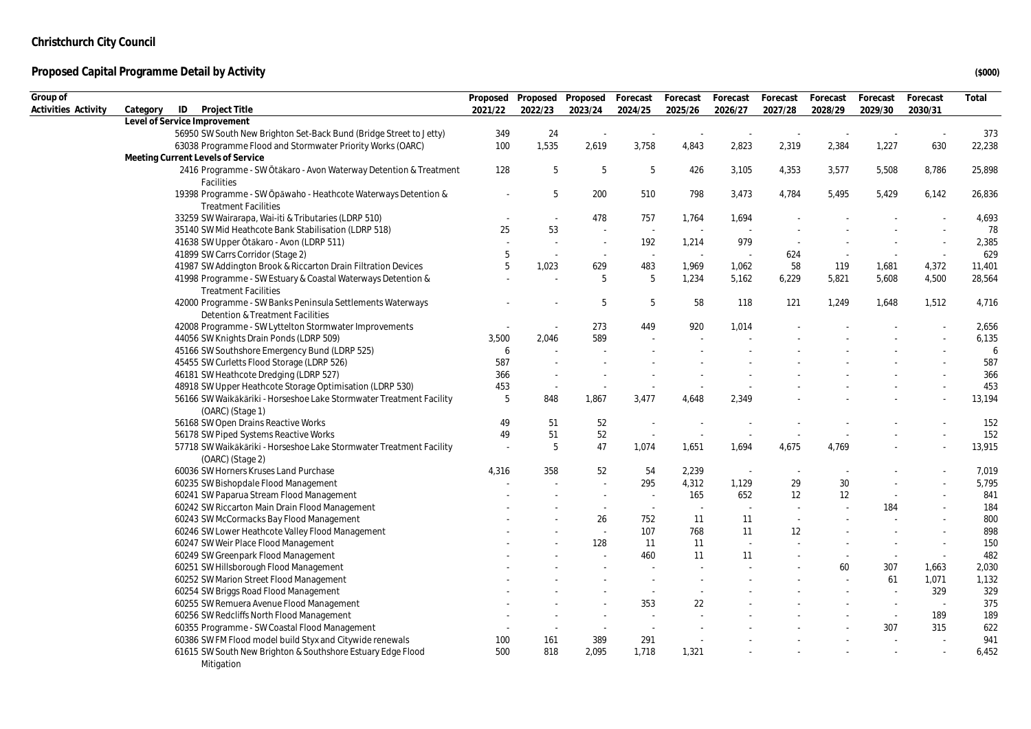# Christchurch City Council

## Proposed Capital Programme Detail by Activity

($000)

| Group of Activities | Activity | Category | ID | Project Title | Proposed 2021/22 | Proposed 2022/23 | Proposed 2023/24 | Forecast 2024/25 | Forecast 2025/26 | Forecast 2026/27 | Forecast 2027/28 | Forecast 2028/29 | Forecast 2029/30 | Forecast 2030/31 | Total |
|---|---|---|---|---|---|---|---|---|---|---|---|---|---|---|---|
| | | Level of Service Improvement | | | | | | | | | | | | | |
| | | | 56950 | SW South New Brighton Set-Back Bund (Bridge Street to Jetty) | 349 | 24 | - | - | - | - | - | - | - | - | 373 |
| | | | 63038 | Programme Flood and Stormwater Priority Works (OARC) | 100 | 1,535 | 2,619 | 3,758 | 4,843 | 2,823 | 2,319 | 2,384 | 1,227 | 630 | 22,238 |
| | | Meeting Current Levels of Service | | | | | | | | | | | | | |
| | | | 2416 | Programme - SW Ōtākaro - Avon Waterway Detention & Treatment Facilities | 128 | 5 | 5 | 5 | 426 | 3,105 | 4,353 | 3,577 | 5,508 | 8,786 | 25,898 |
| | | | 19398 | Programme - SW Ōpāwaho - Heathcote Waterways Detention & Treatment Facilities | - | 5 | 200 | 510 | 798 | 3,473 | 4,784 | 5,495 | 5,429 | 6,142 | 26,836 |
| | | | 33259 | SW Wairarapa, Wai-iti & Tributaries (LDRP 510) | - | - | 478 | 757 | 1,764 | 1,694 | - | - | - | - | 4,693 |
| | | | 35140 | SW Mid Heathcote Bank Stabilisation (LDRP 518) | 25 | 53 | - | - | - | - | - | - | - | - | 78 |
| | | | 41638 | SW Upper Ōtākaro - Avon (LDRP 511) | - | - | - | 192 | 1,214 | 979 | - | - | - | - | 2,385 |
| | | | 41899 | SW Carrs Corridor (Stage 2) | 5 | - | - | - | - | - | 624 | - | - | - | 629 |
| | | | 41987 | SW Addington Brook & Riccarton Drain Filtration Devices | 5 | 1,023 | 629 | 483 | 1,969 | 1,062 | 58 | 119 | 1,681 | 4,372 | 11,401 |
| | | | 41998 | Programme - SW Estuary & Coastal Waterways Detention & Treatment Facilities | - | - | 5 | 5 | 1,234 | 5,162 | 6,229 | 5,821 | 5,608 | 4,500 | 28,564 |
| | | | 42000 | Programme - SW Banks Peninsula Settlements Waterways Detention & Treatment Facilities | - | - | 5 | 5 | 58 | 118 | 121 | 1,249 | 1,648 | 1,512 | 4,716 |
| | | | 42008 | Programme - SW Lyttelton Stormwater Improvements | - | - | 273 | 449 | 920 | 1,014 | - | - | - | - | 2,656 |
| | | | 44056 | SW Knights Drain Ponds (LDRP 509) | 3,500 | 2,046 | 589 | - | - | - | - | - | - | - | 6,135 |
| | | | 45166 | SW Southshore Emergency Bund (LDRP 525) | 6 | - | - | - | - | - | - | - | - | - | 6 |
| | | | 45455 | SW Curletts Flood Storage (LDRP 526) | 587 | - | - | - | - | - | - | - | - | - | 587 |
| | | | 46181 | SW Heathcote Dredging (LDRP 527) | 366 | - | - | - | - | - | - | - | - | - | 366 |
| | | | 48918 | SW Upper Heathcote Storage Optimisation (LDRP 530) | 453 | - | - | - | - | - | - | - | - | - | 453 |
| | | | 56166 | SW Waikākāriki - Horseshoe Lake Stormwater Treatment Facility (OARC) (Stage 1) | 5 | 848 | 1,867 | 3,477 | 4,648 | 2,349 | - | - | - | - | 13,194 |
| | | | 56168 | SW Open Drains Reactive Works | 49 | 51 | 52 | - | - | - | - | - | - | - | 152 |
| | | | 56178 | SW Piped Systems Reactive Works | 49 | 51 | 52 | - | - | - | - | - | - | - | 152 |
| | | | 57718 | SW Waikākāriki - Horseshoe Lake Stormwater Treatment Facility (OARC) (Stage 2) | - | 5 | 47 | 1,074 | 1,651 | 1,694 | 4,675 | 4,769 | - | - | 13,915 |
| | | | 60036 | SW Horners Kruses Land Purchase | 4,316 | 358 | 52 | 54 | 2,239 | - | - | - | - | - | 7,019 |
| | | | 60235 | SW Bishopdale Flood Management | - | - | - | 295 | 4,312 | 1,129 | 29 | 30 | - | - | 5,795 |
| | | | 60241 | SW Paparua Stream Flood Management | - | - | - | - | 165 | 652 | 12 | 12 | - | - | 841 |
| | | | 60242 | SW Riccarton Main Drain Flood Management | - | - | - | - | - | - | - | - | 184 | - | 184 |
| | | | 60243 | SW McCormacks Bay Flood Management | - | - | 26 | 752 | 11 | 11 | - | - | - | - | 800 |
| | | | 60246 | SW Lower Heathcote Valley Flood Management | - | - | - | 107 | 768 | 11 | 12 | - | - | - | 898 |
| | | | 60247 | SW Weir Place Flood Management | - | - | 128 | 11 | 11 | - | - | - | - | - | 150 |
| | | | 60249 | SW Greenpark Flood Management | - | - | - | 460 | 11 | 11 | - | - | - | - | 482 |
| | | | 60251 | SW Hillsborough Flood Management | - | - | - | - | - | - | - | 60 | 307 | 1,663 | 2,030 |
| | | | 60252 | SW Marion Street Flood Management | - | - | - | - | - | - | - | - | 61 | 1,071 | 1,132 |
| | | | 60254 | SW Briggs Road Flood Management | - | - | - | - | - | - | - | - | - | 329 | 329 |
| | | | 60255 | SW Remuera Avenue Flood Management | - | - | - | 353 | 22 | - | - | - | - | - | 375 |
| | | | 60256 | SW Redcliffs North Flood Management | - | - | - | - | - | - | - | - | - | 189 | 189 |
| | | | 60355 | Programme - SW Coastal Flood Management | - | - | - | - | - | - | - | - | 307 | 315 | 622 |
| | | | 60386 | SW FM Flood model build Styx and Citywide renewals | 100 | 161 | 389 | 291 | - | - | - | - | - | - | 941 |
| | | | 61615 | SW South New Brighton & Southshore Estuary Edge Flood Mitigation | 500 | 818 | 2,095 | 1,718 | 1,321 | - | - | - | - | - | 6,452 |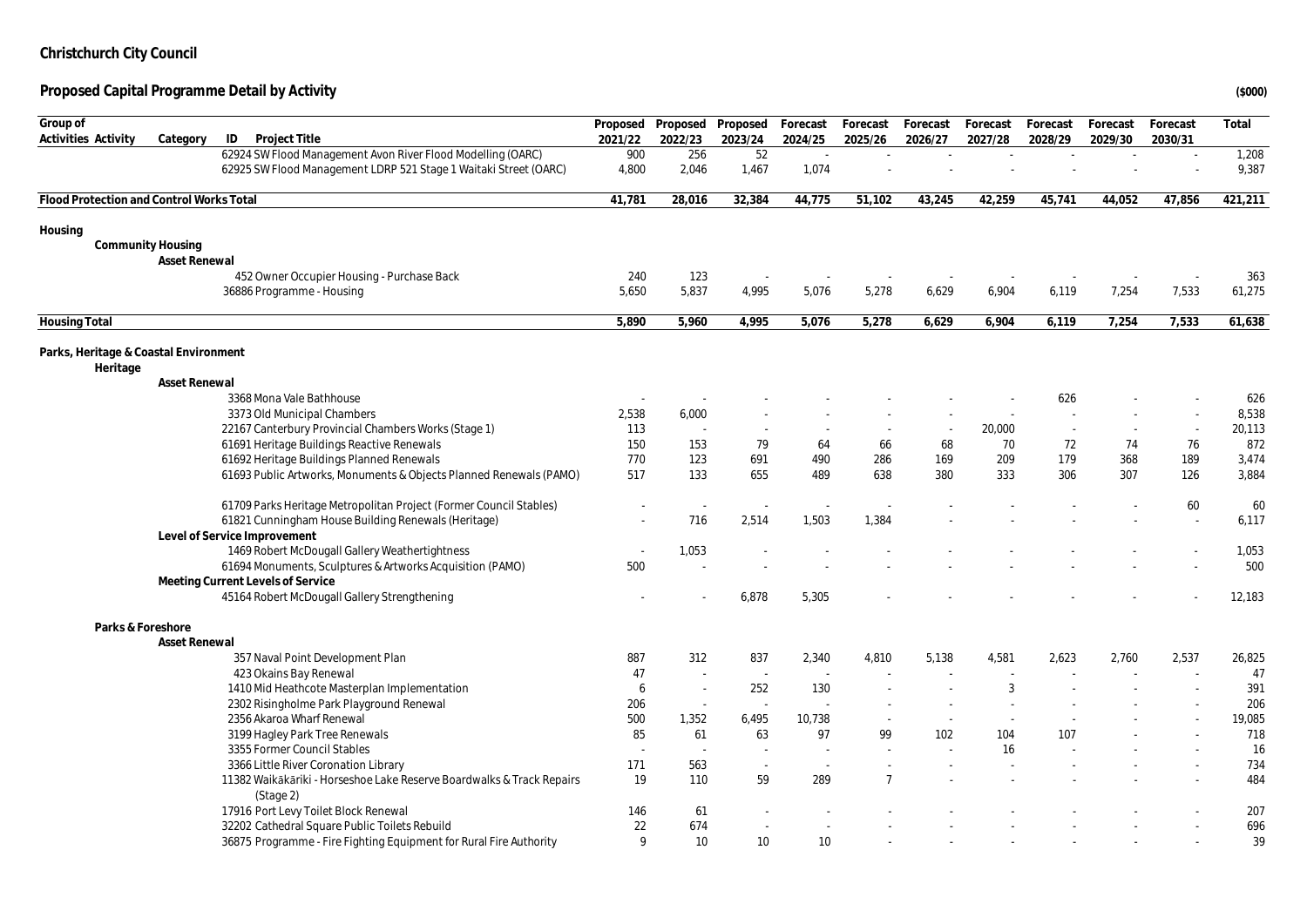## Christchurch City Council

## Proposed Capital Programme Detail by Activity

($000)

| Group of Activities | Activity | Category | ID | Project Title | Proposed 2021/22 | Proposed 2022/23 | Proposed 2023/24 | Forecast 2024/25 | Forecast 2025/26 | Forecast 2026/27 | Forecast 2027/28 | Forecast 2028/29 | Forecast 2029/30 | Forecast 2030/31 | Total |
|---|---|---|---|---|---|---|---|---|---|---|---|---|---|---|---|
| | | | 62924 | SW Flood Management Avon River Flood Modelling (OARC) | 900 | 256 | 52 | - | - | - | - | - | - | - | 1,208 |
| | | | 62925 | SW Flood Management LDRP 521 Stage 1 Waitaki Street (OARC) | 4,800 | 2,046 | 1,467 | 1,074 | - | - | - | - | - | - | 9,387 |
| **Flood Protection and Control Works Total** | | | | | **41,781** | **28,016** | **32,384** | **44,775** | **51,102** | **43,245** | **42,259** | **45,741** | **44,052** | **47,856** | **421,211** |
| **Housing** | | | | | | | | | | | | | | | |
| | **Community Housing** | | | | | | | | | | | | | | |
| | | **Asset Renewal** | | | | | | | | | | | | | |
| | | | 452 | Owner Occupier Housing - Purchase Back | 240 | 123 | - | - | - | - | - | - | - | - | 363 |
| | | | 36886 | Programme - Housing | 5,650 | 5,837 | 4,995 | 5,076 | 5,278 | 6,629 | 6,904 | 6,119 | 7,254 | 7,533 | 61,275 |
| **Housing Total** | | | | | **5,890** | **5,960** | **4,995** | **5,076** | **5,278** | **6,629** | **6,904** | **6,119** | **7,254** | **7,533** | **61,638** |
| **Parks, Heritage & Coastal Environment** | | | | | | | | | | | | | | | |
| | **Heritage** | | | | | | | | | | | | | | |
| | | **Asset Renewal** | | | | | | | | | | | | | |
| | | | 3368 | Mona Vale Bathhouse | - | - | - | - | - | - | - | 626 | - | - | 626 |
| | | | 3373 | Old Municipal Chambers | 2,538 | 6,000 | - | - | - | - | - | - | - | - | 8,538 |
| | | | 22167 | Canterbury Provincial Chambers Works (Stage 1) | 113 | - | - | - | - | - | 20,000 | - | - | - | 20,113 |
| | | | 61691 | Heritage Buildings Reactive Renewals | 150 | 153 | 79 | 64 | 66 | 68 | 70 | 72 | 74 | 76 | 872 |
| | | | 61692 | Heritage Buildings Planned Renewals | 770 | 123 | 691 | 490 | 286 | 169 | 209 | 179 | 368 | 189 | 3,474 |
| | | | 61693 | Public Artworks, Monuments & Objects Planned Renewals (PAMO) | 517 | 133 | 655 | 489 | 638 | 380 | 333 | 306 | 307 | 126 | 3,884 |
| | | | 61709 | Parks Heritage Metropolitan Project (Former Council Stables) | - | - | - | - | - | - | - | - | - | 60 | 60 |
| | | | 61821 | Cunningham House Building Renewals (Heritage) | - | 716 | 2,514 | 1,503 | 1,384 | - | - | - | - | - | 6,117 |
| | | **Level of Service Improvement** | | | | | | | | | | | | | |
| | | | 1469 | Robert McDougall Gallery Weathertightness | - | 1,053 | - | - | - | - | - | - | - | - | 1,053 |
| | | | 61694 | Monuments, Sculptures & Artworks Acquisition (PAMO) | 500 | - | - | - | - | - | - | - | - | - | 500 |
| | | **Meeting Current Levels of Service** | | | | | | | | | | | | | |
| | | | 45164 | Robert McDougall Gallery Strengthening | - | - | 6,878 | 5,305 | - | - | - | - | - | - | 12,183 |
| | **Parks & Foreshore** | | | | | | | | | | | | | | |
| | | **Asset Renewal** | | | | | | | | | | | | | |
| | | | 357 | Naval Point Development Plan | 887 | 312 | 837 | 2,340 | 4,810 | 5,138 | 4,581 | 2,623 | 2,760 | 2,537 | 26,825 |
| | | | 423 | Okains Bay Renewal | 47 | - | - | - | - | - | - | - | - | - | 47 |
| | | | 1410 | Mid Heathcote Masterplan Implementation | 6 | - | 252 | 130 | - | - | 3 | - | - | - | 391 |
| | | | 2302 | Risingholme Park Playground Renewal | 206 | - | - | - | - | - | - | - | - | - | 206 |
| | | | 2356 | Akaroa Wharf Renewal | 500 | 1,352 | 6,495 | 10,738 | - | - | - | - | - | - | 19,085 |
| | | | 3199 | Hagley Park Tree Renewals | 85 | 61 | 63 | 97 | 99 | 102 | 104 | 107 | - | - | 718 |
| | | | 3355 | Former Council Stables | - | - | - | - | - | - | 16 | - | - | - | 16 |
| | | | 3366 | Little River Coronation Library | 171 | 563 | - | - | - | - | - | - | - | - | 734 |
| | | | 11382 | Waikākāriki - Horseshoe Lake Reserve Boardwalks & Track Repairs (Stage 2) | 19 | 110 | 59 | 289 | 7 | - | - | - | - | - | 484 |
| | | | 17916 | Port Levy Toilet Block Renewal | 146 | 61 | - | - | - | - | - | - | - | - | 207 |
| | | | 32202 | Cathedral Square Public Toilets Rebuild | 22 | 674 | - | - | - | - | - | - | - | - | 696 |
| | | | 36875 | Programme - Fire Fighting Equipment for Rural Fire Authority | 9 | 10 | 10 | 10 | - | - | - | - | - | - | 39 |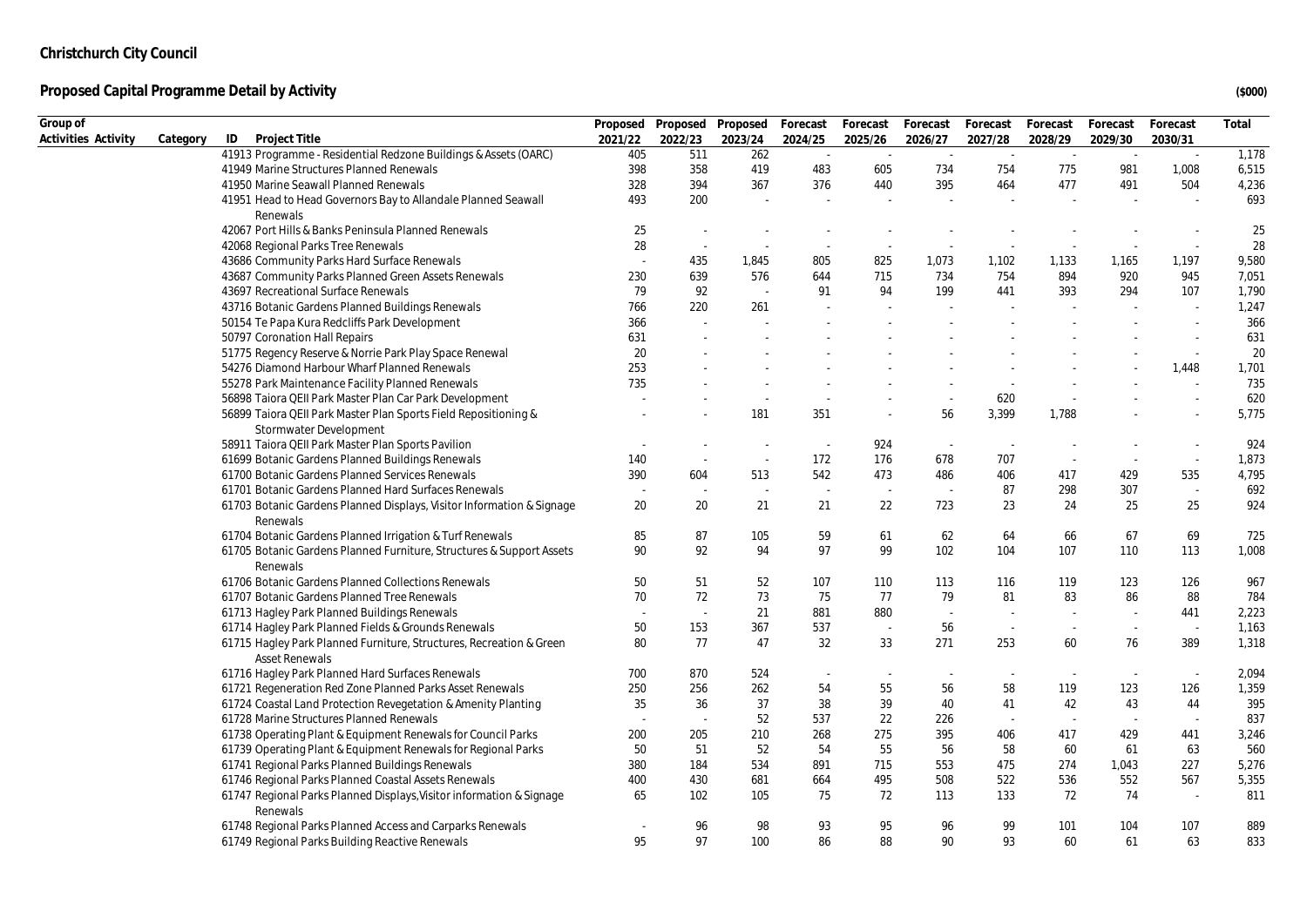**Christchurch City Council**

**Proposed Capital Programme Detail by Activity**

($000)

| Group of Activities | Activity | Category | ID | Project Title | Proposed 2021/22 | Proposed 2022/23 | Proposed 2023/24 | Forecast 2024/25 | Forecast 2025/26 | Forecast 2026/27 | Forecast 2027/28 | Forecast 2028/29 | Forecast 2029/30 | Forecast 2030/31 | Total |
|---|---|---|---|---|---|---|---|---|---|---|---|---|---|---|---|
| | | | 41913 | Programme - Residential Redzone Buildings & Assets (OARC) | 405 | 511 | 262 | - | - | - | - | - | - | - | 1,178 |
| | | | 41949 | Marine Structures Planned Renewals | 398 | 358 | 419 | 483 | 605 | 734 | 754 | 775 | 981 | 1,008 | 6,515 |
| | | | 41950 | Marine Seawall Planned Renewals | 328 | 394 | 367 | 376 | 440 | 395 | 464 | 477 | 491 | 504 | 4,236 |
| | | | 41951 | Head to Head Governors Bay to Allandale Planned Seawall Renewals | 493 | 200 | - | - | - | - | - | - | - | - | 693 |
| | | | 42067 | Port Hills & Banks Peninsula Planned Renewals | 25 | - | - | - | - | - | - | - | - | - | 25 |
| | | | 42068 | Regional Parks Tree Renewals | 28 | - | - | - | - | - | - | - | - | - | 28 |
| | | | 43686 | Community Parks Hard Surface Renewals | - | 435 | 1,845 | 805 | 825 | 1,073 | 1,102 | 1,133 | 1,165 | 1,197 | 9,580 |
| | | | 43687 | Community Parks Planned Green Assets Renewals | 230 | 639 | 576 | 644 | 715 | 734 | 754 | 894 | 920 | 945 | 7,051 |
| | | | 43697 | Recreational Surface Renewals | 79 | 92 | - | 91 | 94 | 199 | 441 | 393 | 294 | 107 | 1,790 |
| | | | 43716 | Botanic Gardens Planned Buildings Renewals | 766 | 220 | 261 | - | - | - | - | - | - | - | 1,247 |
| | | | 50154 | Te Papa Kura Redcliffs Park Development | 366 | - | - | - | - | - | - | - | - | - | 366 |
| | | | 50797 | Coronation Hall Repairs | 631 | - | - | - | - | - | - | - | - | - | 631 |
| | | | 51775 | Regency Reserve & Norrie Park Play Space Renewal | 20 | - | - | - | - | - | - | - | - | - | 20 |
| | | | 54276 | Diamond Harbour Wharf Planned Renewals | 253 | - | - | - | - | - | - | - | - | 1,448 | 1,701 |
| | | | 55278 | Park Maintenance Facility Planned Renewals | 735 | - | - | - | - | - | - | - | - | - | 735 |
| | | | 56898 | Taiora QEII Park Master Plan Car Park Development | - | - | - | - | - | - | 620 | - | - | - | 620 |
| | | | 56899 | Taiora QEII Park Master Plan Sports Field Repositioning & Stormwater Development | - | - | 181 | 351 | - | 56 | 3,399 | 1,788 | - | - | 5,775 |
| | | | 58911 | Taiora QEII Park Master Plan Sports Pavilion | - | - | - | - | 924 | - | - | - | - | - | 924 |
| | | | 61699 | Botanic Gardens Planned Buildings Renewals | 140 | - | - | 172 | 176 | 678 | 707 | - | - | - | 1,873 |
| | | | 61700 | Botanic Gardens Planned Services Renewals | 390 | 604 | 513 | 542 | 473 | 486 | 406 | 417 | 429 | 535 | 4,795 |
| | | | 61701 | Botanic Gardens Planned Hard Surfaces Renewals | - | - | - | - | - | - | 87 | 298 | 307 | - | 692 |
| | | | 61703 | Botanic Gardens Planned Displays, Visitor Information & Signage Renewals | 20 | 20 | 21 | 21 | 22 | 723 | 23 | 24 | 25 | 25 | 924 |
| | | | 61704 | Botanic Gardens Planned Irrigation & Turf Renewals | 85 | 87 | 105 | 59 | 61 | 62 | 64 | 66 | 67 | 69 | 725 |
| | | | 61705 | Botanic Gardens Planned Furniture, Structures & Support Assets Renewals | 90 | 92 | 94 | 97 | 99 | 102 | 104 | 107 | 110 | 113 | 1,008 |
| | | | 61706 | Botanic Gardens Planned Collections Renewals | 50 | 51 | 52 | 107 | 110 | 113 | 116 | 119 | 123 | 126 | 967 |
| | | | 61707 | Botanic Gardens Planned Tree Renewals | 70 | 72 | 73 | 75 | 77 | 79 | 81 | 83 | 86 | 88 | 784 |
| | | | 61713 | Hagley Park Planned Buildings Renewals | - | - | 21 | 881 | 880 | - | - | - | - | 441 | 2,223 |
| | | | 61714 | Hagley Park Planned Fields & Grounds Renewals | 50 | 153 | 367 | 537 | - | 56 | - | - | - | - | 1,163 |
| | | | 61715 | Hagley Park Planned Furniture, Structures, Recreation & Green Asset Renewals | 80 | 77 | 47 | 32 | 33 | 271 | 253 | 60 | 76 | 389 | 1,318 |
| | | | 61716 | Hagley Park Planned Hard Surfaces Renewals | 700 | 870 | 524 | - | - | - | - | - | - | - | 2,094 |
| | | | 61721 | Regeneration Red Zone Planned Parks Asset Renewals | 250 | 256 | 262 | 54 | 55 | 56 | 58 | 119 | 123 | 126 | 1,359 |
| | | | 61724 | Coastal Land Protection Revegetation & Amenity Planting | 35 | 36 | 37 | 38 | 39 | 40 | 41 | 42 | 43 | 44 | 395 |
| | | | 61728 | Marine Structures Planned Renewals | - | - | 52 | 537 | 22 | 226 | - | - | - | - | 837 |
| | | | 61738 | Operating Plant & Equipment Renewals for Council Parks | 200 | 205 | 210 | 268 | 275 | 395 | 406 | 417 | 429 | 441 | 3,246 |
| | | | 61739 | Operating Plant & Equipment Renewals for Regional Parks | 50 | 51 | 52 | 54 | 55 | 56 | 58 | 60 | 61 | 63 | 560 |
| | | | 61741 | Regional Parks Planned Buildings Renewals | 380 | 184 | 534 | 891 | 715 | 553 | 475 | 274 | 1,043 | 227 | 5,276 |
| | | | 61746 | Regional Parks Planned Coastal Assets Renewals | 400 | 430 | 681 | 664 | 495 | 508 | 522 | 536 | 552 | 567 | 5,355 |
| | | | 61747 | Regional Parks Planned Displays,Visitor information & Signage Renewals | 65 | 102 | 105 | 75 | 72 | 113 | 133 | 72 | 74 | - | 811 |
| | | | 61748 | Regional Parks Planned Access and Carparks Renewals | - | 96 | 98 | 93 | 95 | 96 | 99 | 101 | 104 | 107 | 889 |
| | | | 61749 | Regional Parks Building Reactive Renewals | 95 | 97 | 100 | 86 | 88 | 90 | 93 | 60 | 61 | 63 | 833 |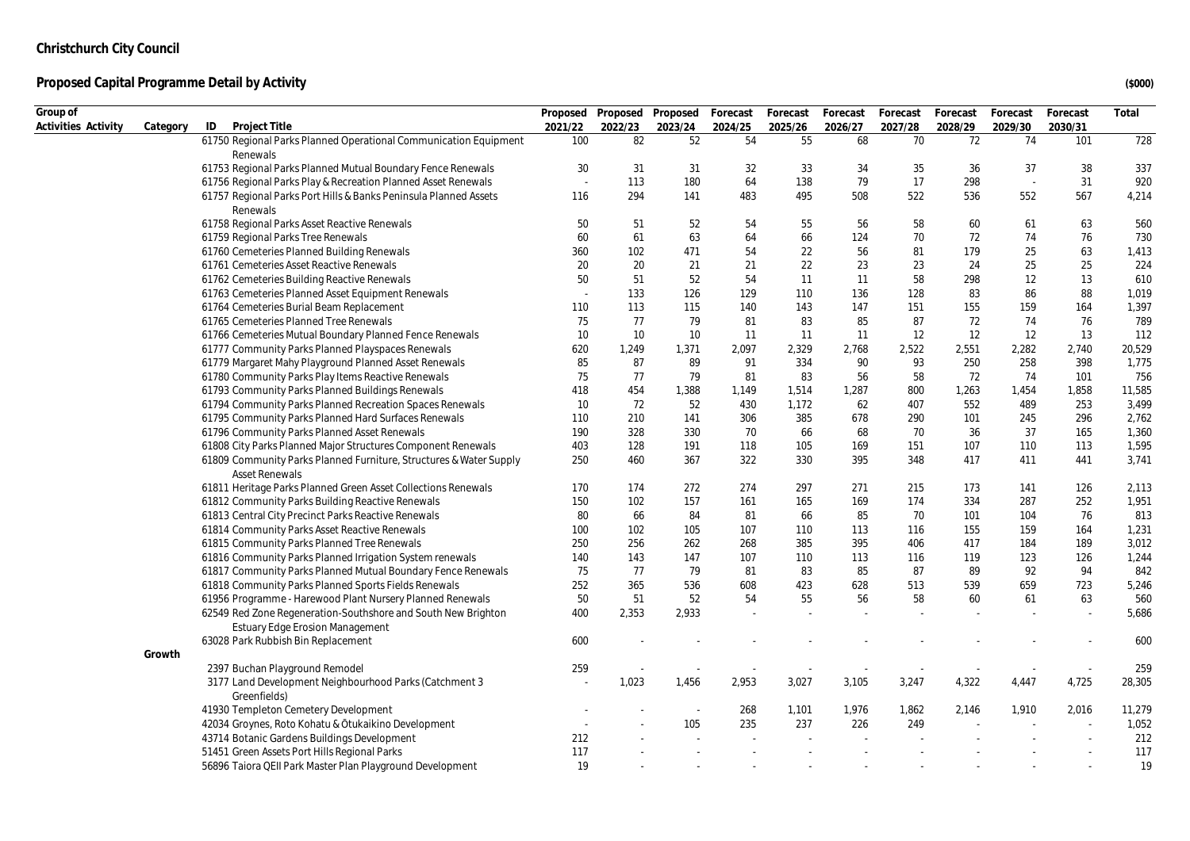# Christchurch City Council

## Proposed Capital Programme Detail by Activity

($000)

| Group of Activities | Activity | Category | ID | Project Title | Proposed 2021/22 | Proposed 2022/23 | Proposed 2023/24 | Forecast 2024/25 | Forecast 2025/26 | Forecast 2026/27 | Forecast 2027/28 | Forecast 2028/29 | Forecast 2029/30 | Forecast 2030/31 | Total |
|---|---|---|---|---|---|---|---|---|---|---|---|---|---|---|---|
| | | | 61750 | Regional Parks Planned Operational Communication Equipment Renewals | 100 | 82 | 52 | 54 | 55 | 68 | 70 | 72 | 74 | 101 | 728 |
| | | | 61753 | Regional Parks Planned Mutual Boundary Fence Renewals | 30 | 31 | 31 | 32 | 33 | 34 | 35 | 36 | 37 | 38 | 337 |
| | | | 61756 | Regional Parks Play & Recreation Planned Asset Renewals | - | 113 | 180 | 64 | 138 | 79 | 17 | 298 | - | 31 | 920 |
| | | | 61757 | Regional Parks Port Hills & Banks Peninsula Planned Assets Renewals | 116 | 294 | 141 | 483 | 495 | 508 | 522 | 536 | 552 | 567 | 4,214 |
| | | | 61758 | Regional Parks Asset Reactive Renewals | 50 | 51 | 52 | 54 | 55 | 56 | 58 | 60 | 61 | 63 | 560 |
| | | | 61759 | Regional Parks Tree Renewals | 60 | 61 | 63 | 64 | 66 | 124 | 70 | 72 | 74 | 76 | 730 |
| | | | 61760 | Cemeteries Planned Building Renewals | 360 | 102 | 471 | 54 | 22 | 56 | 81 | 179 | 25 | 63 | 1,413 |
| | | | 61761 | Cemeteries Asset Reactive Renewals | 20 | 20 | 21 | 21 | 22 | 23 | 23 | 24 | 25 | 25 | 224 |
| | | | 61762 | Cemeteries Building Reactive Renewals | 50 | 51 | 52 | 54 | 11 | 11 | 58 | 298 | 12 | 13 | 610 |
| | | | 61763 | Cemeteries Planned Asset Equipment Renewals | - | 133 | 126 | 129 | 110 | 136 | 128 | 83 | 86 | 88 | 1,019 |
| | | | 61764 | Cemeteries Burial Beam Replacement | 110 | 113 | 115 | 140 | 143 | 147 | 151 | 155 | 159 | 164 | 1,397 |
| | | | 61765 | Cemeteries Planned Tree Renewals | 75 | 77 | 79 | 81 | 83 | 85 | 87 | 72 | 74 | 76 | 789 |
| | | | 61766 | Cemeteries Mutual Boundary Planned Fence Renewals | 10 | 10 | 10 | 11 | 11 | 11 | 12 | 12 | 12 | 13 | 112 |
| | | | 61777 | Community Parks Planned Playspaces Renewals | 620 | 1,249 | 1,371 | 2,097 | 2,329 | 2,768 | 2,522 | 2,551 | 2,282 | 2,740 | 20,529 |
| | | | 61779 | Margaret Mahy Playground Planned Asset Renewals | 85 | 87 | 89 | 91 | 334 | 90 | 93 | 250 | 258 | 398 | 1,775 |
| | | | 61780 | Community Parks Play Items Reactive Renewals | 75 | 77 | 79 | 81 | 83 | 56 | 58 | 72 | 74 | 101 | 756 |
| | | | 61793 | Community Parks Planned Buildings Renewals | 418 | 454 | 1,388 | 1,149 | 1,514 | 1,287 | 800 | 1,263 | 1,454 | 1,858 | 11,585 |
| | | | 61794 | Community Parks Planned Recreation Spaces Renewals | 10 | 72 | 52 | 430 | 1,172 | 62 | 407 | 552 | 489 | 253 | 3,499 |
| | | | 61795 | Community Parks Planned Hard Surfaces Renewals | 110 | 210 | 141 | 306 | 385 | 678 | 290 | 101 | 245 | 296 | 2,762 |
| | | | 61796 | Community Parks Planned Asset Renewals | 190 | 328 | 330 | 70 | 66 | 68 | 70 | 36 | 37 | 165 | 1,360 |
| | | | 61808 | City Parks Planned Major Structures Component Renewals | 403 | 128 | 191 | 118 | 105 | 169 | 151 | 107 | 110 | 113 | 1,595 |
| | | | 61809 | Community Parks Planned Furniture, Structures & Water Supply Asset Renewals | 250 | 460 | 367 | 322 | 330 | 395 | 348 | 417 | 411 | 441 | 3,741 |
| | | | 61811 | Heritage Parks Planned Green Asset Collections Renewals | 170 | 174 | 272 | 274 | 297 | 271 | 215 | 173 | 141 | 126 | 2,113 |
| | | | 61812 | Community Parks Building Reactive Renewals | 150 | 102 | 157 | 161 | 165 | 169 | 174 | 334 | 287 | 252 | 1,951 |
| | | | 61813 | Central City Precinct Parks Reactive Renewals | 80 | 66 | 84 | 81 | 66 | 85 | 70 | 101 | 104 | 76 | 813 |
| | | | 61814 | Community Parks Asset Reactive Renewals | 100 | 102 | 105 | 107 | 110 | 113 | 116 | 155 | 159 | 164 | 1,231 |
| | | | 61815 | Community Parks Planned Tree Renewals | 250 | 256 | 262 | 268 | 385 | 395 | 406 | 417 | 184 | 189 | 3,012 |
| | | | 61816 | Community Parks Planned Irrigation System renewals | 140 | 143 | 147 | 107 | 110 | 113 | 116 | 119 | 123 | 126 | 1,244 |
| | | | 61817 | Community Parks Planned Mutual Boundary Fence Renewals | 75 | 77 | 79 | 81 | 83 | 85 | 87 | 89 | 92 | 94 | 842 |
| | | | 61818 | Community Parks Planned Sports Fields Renewals | 252 | 365 | 536 | 608 | 423 | 628 | 513 | 539 | 659 | 723 | 5,246 |
| | | | 61956 | Programme - Harewood Plant Nursery Planned Renewals | 50 | 51 | 52 | 54 | 55 | 56 | 58 | 60 | 61 | 63 | 560 |
| | | | 62549 | Red Zone Regeneration-Southshore and South New Brighton Estuary Edge Erosion Management | 400 | 2,353 | 2,933 | - | - | - | - | - | - | - | 5,686 |
| | | | 63028 | Park Rubbish Bin Replacement | 600 | - | - | - | - | - | - | - | - | - | 600 |
| | | Growth | | | | | | | | | | | | | |
| | | | 2397 | Buchan Playground Remodel | 259 | - | - | - | - | - | - | - | - | - | 259 |
| | | | 3177 | Land Development Neighbourhood Parks (Catchment 3 Greenfields) | - | 1,023 | 1,456 | 2,953 | 3,027 | 3,105 | 3,247 | 4,322 | 4,447 | 4,725 | 28,305 |
| | | | 41930 | Templeton Cemetery Development | - | - | - | 268 | 1,101 | 1,976 | 1,862 | 2,146 | 1,910 | 2,016 | 11,279 |
| | | | 42034 | Groynes, Roto Kohatu & Ōtukaikino Development | - | - | 105 | 235 | 237 | 226 | 249 | - | - | - | 1,052 |
| | | | 43714 | Botanic Gardens Buildings Development | 212 | - | - | - | - | - | - | - | - | - | 212 |
| | | | 51451 | Green Assets Port Hills Regional Parks | 117 | - | - | - | - | - | - | - | - | - | 117 |
| | | | 56896 | Taiora QEII Park Master Plan Playground Development | 19 | - | - | - | - | - | - | - | - | - | 19 |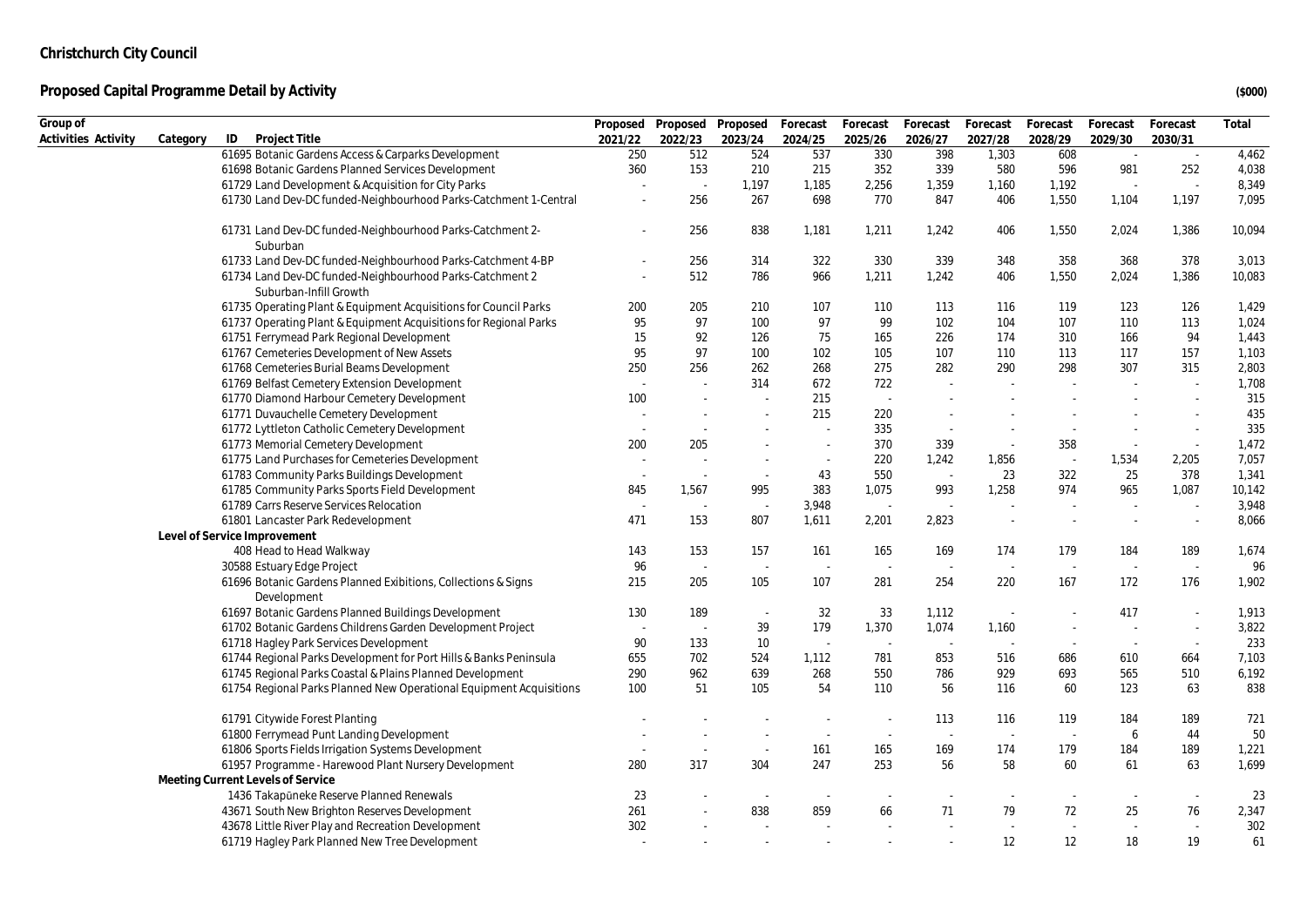# Christchurch City Council

## Proposed Capital Programme Detail by Activity

($000)

| Group of Activities | Activity | Category | ID | Project Title | Proposed 2021/22 | Proposed 2022/23 | Proposed 2023/24 | Forecast 2024/25 | Forecast 2025/26 | Forecast 2026/27 | Forecast 2027/28 | Forecast 2028/29 | Forecast 2029/30 | Forecast 2030/31 | Total |
|---|---|---|---|---|---|---|---|---|---|---|---|---|---|---|---|
| | | | 61695 | Botanic Gardens Access & Carparks Development | 250 | 512 | 524 | 537 | 330 | 398 | 1,303 | 608 | - | - | 4,462 |
| | | | 61698 | Botanic Gardens Planned Services Development | 360 | 153 | 210 | 215 | 352 | 339 | 580 | 596 | 981 | 252 | 4,038 |
| | | | 61729 | Land Development & Acquisition for City Parks | - | - | 1,197 | 1,185 | 2,256 | 1,359 | 1,160 | 1,192 | - | - | 8,349 |
| | | | 61730 | Land Dev-DC funded-Neighbourhood Parks-Catchment 1-Central | - | 256 | 267 | 698 | 770 | 847 | 406 | 1,550 | 1,104 | 1,197 | 7,095 |
| | | | 61731 | Land Dev-DC funded-Neighbourhood Parks-Catchment 2-Suburban | - | 256 | 838 | 1,181 | 1,211 | 1,242 | 406 | 1,550 | 2,024 | 1,386 | 10,094 |
| | | | 61733 | Land Dev-DC funded-Neighbourhood Parks-Catchment 4-BP | - | 256 | 314 | 322 | 330 | 339 | 348 | 358 | 368 | 378 | 3,013 |
| | | | 61734 | Land Dev-DC funded-Neighbourhood Parks-Catchment 2 Suburban-Infill Growth | - | 512 | 786 | 966 | 1,211 | 1,242 | 406 | 1,550 | 2,024 | 1,386 | 10,083 |
| | | | 61735 | Operating Plant & Equipment Acquisitions for Council Parks | 200 | 205 | 210 | 107 | 110 | 113 | 116 | 119 | 123 | 126 | 1,429 |
| | | | 61737 | Operating Plant & Equipment Acquisitions for Regional Parks | 95 | 97 | 100 | 97 | 99 | 102 | 104 | 107 | 110 | 113 | 1,024 |
| | | | 61751 | Ferrymead Park Regional Development | 15 | 92 | 126 | 75 | 165 | 226 | 174 | 310 | 166 | 94 | 1,443 |
| | | | 61767 | Cemeteries Development of New Assets | 95 | 97 | 100 | 102 | 105 | 107 | 110 | 113 | 117 | 157 | 1,103 |
| | | | 61768 | Cemeteries Burial Beams Development | 250 | 256 | 262 | 268 | 275 | 282 | 290 | 298 | 307 | 315 | 2,803 |
| | | | 61769 | Belfast Cemetery Extension Development | - | - | 314 | 672 | 722 | - | - | - | - | - | 1,708 |
| | | | 61770 | Diamond Harbour Cemetery Development | 100 | - | - | 215 | - | - | - | - | - | - | 315 |
| | | | 61771 | Duvauchelle Cemetery Development | - | - | - | 215 | 220 | - | - | - | - | - | 435 |
| | | | 61772 | Lyttleton Catholic Cemetery Development | - | - | - | - | 335 | - | - | - | - | - | 335 |
| | | | 61773 | Memorial Cemetery Development | 200 | 205 | - | - | 370 | 339 | - | 358 | - | - | 1,472 |
| | | | 61775 | Land Purchases for Cemeteries Development | - | - | - | - | 220 | 1,242 | 1,856 | - | 1,534 | 2,205 | 7,057 |
| | | | 61783 | Community Parks Buildings Development | - | - | - | 43 | 550 | - | 23 | 322 | 25 | 378 | 1,341 |
| | | | 61785 | Community Parks Sports Field Development | 845 | 1,567 | 995 | 383 | 1,075 | 993 | 1,258 | 974 | 965 | 1,087 | 10,142 |
| | | | 61789 | Carrs Reserve Services Relocation | - | - | - | 3,948 | - | - | - | - | - | - | 3,948 |
| | | | 61801 | Lancaster Park Redevelopment | 471 | 153 | 807 | 1,611 | 2,201 | 2,823 | - | - | - | - | 8,066 |
| | | **Level of Service Improvement** | | | | | | | | | | | | | |
| | | | 408 | Head to Head Walkway | 143 | 153 | 157 | 161 | 165 | 169 | 174 | 179 | 184 | 189 | 1,674 |
| | | | 30588 | Estuary Edge Project | 96 | - | - | - | - | - | - | - | - | - | 96 |
| | | | 61696 | Botanic Gardens Planned Exibitions, Collections & Signs Development | 215 | 205 | 105 | 107 | 281 | 254 | 220 | 167 | 172 | 176 | 1,902 |
| | | | 61697 | Botanic Gardens Planned Buildings Development | 130 | 189 | - | 32 | 33 | 1,112 | - | - | 417 | - | 1,913 |
| | | | 61702 | Botanic Gardens Childrens Garden Development Project | - | - | 39 | 179 | 1,370 | 1,074 | 1,160 | - | - | - | 3,822 |
| | | | 61718 | Hagley Park Services Development | 90 | 133 | 10 | - | - | - | - | - | - | - | 233 |
| | | | 61744 | Regional Parks Development for Port Hills & Banks Peninsula | 655 | 702 | 524 | 1,112 | 781 | 853 | 516 | 686 | 610 | 664 | 7,103 |
| | | | 61745 | Regional Parks Coastal & Plains Planned Development | 290 | 962 | 639 | 268 | 550 | 786 | 929 | 693 | 565 | 510 | 6,192 |
| | | | 61754 | Regional Parks Planned New Operational Equipment Acquisitions | 100 | 51 | 105 | 54 | 110 | 56 | 116 | 60 | 123 | 63 | 838 |
| | | | 61791 | Citywide Forest Planting | - | - | - | - | - | 113 | 116 | 119 | 184 | 189 | 721 |
| | | | 61800 | Ferrymead Punt Landing Development | - | - | - | - | - | - | - | - | 6 | 44 | 50 |
| | | | 61806 | Sports Fields Irrigation Systems Development | - | - | - | 161 | 165 | 169 | 174 | 179 | 184 | 189 | 1,221 |
| | | | 61957 | Programme - Harewood Plant Nursery Development | 280 | 317 | 304 | 247 | 253 | 56 | 58 | 60 | 61 | 63 | 1,699 |
| | | **Meeting Current Levels of Service** | | | | | | | | | | | | | |
| | | | 1436 | Takapūneke Reserve Planned Renewals | 23 | - | - | - | - | - | - | - | - | - | 23 |
| | | | 43671 | South New Brighton Reserves Development | 261 | - | 838 | 859 | 66 | 71 | 79 | 72 | 25 | 76 | 2,347 |
| | | | 43678 | Little River Play and Recreation Development | 302 | - | - | - | - | - | - | - | - | - | 302 |
| | | | 61719 | Hagley Park Planned New Tree Development | - | - | - | - | - | - | 12 | 12 | 18 | 19 | 61 |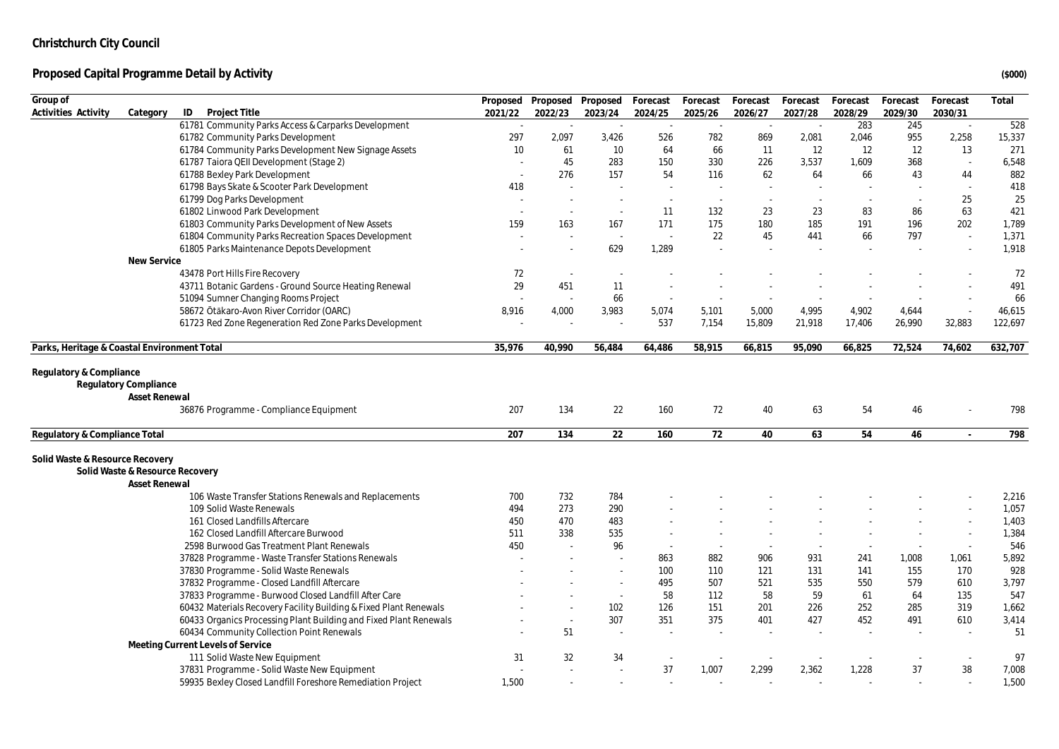**Christchurch City Council**

**Proposed Capital Programme Detail by Activity**

($000)

| Group of Activities | Activity | Category | ID | Project Title | Proposed 2021/22 | Proposed 2022/23 | Proposed 2023/24 | Forecast 2024/25 | Forecast 2025/26 | Forecast 2026/27 | Forecast 2027/28 | Forecast 2028/29 | Forecast 2029/30 | Forecast 2030/31 | Total |
|---|---|---|---|---|---|---|---|---|---|---|---|---|---|---|---|
| | | | 61781 | Community Parks Access & Carparks Development | - | - | - | - | - | - | - | 283 | 245 | - | 528 |
| | | | 61782 | Community Parks Development | 297 | 2,097 | 3,426 | 526 | 782 | 869 | 2,081 | 2,046 | 955 | 2,258 | 15,337 |
| | | | 61784 | Community Parks Development New Signage Assets | 10 | 61 | 10 | 64 | 66 | 11 | 12 | 12 | 12 | 13 | 271 |
| | | | 61787 | Taiora QEII Development (Stage 2) | - | 45 | 283 | 150 | 330 | 226 | 3,537 | 1,609 | 368 | - | 6,548 |
| | | | 61788 | Bexley Park Development | - | 276 | 157 | 54 | 116 | 62 | 64 | 66 | 43 | 44 | 882 |
| | | | 61798 | Bays Skate & Scooter Park Development | 418 | - | - | - | - | - | - | - | - | - | 418 |
| | | | 61799 | Dog Parks Development | - | - | - | - | - | - | - | - | - | 25 | 25 |
| | | | 61802 | Linwood Park Development | - | - | - | 11 | 132 | 23 | 23 | 83 | 86 | 63 | 421 |
| | | | 61803 | Community Parks Development of New Assets | 159 | 163 | 167 | 171 | 175 | 180 | 185 | 191 | 196 | 202 | 1,789 |
| | | | 61804 | Community Parks Recreation Spaces Development | - | - | - | - | 22 | 45 | 441 | 66 | 797 | - | 1,371 |
| | | | 61805 | Parks Maintenance Depots Development | - | - | 629 | 1,289 | - | - | - | - | - | - | 1,918 |
| | | **New Service** | | | | | | | | | | | | | |
| | | | 43478 | Port Hills Fire Recovery | 72 | - | - | - | - | - | - | - | - | - | 72 |
| | | | 43711 | Botanic Gardens - Ground Source Heating Renewal | 29 | 451 | 11 | - | - | - | - | - | - | - | 491 |
| | | | 51094 | Sumner Changing Rooms Project | - | - | 66 | - | - | - | - | - | - | - | 66 |
| | | | 58672 | Ōtākaro-Avon River Corridor (OARC) | 8,916 | 4,000 | 3,983 | 5,074 | 5,101 | 5,000 | 4,995 | 4,902 | 4,644 | - | 46,615 |
| | | | 61723 | Red Zone Regeneration Red Zone Parks Development | - | - | - | 537 | 7,154 | 15,809 | 21,918 | 17,406 | 26,990 | 32,883 | 122,697 |
| **Parks, Heritage & Coastal Environment Total** | | | | | **35,976** | **40,990** | **56,484** | **64,486** | **58,915** | **66,815** | **95,090** | **66,825** | **72,524** | **74,602** | **632,707** |
| **Regulatory & Compliance** | | | | | | | | | | | | | | | |
| | **Regulatory Compliance** | | | | | | | | | | | | | | |
| | | **Asset Renewal** | | | | | | | | | | | | | |
| | | | 36876 | Programme - Compliance Equipment | 207 | 134 | 22 | 160 | 72 | 40 | 63 | 54 | 46 | - | 798 |
| **Regulatory & Compliance Total** | | | | | **207** | **134** | **22** | **160** | **72** | **40** | **63** | **54** | **46** | **-** | **798** |
| **Solid Waste & Resource Recovery** | | | | | | | | | | | | | | | |
| | **Solid Waste & Resource Recovery** | | | | | | | | | | | | | | |
| | | **Asset Renewal** | | | | | | | | | | | | | |
| | | | 106 | Waste Transfer Stations Renewals and Replacements | 700 | 732 | 784 | - | - | - | - | - | - | - | 2,216 |
| | | | 109 | Solid Waste Renewals | 494 | 273 | 290 | - | - | - | - | - | - | - | 1,057 |
| | | | 161 | Closed Landfills Aftercare | 450 | 470 | 483 | - | - | - | - | - | - | - | 1,403 |
| | | | 162 | Closed Landfill Aftercare Burwood | 511 | 338 | 535 | - | - | - | - | - | - | - | 1,384 |
| | | | 2598 | Burwood Gas Treatment Plant Renewals | 450 | - | 96 | - | - | - | - | - | - | - | 546 |
| | | | 37828 | Programme - Waste Transfer Stations Renewals | - | - | - | 863 | 882 | 906 | 931 | 241 | 1,008 | 1,061 | 5,892 |
| | | | 37830 | Programme - Solid Waste Renewals | - | - | - | 100 | 110 | 121 | 131 | 141 | 155 | 170 | 928 |
| | | | 37832 | Programme - Closed Landfill Aftercare | - | - | - | 495 | 507 | 521 | 535 | 550 | 579 | 610 | 3,797 |
| | | | 37833 | Programme - Burwood Closed Landfill After Care | - | - | - | 58 | 112 | 58 | 59 | 61 | 64 | 135 | 547 |
| | | | 60432 | Materials Recovery Facility Building & Fixed Plant Renewals | - | - | 102 | 126 | 151 | 201 | 226 | 252 | 285 | 319 | 1,662 |
| | | | 60433 | Organics Processing Plant Building and Fixed Plant Renewals | - | - | 307 | 351 | 375 | 401 | 427 | 452 | 491 | 610 | 3,414 |
| | | | 60434 | Community Collection Point Renewals | - | 51 | - | - | - | - | - | - | - | - | 51 |
| | | **Meeting Current Levels of Service** | | | | | | | | | | | | | |
| | | | 111 | Solid Waste New Equipment | 31 | 32 | 34 | - | - | - | - | - | - | - | 97 |
| | | | 37831 | Programme - Solid Waste New Equipment | - | - | - | 37 | 1,007 | 2,299 | 2,362 | 1,228 | 37 | 38 | 7,008 |
| | | | 59935 | Bexley Closed Landfill Foreshore Remediation Project | 1,500 | - | - | - | - | - | - | - | - | - | 1,500 |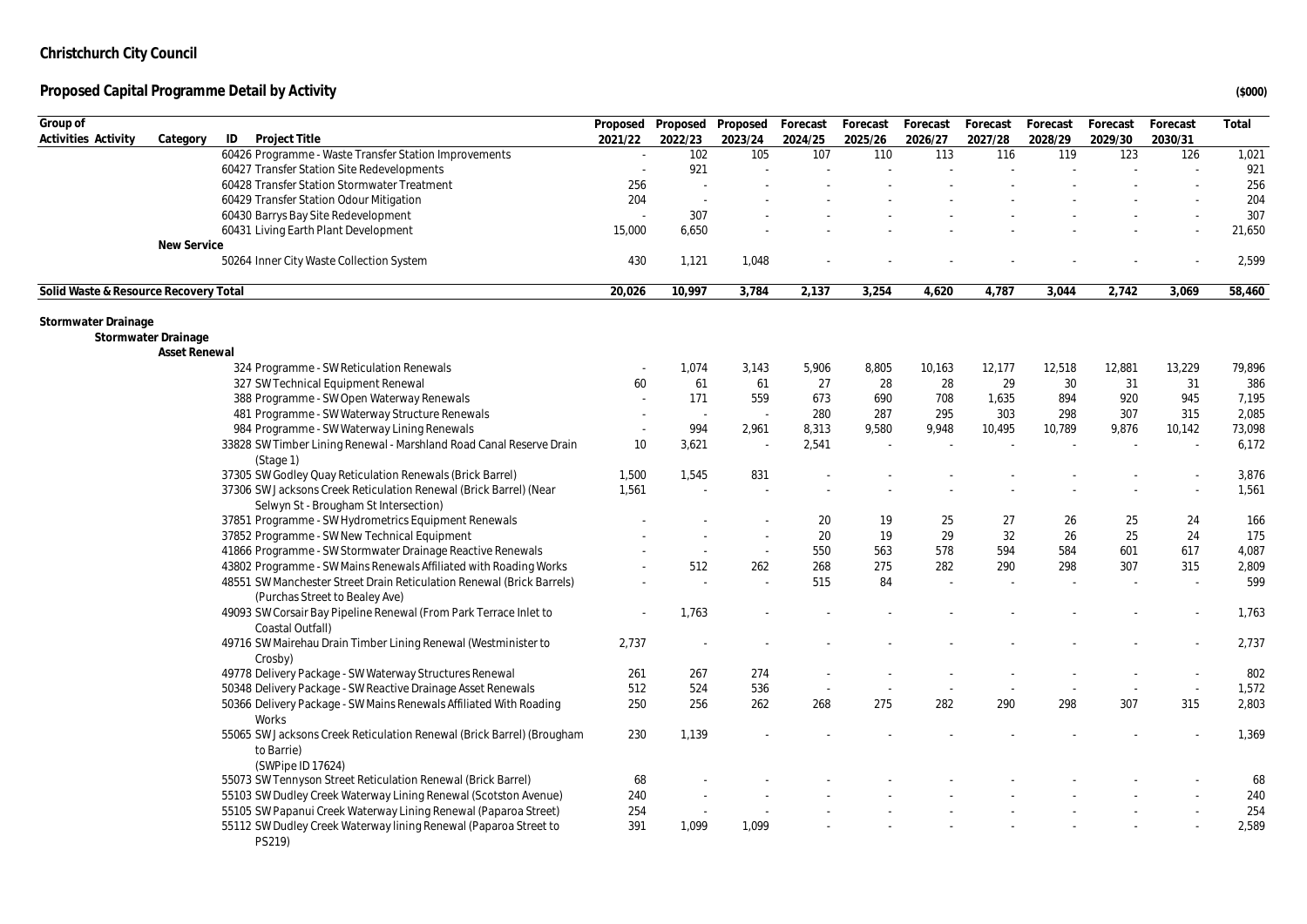# Christchurch City Council

## Proposed Capital Programme Detail by Activity

($000)

| Group of Activities | Activity | Category | ID | Project Title | Proposed 2021/22 | Proposed 2022/23 | Proposed 2023/24 | Forecast 2024/25 | Forecast 2025/26 | Forecast 2026/27 | Forecast 2027/28 | Forecast 2028/29 | Forecast 2029/30 | Forecast 2030/31 | Total |
|---|---|---|---|---|---|---|---|---|---|---|---|---|---|---|---|
| | | | 60426 | Programme - Waste Transfer Station Improvements | - | 102 | 105 | 107 | 110 | 113 | 116 | 119 | 123 | 126 | 1,021 |
| | | | 60427 | Transfer Station Site Redevelopments | - | 921 | - | - | - | - | - | - | - | - | 921 |
| | | | 60428 | Transfer Station Stormwater Treatment | 256 | - | - | - | - | - | - | - | - | - | 256 |
| | | | 60429 | Transfer Station Odour Mitigation | 204 | - | - | - | - | - | - | - | - | - | 204 |
| | | | 60430 | Barrys Bay Site Redevelopment | - | 307 | - | - | - | - | - | - | - | - | 307 |
| | | | 60431 | Living Earth Plant Development | 15,000 | 6,650 | - | - | - | - | - | - | - | - | 21,650 |
| | | New Service | | | | | | | | | | | | | |
| | | | 50264 | Inner City Waste Collection System | 430 | 1,121 | 1,048 | - | - | - | - | - | - | - | 2,599 |
| **Solid Waste & Resource Recovery Total** | | | | | **20,026** | **10,997** | **3,784** | **2,137** | **3,254** | **4,620** | **4,787** | **3,044** | **2,742** | **3,069** | **58,460** |
| **Stormwater Drainage** | | | | | | | | | | | | | | | |
| | **Stormwater Drainage** | | | | | | | | | | | | | | |
| | | **Asset Renewal** | | | | | | | | | | | | | |
| | | | 324 | Programme - SW Reticulation Renewals | - | 1,074 | 3,143 | 5,906 | 8,805 | 10,163 | 12,177 | 12,518 | 12,881 | 13,229 | 79,896 |
| | | | 327 | SW Technical Equipment Renewal | 60 | 61 | 61 | 27 | 28 | 28 | 29 | 30 | 31 | 31 | 386 |
| | | | 388 | Programme - SW Open Waterway Renewals | - | 171 | 559 | 673 | 690 | 708 | 1,635 | 894 | 920 | 945 | 7,195 |
| | | | 481 | Programme - SW Waterway Structure Renewals | - | - | - | 280 | 287 | 295 | 303 | 298 | 307 | 315 | 2,085 |
| | | | 984 | Programme - SW Waterway Lining Renewals | - | 994 | 2,961 | 8,313 | 9,580 | 9,948 | 10,495 | 10,789 | 9,876 | 10,142 | 73,098 |
| | | | 33828 | SW Timber Lining Renewal - Marshland Road Canal Reserve Drain (Stage 1) | 10 | 3,621 | - | 2,541 | - | - | - | - | - | - | 6,172 |
| | | | 37305 | SW Godley Quay Reticulation Renewals (Brick Barrel) | 1,500 | 1,545 | 831 | - | - | - | - | - | - | - | 3,876 |
| | | | 37306 | SW Jacksons Creek Reticulation Renewal (Brick Barrel) (Near Selwyn St - Brougham St Intersection) | 1,561 | - | - | - | - | - | - | - | - | - | 1,561 |
| | | | 37851 | Programme - SW Hydrometrics Equipment Renewals | - | - | - | 20 | 19 | 25 | 27 | 26 | 25 | 24 | 166 |
| | | | 37852 | Programme - SW New Technical Equipment | - | - | - | 20 | 19 | 29 | 32 | 26 | 25 | 24 | 175 |
| | | | 41866 | Programme - SW Stormwater Drainage Reactive Renewals | - | - | - | 550 | 563 | 578 | 594 | 584 | 601 | 617 | 4,087 |
| | | | 43802 | Programme - SW Mains Renewals Affiliated with Roading Works | - | 512 | 262 | 268 | 275 | 282 | 290 | 298 | 307 | 315 | 2,809 |
| | | | 48551 | SW Manchester Street Drain Reticulation Renewal (Brick Barrels) (Purchas Street to Bealey Ave) | - | - | - | 515 | 84 | - | - | - | - | - | 599 |
| | | | 49093 | SW Corsair Bay Pipeline Renewal (From Park Terrace Inlet to Coastal Outfall) | - | 1,763 | - | - | - | - | - | - | - | - | 1,763 |
| | | | 49716 | SW Mairehau Drain Timber Lining Renewal (Westminster to Crosby) | 2,737 | - | - | - | - | - | - | - | - | - | 2,737 |
| | | | 49778 | Delivery Package - SW Waterway Structures Renewal | 261 | 267 | 274 | - | - | - | - | - | - | - | 802 |
| | | | 50348 | Delivery Package - SW Reactive Drainage Asset Renewals | 512 | 524 | 536 | - | - | - | - | - | - | - | 1,572 |
| | | | 50366 | Delivery Package - SW Mains Renewals Affiliated With Roading Works | 250 | 256 | 262 | 268 | 275 | 282 | 290 | 298 | 307 | 315 | 2,803 |
| | | | 55065 | SW Jacksons Creek Reticulation Renewal (Brick Barrel) (Brougham to Barrie) (SWPipe ID 17624) | 230 | 1,139 | - | - | - | - | - | - | - | - | 1,369 |
| | | | 55073 | SW Tennyson Street Reticulation Renewal (Brick Barrel) | 68 | - | - | - | - | - | - | - | - | - | 68 |
| | | | 55103 | SW Dudley Creek Waterway Lining Renewal (Scotston Avenue) | 240 | - | - | - | - | - | - | - | - | - | 240 |
| | | | 55105 | SW Papanui Creek Waterway Lining Renewal (Paparoa Street) | 254 | - | - | - | - | - | - | - | - | - | 254 |
| | | | 55112 | SW Dudley Creek Waterway lining Renewal (Paparoa Street to PS219) | 391 | 1,099 | 1,099 | - | - | - | - | - | - | - | 2,589 |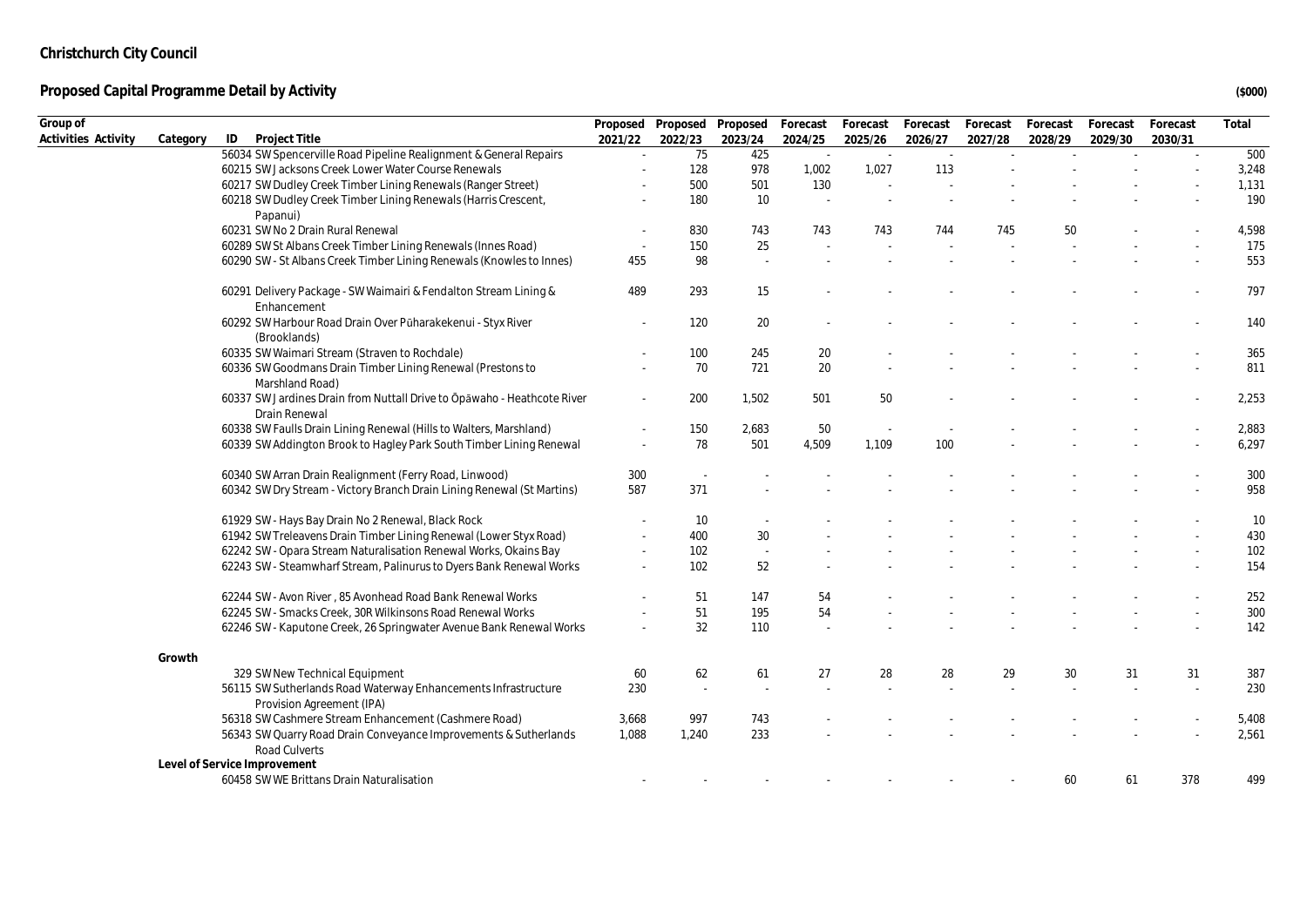# Christchurch City Council

## Proposed Capital Programme Detail by Activity

($000)

| Group of Activities | Activity | Category | ID | Project Title | Proposed 2021/22 | Proposed 2022/23 | Proposed 2023/24 | Forecast 2024/25 | Forecast 2025/26 | Forecast 2026/27 | Forecast 2027/28 | Forecast 2028/29 | Forecast 2029/30 | Forecast 2030/31 | Total |
|---|---|---|---|---|---|---|---|---|---|---|---|---|---|---|---|
| | | | 56034 | SW Spencerville Road Pipeline Realignment & General Repairs | - | 75 | 425 | - | - | - | - | - | - | - | 500 |
| | | | 60215 | SW Jacksons Creek Lower Water Course Renewals | - | 128 | 978 | 1,002 | 1,027 | 113 | - | - | - | - | 3,248 |
| | | | 60217 | SW Dudley Creek Timber Lining Renewals (Ranger Street) | - | 500 | 501 | 130 | - | - | - | - | - | - | 1,131 |
| | | | 60218 | SW Dudley Creek Timber Lining Renewals (Harris Crescent, Papanui) | - | 180 | 10 | - | - | - | - | - | - | - | 190 |
| | | | 60231 | SW No 2 Drain Rural Renewal | - | 830 | 743 | 743 | 743 | 744 | 745 | 50 | - | - | 4,598 |
| | | | 60289 | SW St Albans Creek Timber Lining Renewals (Innes Road) | - | 150 | 25 | - | - | - | - | - | - | - | 175 |
| | | | 60290 | SW - St Albans Creek Timber Lining Renewals (Knowles to Innes) | 455 | 98 | - | - | - | - | - | - | - | - | 553 |
| | | | 60291 | Delivery Package - SW Waimairi & Fendalton Stream Lining & Enhancement | 489 | 293 | 15 | - | - | - | - | - | - | - | 797 |
| | | | 60292 | SW Harbour Road Drain Over Pūharakekenui - Styx River (Brooklands) | - | 120 | 20 | - | - | - | - | - | - | - | 140 |
| | | | 60335 | SW Waimari Stream (Straven to Rochdale) | - | 100 | 245 | 20 | - | - | - | - | - | - | 365 |
| | | | 60336 | SW Goodmans Drain Timber Lining Renewal (Prestons to Marshland Road) | - | 70 | 721 | 20 | - | - | - | - | - | - | 811 |
| | | | 60337 | SW Jardines Drain from Nuttall Drive to Ōpāwaho - Heathcote River Drain Renewal | - | 200 | 1,502 | 501 | 50 | - | - | - | - | - | 2,253 |
| | | | 60338 | SW Faulls Drain Lining Renewal (Hills to Walters, Marshland) | - | 150 | 2,683 | 50 | - | - | - | - | - | - | 2,883 |
| | | | 60339 | SW Addington Brook to Hagley Park South Timber Lining Renewal | - | 78 | 501 | 4,509 | 1,109 | 100 | - | - | - | - | 6,297 |
| | | | 60340 | SW Arran Drain Realignment (Ferry Road, Linwood) | 300 | - | - | - | - | - | - | - | - | - | 300 |
| | | | 60342 | SW Dry Stream - Victory Branch Drain Lining Renewal (St Martins) | 587 | 371 | - | - | - | - | - | - | - | - | 958 |
| | | | 61929 | SW - Hays Bay Drain No 2 Renewal, Black Rock | - | 10 | - | - | - | - | - | - | - | - | 10 |
| | | | 61942 | SW Treleavens Drain Timber Lining Renewal (Lower Styx Road) | - | 400 | 30 | - | - | - | - | - | - | - | 430 |
| | | | 62242 | SW - Opara Stream Naturalisation Renewal Works, Okains Bay | - | 102 | - | - | - | - | - | - | - | - | 102 |
| | | | 62243 | SW - Steamwharf Stream, Palinurus to Dyers Bank Renewal Works | - | 102 | 52 | - | - | - | - | - | - | - | 154 |
| | | | 62244 | SW - Avon River , 85 Avonhead Road Bank Renewal Works | - | 51 | 147 | 54 | - | - | - | - | - | - | 252 |
| | | | 62245 | SW - Smacks Creek, 30R Wilkinsons Road Renewal Works | - | 51 | 195 | 54 | - | - | - | - | - | - | 300 |
| | | | 62246 | SW - Kaputone Creek, 26 Springwater Avenue Bank Renewal Works | - | 32 | 110 | - | - | - | - | - | - | - | 142 |
| | | **Growth** | | | | | | | | | | | | | |
| | | | 329 | SW New Technical Equipment | 60 | 62 | 61 | 27 | 28 | 28 | 29 | 30 | 31 | 31 | 387 |
| | | | 56115 | SW Sutherlands Road Waterway Enhancements Infrastructure Provision Agreement (IPA) | 230 | - | - | - | - | - | - | - | - | - | 230 |
| | | | 56318 | SW Cashmere Stream Enhancement (Cashmere Road) | 3,668 | 997 | 743 | - | - | - | - | - | - | - | 5,408 |
| | | | 56343 | SW Quarry Road Drain Conveyance Improvements & Sutherlands Road Culverts | 1,088 | 1,240 | 233 | - | - | - | - | - | - | - | 2,561 |
| | | **Level of Service Improvement** | | | | | | | | | | | | | |
| | | | 60458 | SW WE Brittans Drain Naturalisation | - | - | - | - | - | - | - | 60 | 61 | 378 | 499 |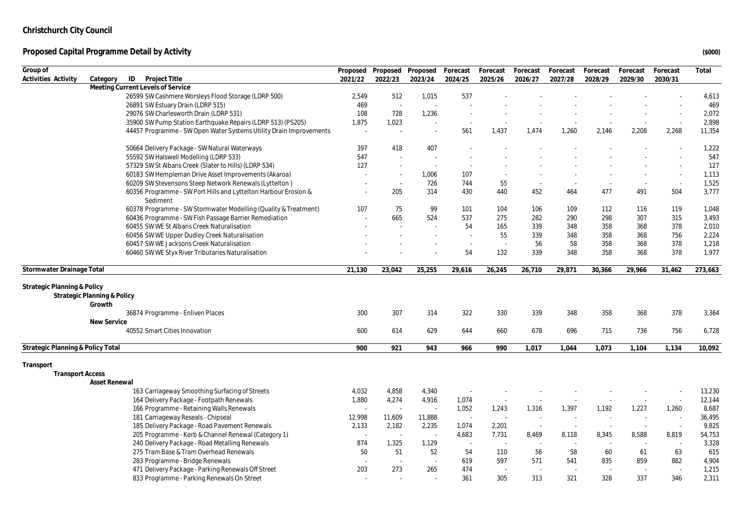## Christchurch City Council

### Proposed Capital Programme Detail by Activity

($000)

| Group of Activities | Activity | Category | ID | Project Title | Proposed 2021/22 | Proposed 2022/23 | Proposed 2023/24 | Forecast 2024/25 | Forecast 2025/26 | Forecast 2026/27 | Forecast 2027/28 | Forecast 2028/29 | Forecast 2029/30 | Forecast 2030/31 | Total |
|---|---|---|---|---|---|---|---|---|---|---|---|---|---|---|---|
| | | Meeting Current Levels of Service | | | | | | | | | | | | | |
| | | | 26599 | SW Cashmere Worsleys Flood Storage (LDRP 500) | 2,549 | 512 | 1,015 | 537 | - | - | - | - | - | - | 4,613 |
| | | | 26891 | SW Estuary Drain (LDRP 515) | 469 | - | - | - | - | - | - | - | - | - | 469 |
| | | | 29076 | SW Charlesworth Drain (LDRP 531) | 108 | 728 | 1,236 | - | - | - | - | - | - | - | 2,072 |
| | | | 35900 | SW Pump Station Earthquake Repairs (LDRP 513) (PS205) | 1,875 | 1,023 | - | - | - | - | - | - | - | - | 2,898 |
| | | | 44457 | Programme - SW Open Water Systems Utility Drain Improvements | - | - | - | 561 | 1,437 | 1,474 | 1,260 | 2,146 | 2,208 | 2,268 | 11,354 |
| | | | 50664 | Delivery Package - SW Natural Waterways | 397 | 418 | 407 | - | - | - | - | - | - | - | 1,222 |
| | | | 55592 | SW Halswell Modelling (LDRP 533) | 547 | - | - | - | - | - | - | - | - | - | 547 |
| | | | 57329 | SW St Albans Creek (Slater to Hills) (LDRP 534) | 127 | - | - | - | - | - | - | - | - | - | 127 |
| | | | 60183 | SW Hempleman Drive Asset Improvements (Akaroa) | - | - | 1,006 | 107 | - | - | - | - | - | - | 1,113 |
| | | | 60209 | SW Stevensons Steep Network Renewals (Lyttelton ) | - | - | 726 | 744 | 55 | - | - | - | - | - | 1,525 |
| | | | 60356 | Programme - SW Port Hills and Lyttelton Harbour Erosion & Sediment | - | 205 | 314 | 430 | 440 | 452 | 464 | 477 | 491 | 504 | 3,777 |
| | | | 60378 | Programme - SW Stormwater Modelling (Quality & Treatment) | 107 | 75 | 99 | 101 | 104 | 106 | 109 | 112 | 116 | 119 | 1,048 |
| | | | 60436 | Programme - SW Fish Passage Barrier Remediation | - | 665 | 524 | 537 | 275 | 282 | 290 | 298 | 307 | 315 | 3,493 |
| | | | 60455 | SW WE St Albans Creek Naturalisation | - | - | - | 54 | 165 | 339 | 348 | 358 | 368 | 378 | 2,010 |
| | | | 60456 | SW WE Upper Dudley Creek Naturalisation | - | - | - | - | 55 | 339 | 348 | 358 | 368 | 756 | 2,224 |
| | | | 60457 | SW WE Jacksons Creek Naturalisation | - | - | - | - | - | 56 | 58 | 358 | 368 | 378 | 1,218 |
| | | | 60460 | SW WE Styx River Tributaries Naturalisation | - | - | - | 54 | 132 | 339 | 348 | 358 | 368 | 378 | 1,977 |
| **Stormwater Drainage Total** | | | | | **21,130** | **23,042** | **25,255** | **29,616** | **26,245** | **26,710** | **29,871** | **30,366** | **29,966** | **31,462** | **273,663** |
| **Strategic Planning & Policy** | | | | | | | | | | | | | | | |
| | Strategic Planning & Policy | | | | | | | | | | | | | | |
| | | Growth | | | | | | | | | | | | | |
| | | | 36874 | Programme - Enliven Places | 300 | 307 | 314 | 322 | 330 | 339 | 348 | 358 | 368 | 378 | 3,364 |
| | | New Service | | | | | | | | | | | | | |
| | | | 40552 | Smart Cities Innovation | 600 | 614 | 629 | 644 | 660 | 678 | 696 | 715 | 736 | 756 | 6,728 |
| **Strategic Planning & Policy Total** | | | | | **900** | **921** | **943** | **966** | **990** | **1,017** | **1,044** | **1,073** | **1,104** | **1,134** | **10,092** |
| **Transport** | | | | | | | | | | | | | | | |
| | Transport Access | | | | | | | | | | | | | | |
| | | Asset Renewal | | | | | | | | | | | | | |
| | | | 163 | Carriageway Smoothing Surfacing of Streets | 4,032 | 4,858 | 4,340 | - | - | - | - | - | - | - | 13,230 |
| | | | 164 | Delivery Package - Footpath Renewals | 1,880 | 4,274 | 4,916 | 1,074 | - | - | - | - | - | - | 12,144 |
| | | | 166 | Programme - Retaining Walls Renewals | - | - | - | 1,052 | 1,243 | 1,316 | 1,397 | 1,192 | 1,227 | 1,260 | 8,687 |
| | | | 181 | Carriageway Reseals - Chipseal | 12,998 | 11,609 | 11,888 | - | - | - | - | - | - | - | 36,495 |
| | | | 185 | Delivery Package - Road Pavement Renewals | 2,133 | 2,182 | 2,235 | 1,074 | 2,201 | - | - | - | - | - | 9,825 |
| | | | 205 | Programme - Kerb & Channel Renewal (Category 1) | - | - | - | 4,683 | 7,731 | 8,469 | 8,118 | 8,345 | 8,588 | 8,819 | 54,753 |
| | | | 240 | Delivery Package - Road Metalling Renewals | 874 | 1,325 | 1,129 | - | - | - | - | - | - | - | 3,328 |
| | | | 275 | Tram Base & Tram Overhead Renewals | 50 | 51 | 52 | 54 | 110 | 56 | 58 | 60 | 61 | 63 | 615 |
| | | | 283 | Programme - Bridge Renewals | - | - | - | 619 | 597 | 571 | 541 | 835 | 859 | 882 | 4,904 |
| | | | 471 | Delivery Package - Parking Renewals Off Street | 203 | 273 | 265 | 474 | - | - | - | - | - | - | 1,215 |
| | | | 833 | Programme - Parking Renewals On Street | - | - | - | 361 | 305 | 313 | 321 | 328 | 337 | 346 | 2,311 |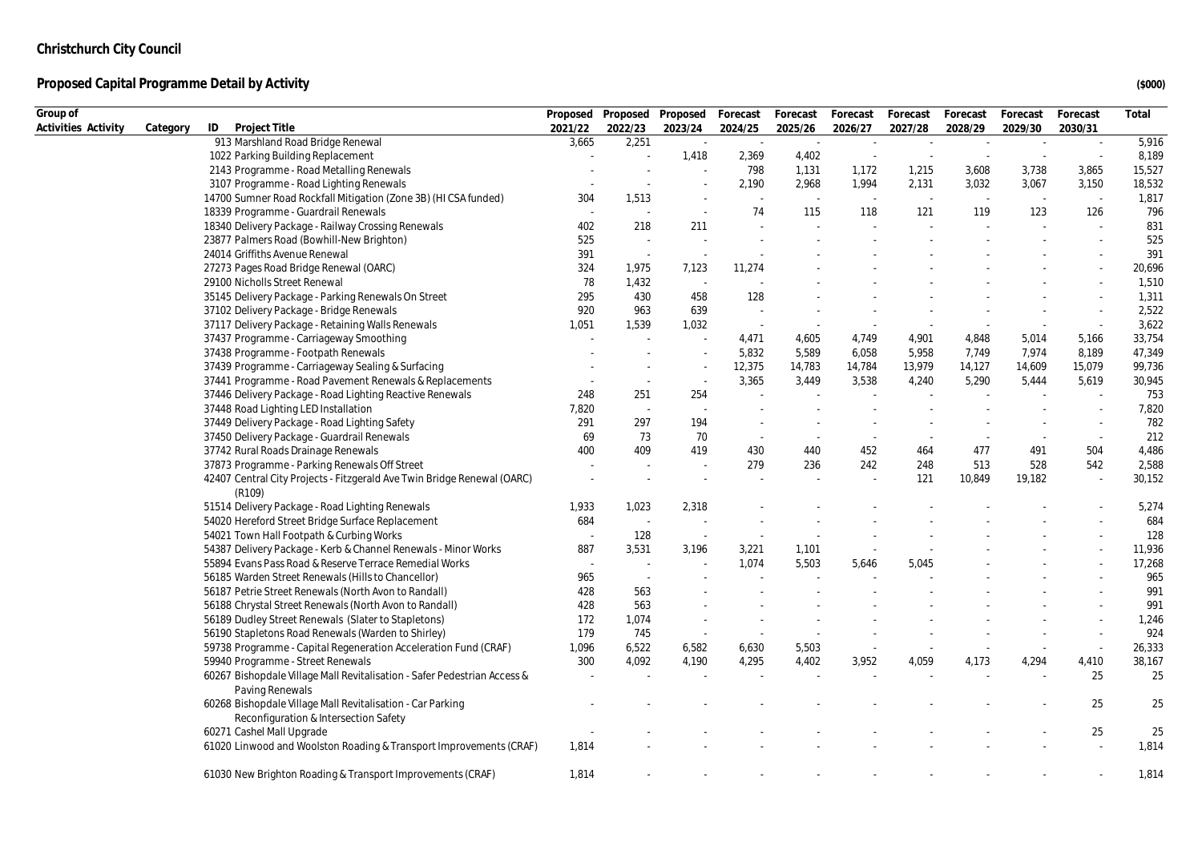# Christchurch City Council

## Proposed Capital Programme Detail by Activity

($000)

| Group of Activities | Activity | Category | ID | Project Title | Proposed 2021/22 | Proposed 2022/23 | Proposed 2023/24 | Forecast 2024/25 | Forecast 2025/26 | Forecast 2026/27 | Forecast 2027/28 | Forecast 2028/29 | Forecast 2029/30 | Forecast 2030/31 | Total |
|---|---|---|---|---|---|---|---|---|---|---|---|---|---|---|---|
| | | | 913 | Marshland Road Bridge Renewal | 3,665 | 2,251 | - | - | - | - | - | - | - | - | 5,916 |
| | | | 1022 | Parking Building Replacement | - | - | 1,418 | 2,369 | 4,402 | - | - | - | - | - | 8,189 |
| | | | 2143 | Programme - Road Metalling Renewals | - | - | - | 798 | 1,131 | 1,172 | 1,215 | 3,608 | 3,738 | 3,865 | 15,527 |
| | | | 3107 | Programme - Road Lighting Renewals | - | - | - | 2,190 | 2,968 | 1,994 | 2,131 | 3,032 | 3,067 | 3,150 | 18,532 |
| | | | 14700 | Sumner Road Rockfall Mitigation (Zone 3B) (HI CSA funded) | 304 | 1,513 | - | - | - | - | - | - | - | - | 1,817 |
| | | | 18339 | Programme - Guardrail Renewals | - | - | - | 74 | 115 | 118 | 121 | 119 | 123 | 126 | 796 |
| | | | 18340 | Delivery Package - Railway Crossing Renewals | 402 | 218 | 211 | - | - | - | - | - | - | - | 831 |
| | | | 23877 | Palmers Road (Bowhill-New Brighton) | 525 | - | - | - | - | - | - | - | - | - | 525 |
| | | | 24014 | Griffiths Avenue Renewal | 391 | - | - | - | - | - | - | - | - | - | 391 |
| | | | 27273 | Pages Road Bridge Renewal (OARC) | 324 | 1,975 | 7,123 | 11,274 | - | - | - | - | - | - | 20,696 |
| | | | 29100 | Nicholls Street Renewal | 78 | 1,432 | - | - | - | - | - | - | - | - | 1,510 |
| | | | 35145 | Delivery Package - Parking Renewals On Street | 295 | 430 | 458 | 128 | - | - | - | - | - | - | 1,311 |
| | | | 37102 | Delivery Package - Bridge Renewals | 920 | 963 | 639 | - | - | - | - | - | - | - | 2,522 |
| | | | 37117 | Delivery Package - Retaining Walls Renewals | 1,051 | 1,539 | 1,032 | - | - | - | - | - | - | - | 3,622 |
| | | | 37437 | Programme - Carriageway Smoothing | - | - | - | 4,471 | 4,605 | 4,749 | 4,901 | 4,848 | 5,014 | 5,166 | 33,754 |
| | | | 37438 | Programme - Footpath Renewals | - | - | - | 5,832 | 5,589 | 6,058 | 5,958 | 7,749 | 7,974 | 8,189 | 47,349 |
| | | | 37439 | Programme - Carriageway Sealing & Surfacing | - | - | - | 12,375 | 14,783 | 14,784 | 13,979 | 14,127 | 14,609 | 15,079 | 99,736 |
| | | | 37441 | Programme - Road Pavement Renewals & Replacements | - | - | - | 3,365 | 3,449 | 3,538 | 4,240 | 5,290 | 5,444 | 5,619 | 30,945 |
| | | | 37446 | Delivery Package - Road Lighting Reactive Renewals | 248 | 251 | 254 | - | - | - | - | - | - | - | 753 |
| | | | 37448 | Road Lighting LED Installation | 7,820 | - | - | - | - | - | - | - | - | - | 7,820 |
| | | | 37449 | Delivery Package - Road Lighting Safety | 291 | 297 | 194 | - | - | - | - | - | - | - | 782 |
| | | | 37450 | Delivery Package - Guardrail Renewals | 69 | 73 | 70 | - | - | - | - | - | - | - | 212 |
| | | | 37742 | Rural Roads Drainage Renewals | 400 | 409 | 419 | 430 | 440 | 452 | 464 | 477 | 491 | 504 | 4,486 |
| | | | 37873 | Programme - Parking Renewals Off Street | - | - | - | 279 | 236 | 242 | 248 | 513 | 528 | 542 | 2,588 |
| | | | 42407 | Central City Projects - Fitzgerald Ave Twin Bridge Renewal (OARC) (R109) | - | - | - | - | - | - | 121 | 10,849 | 19,182 | - | 30,152 |
| | | | 51514 | Delivery Package - Road Lighting Renewals | 1,933 | 1,023 | 2,318 | - | - | - | - | - | - | - | 5,274 |
| | | | 54020 | Hereford Street Bridge Surface Replacement | 684 | - | - | - | - | - | - | - | - | - | 684 |
| | | | 54021 | Town Hall Footpath & Curbing Works | - | 128 | - | - | - | - | - | - | - | - | 128 |
| | | | 54387 | Delivery Package - Kerb & Channel Renewals - Minor Works | 887 | 3,531 | 3,196 | 3,221 | 1,101 | - | - | - | - | - | 11,936 |
| | | | 55894 | Evans Pass Road & Reserve Terrace Remedial Works | - | - | - | 1,074 | 5,503 | 5,646 | 5,045 | - | - | - | 17,268 |
| | | | 56185 | Warden Street Renewals (Hills to Chancellor) | 965 | - | - | - | - | - | - | - | - | - | 965 |
| | | | 56187 | Petrie Street Renewals (North Avon to Randall) | 428 | 563 | - | - | - | - | - | - | - | - | 991 |
| | | | 56188 | Chrystal Street Renewals (North Avon to Randall) | 428 | 563 | - | - | - | - | - | - | - | - | 991 |
| | | | 56189 | Dudley Street Renewals (Slater to Stapletons) | 172 | 1,074 | - | - | - | - | - | - | - | - | 1,246 |
| | | | 56190 | Stapletons Road Renewals (Warden to Shirley) | 179 | 745 | - | - | - | - | - | - | - | - | 924 |
| | | | 59738 | Programme - Capital Regeneration Acceleration Fund (CRAF) | 1,096 | 6,522 | 6,582 | 6,630 | 5,503 | - | - | - | - | - | 26,333 |
| | | | 59940 | Programme - Street Renewals | 300 | 4,092 | 4,190 | 4,295 | 4,402 | 3,952 | 4,059 | 4,173 | 4,294 | 4,410 | 38,167 |
| | | | 60267 | Bishopdale Village Mall Revitalisation - Safer Pedestrian Access & Paving Renewals | - | - | - | - | - | - | - | - | - | 25 | 25 |
| | | | 60268 | Bishopdale Village Mall Revitalisation - Car Parking Reconfiguration & Intersection Safety | - | - | - | - | - | - | - | - | - | 25 | 25 |
| | | | 60271 | Cashel Mall Upgrade | - | - | - | - | - | - | - | - | - | 25 | 25 |
| | | | 61020 | Linwood and Woolston Roading & Transport Improvements (CRAF) | 1,814 | - | - | - | - | - | - | - | - | - | 1,814 |
| | | | 61030 | New Brighton Roading & Transport Improvements (CRAF) | 1,814 | - | - | - | - | - | - | - | - | - | 1,814 |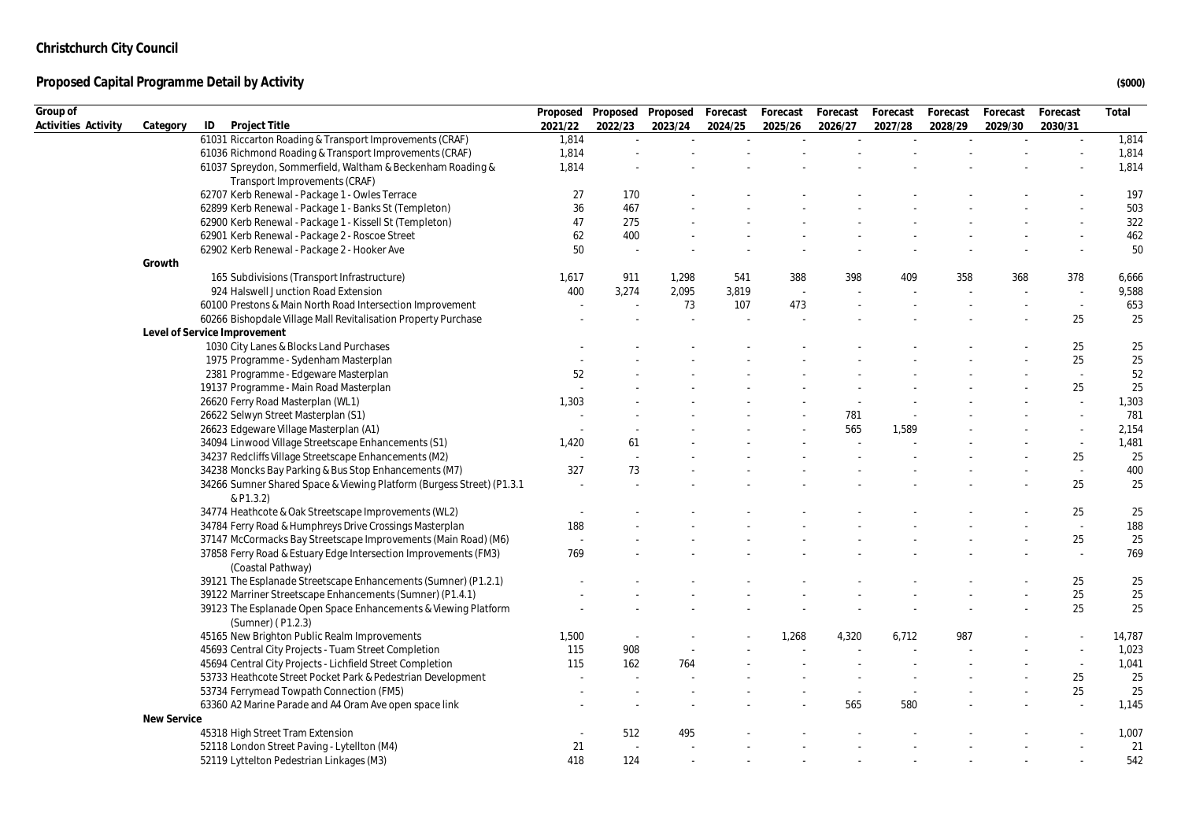# Christchurch City Council

## Proposed Capital Programme Detail by Activity

($000)

| Group of Activities | Activity | Category | ID | Project Title | Proposed 2021/22 | Proposed 2022/23 | Proposed 2023/24 | Forecast 2024/25 | Forecast 2025/26 | Forecast 2026/27 | Forecast 2027/28 | Forecast 2028/29 | Forecast 2029/30 | Forecast 2030/31 | Total |
|---|---|---|---|---|---|---|---|---|---|---|---|---|---|---|---|
| | | | 61031 | Riccarton Roading & Transport Improvements (CRAF) | 1,814 | - | - | - | - | - | - | - | - | - | 1,814 |
| | | | 61036 | Richmond Roading & Transport Improvements (CRAF) | 1,814 | - | - | - | - | - | - | - | - | - | 1,814 |
| | | | 61037 | Spreydon, Sommerfield, Waltham & Beckenham Roading & Transport Improvements (CRAF) | 1,814 | - | - | - | - | - | - | - | - | - | 1,814 |
| | | | 62707 | Kerb Renewal - Package 1 - Owles Terrace | 27 | 170 | - | - | - | - | - | - | - | - | 197 |
| | | | 62899 | Kerb Renewal - Package 1 - Banks St (Templeton) | 36 | 467 | - | - | - | - | - | - | - | - | 503 |
| | | | 62900 | Kerb Renewal - Package 1 - Kissell St (Templeton) | 47 | 275 | - | - | - | - | - | - | - | - | 322 |
| | | | 62901 | Kerb Renewal - Package 2 - Roscoe Street | 62 | 400 | - | - | - | - | - | - | - | - | 462 |
| | | | 62902 | Kerb Renewal - Package 2 - Hooker Ave | 50 | - | - | - | - | - | - | - | - | - | 50 |
| | | **Growth** | | | | | | | | | | | | | |
| | | | 165 | Subdivisions (Transport Infrastructure) | 1,617 | 911 | 1,298 | 541 | 388 | 398 | 409 | 358 | 368 | 378 | 6,666 |
| | | | 924 | Halswell Junction Road Extension | 400 | 3,274 | 2,095 | 3,819 | - | - | - | - | - | - | 9,588 |
| | | | 60100 | Prestons & Main North Road Intersection Improvement | - | - | 73 | 107 | 473 | - | - | - | - | - | 653 |
| | | | 60266 | Bishopdale Village Mall Revitalisation Property Purchase | - | - | - | - | - | - | - | - | - | 25 | 25 |
| | | **Level of Service Improvement** | | | | | | | | | | | | | |
| | | | 1030 | City Lanes & Blocks Land Purchases | - | - | - | - | - | - | - | - | - | 25 | 25 |
| | | | 1975 | Programme - Sydenham Masterplan | - | - | - | - | - | - | - | - | - | 25 | 25 |
| | | | 2381 | Programme - Edgeware Masterplan | 52 | - | - | - | - | - | - | - | - | - | 52 |
| | | | 19137 | Programme - Main Road Masterplan | - | - | - | - | - | - | - | - | - | 25 | 25 |
| | | | 26620 | Ferry Road Masterplan (WL1) | 1,303 | - | - | - | - | - | - | - | - | - | 1,303 |
| | | | 26622 | Selwyn Street Masterplan (S1) | - | - | - | - | - | 781 | - | - | - | - | 781 |
| | | | 26623 | Edgeware Village Masterplan (A1) | - | - | - | - | - | 565 | 1,589 | - | - | - | 2,154 |
| | | | 34094 | Linwood Village Streetscape Enhancements (S1) | 1,420 | 61 | - | - | - | - | - | - | - | - | 1,481 |
| | | | 34237 | Redcliffs Village Streetscape Enhancements (M2) | - | - | - | - | - | - | - | - | - | 25 | 25 |
| | | | 34238 | Moncks Bay Parking & Bus Stop Enhancements (M7) | 327 | 73 | - | - | - | - | - | - | - | - | 400 |
| | | | 34266 | Sumner Shared Space & Viewing Platform (Burgess Street) (P1.3.1 & P1.3.2) | - | - | - | - | - | - | - | - | - | 25 | 25 |
| | | | 34774 | Heathcote & Oak Streetscape Improvements (WL2) | - | - | - | - | - | - | - | - | - | 25 | 25 |
| | | | 34784 | Ferry Road & Humphreys Drive Crossings Masterplan | 188 | - | - | - | - | - | - | - | - | - | 188 |
| | | | 37147 | McCormacks Bay Streetscape Improvements (Main Road) (M6) | - | - | - | - | - | - | - | - | - | 25 | 25 |
| | | | 37858 | Ferry Road & Estuary Edge Intersection Improvements (FM3) (Coastal Pathway) | 769 | - | - | - | - | - | - | - | - | - | 769 |
| | | | 39121 | The Esplanade Streetscape Enhancements (Sumner) (P1.2.1) | - | - | - | - | - | - | - | - | - | 25 | 25 |
| | | | 39122 | Marriner Streetscape Enhancements (Sumner) (P1.4.1) | - | - | - | - | - | - | - | - | - | 25 | 25 |
| | | | 39123 | The Esplanade Open Space Enhancements & Viewing Platform (Sumner) ( P1.2.3) | - | - | - | - | - | - | - | - | - | 25 | 25 |
| | | | 45165 | New Brighton Public Realm Improvements | 1,500 | - | - | - | 1,268 | 4,320 | 6,712 | 987 | - | - | 14,787 |
| | | | 45693 | Central City Projects - Tuam Street Completion | 115 | 908 | - | - | - | - | - | - | - | - | 1,023 |
| | | | 45694 | Central City Projects - Lichfield Street Completion | 115 | 162 | 764 | - | - | - | - | - | - | - | 1,041 |
| | | | 53733 | Heathcote Street Pocket Park & Pedestrian Development | - | - | - | - | - | - | - | - | - | 25 | 25 |
| | | | 53734 | Ferrymead Towpath Connection (FM5) | - | - | - | - | - | - | - | - | - | 25 | 25 |
| | | | 63360 | A2 Marine Parade and A4 Oram Ave open space link | - | - | - | - | - | 565 | 580 | - | - | - | 1,145 |
| | | **New Service** | | | | | | | | | | | | | |
| | | | 45318 | High Street Tram Extension | - | 512 | 495 | - | - | - | - | - | - | - | 1,007 |
| | | | 52118 | London Street Paving - Lytellton (M4) | 21 | - | - | - | - | - | - | - | - | - | 21 |
| | | | 52119 | Lyttelton Pedestrian Linkages (M3) | 418 | 124 | - | - | - | - | - | - | - | - | 542 |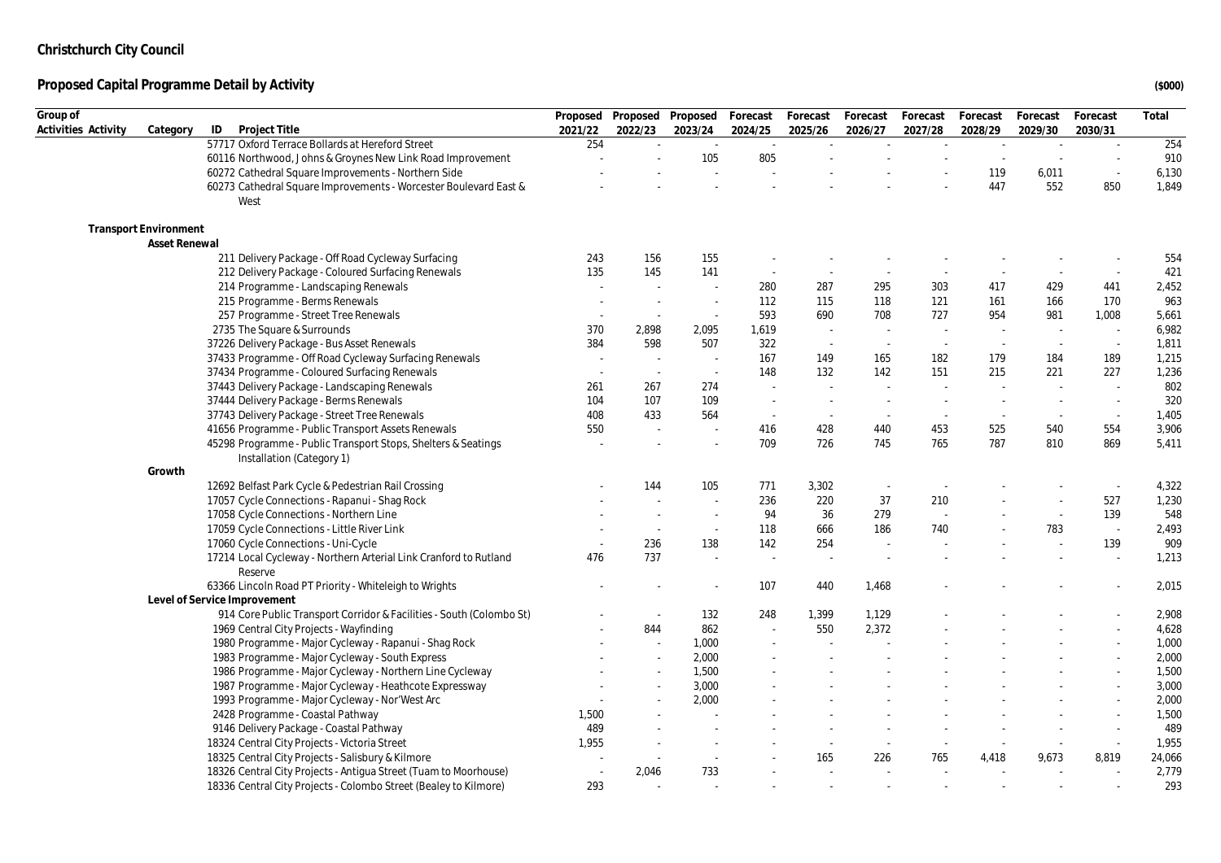# Christchurch City Council

## Proposed Capital Programme Detail by Activity

($000)

| Group of Activities | Activity | Category | ID | Project Title | Proposed 2021/22 | Proposed 2022/23 | Proposed 2023/24 | Forecast 2024/25 | Forecast 2025/26 | Forecast 2026/27 | Forecast 2027/28 | Forecast 2028/29 | Forecast 2029/30 | Forecast 2030/31 | Total |
|---|---|---|---|---|---|---|---|---|---|---|---|---|---|---|---|
| | | | 57717 | Oxford Terrace Bollards at Hereford Street | 254 | - | - | - | - | - | - | - | - | - | 254 |
| | | | 60116 | Northwood, Johns & Groynes New Link Road Improvement | - | - | 105 | 805 | - | - | - | - | - | - | 910 |
| | | | 60272 | Cathedral Square Improvements - Northern Side | - | - | - | - | - | - | - | 119 | 6,011 | - | 6,130 |
| | | | 60273 | Cathedral Square Improvements - Worcester Boulevard East & West | - | - | - | - | - | - | - | 447 | 552 | 850 | 1,849 |
| | Transport Environment | | | | | | | | | | | | | | |
| | | Asset Renewal | | | | | | | | | | | | | |
| | | | 211 | Delivery Package - Off Road Cycleway Surfacing | 243 | 156 | 155 | - | - | - | - | - | - | - | 554 |
| | | | 212 | Delivery Package - Coloured Surfacing Renewals | 135 | 145 | 141 | - | - | - | - | - | - | - | 421 |
| | | | 214 | Programme - Landscaping Renewals | - | - | - | 280 | 287 | 295 | 303 | 417 | 429 | 441 | 2,452 |
| | | | 215 | Programme - Berms Renewals | - | - | - | 112 | 115 | 118 | 121 | 161 | 166 | 170 | 963 |
| | | | 257 | Programme - Street Tree Renewals | - | - | - | 593 | 690 | 708 | 727 | 954 | 981 | 1,008 | 5,661 |
| | | | 2735 | The Square & Surrounds | 370 | 2,898 | 2,095 | 1,619 | - | - | - | - | - | - | 6,982 |
| | | | 37226 | Delivery Package - Bus Asset Renewals | 384 | 598 | 507 | 322 | - | - | - | - | - | - | 1,811 |
| | | | 37433 | Programme - Off Road Cycleway Surfacing Renewals | - | - | - | 167 | 149 | 165 | 182 | 179 | 184 | 189 | 1,215 |
| | | | 37434 | Programme - Coloured Surfacing Renewals | - | - | - | 148 | 132 | 142 | 151 | 215 | 221 | 227 | 1,236 |
| | | | 37443 | Delivery Package - Landscaping Renewals | 261 | 267 | 274 | - | - | - | - | - | - | - | 802 |
| | | | 37444 | Delivery Package - Berms Renewals | 104 | 107 | 109 | - | - | - | - | - | - | - | 320 |
| | | | 37743 | Delivery Package - Street Tree Renewals | 408 | 433 | 564 | - | - | - | - | - | - | - | 1,405 |
| | | | 41656 | Programme - Public Transport Assets Renewals | 550 | - | - | 416 | 428 | 440 | 453 | 525 | 540 | 554 | 3,906 |
| | | | 45298 | Programme - Public Transport Stops, Shelters & Seatings Installation (Category 1) | - | - | - | 709 | 726 | 745 | 765 | 787 | 810 | 869 | 5,411 |
| | | Growth | | | | | | | | | | | | | |
| | | | 12692 | Belfast Park Cycle & Pedestrian Rail Crossing | - | 144 | 105 | 771 | 3,302 | - | - | - | - | - | 4,322 |
| | | | 17057 | Cycle Connections - Rapanui - Shag Rock | - | - | - | 236 | 220 | 37 | 210 | - | - | 527 | 1,230 |
| | | | 17058 | Cycle Connections - Northern Line | - | - | - | 94 | 36 | 279 | - | - | - | 139 | 548 |
| | | | 17059 | Cycle Connections - Little River Link | - | - | - | 118 | 666 | 186 | 740 | - | 783 | - | 2,493 |
| | | | 17060 | Cycle Connections - Uni-Cycle | - | 236 | 138 | 142 | 254 | - | - | - | - | 139 | 909 |
| | | | 17214 | Local Cycleway - Northern Arterial Link Cranford to Rutland Reserve | 476 | 737 | - | - | - | - | - | - | - | - | 1,213 |
| | | | 63366 | Lincoln Road PT Priority - Whiteleigh to Wrights | - | - | - | 107 | 440 | 1,468 | - | - | - | - | 2,015 |
| | | Level of Service Improvement | | | | | | | | | | | | | |
| | | | 914 | Core Public Transport Corridor & Facilities - South (Colombo St) | - | - | 132 | 248 | 1,399 | 1,129 | - | - | - | - | 2,908 |
| | | | 1969 | Central City Projects - Wayfinding | - | 844 | 862 | - | 550 | 2,372 | - | - | - | - | 4,628 |
| | | | 1980 | Programme - Major Cycleway - Rapanui - Shag Rock | - | - | 1,000 | - | - | - | - | - | - | - | 1,000 |
| | | | 1983 | Programme - Major Cycleway - South Express | - | - | 2,000 | - | - | - | - | - | - | - | 2,000 |
| | | | 1986 | Programme - Major Cycleway - Northern Line Cycleway | - | - | 1,500 | - | - | - | - | - | - | - | 1,500 |
| | | | 1987 | Programme - Major Cycleway - Heathcote Expressway | - | - | 3,000 | - | - | - | - | - | - | - | 3,000 |
| | | | 1993 | Programme - Major Cycleway - Nor'West Arc | - | - | 2,000 | - | - | - | - | - | - | - | 2,000 |
| | | | 2428 | Programme - Coastal Pathway | 1,500 | - | - | - | - | - | - | - | - | - | 1,500 |
| | | | 9146 | Delivery Package - Coastal Pathway | 489 | - | - | - | - | - | - | - | - | - | 489 |
| | | | 18324 | Central City Projects - Victoria Street | 1,955 | - | - | - | - | - | - | - | - | - | 1,955 |
| | | | 18325 | Central City Projects - Salisbury & Kilmore | - | - | - | - | 165 | 226 | 765 | 4,418 | 9,673 | 8,819 | 24,066 |
| | | | 18326 | Central City Projects - Antigua Street (Tuam to Moorhouse) | - | 2,046 | 733 | - | - | - | - | - | - | - | 2,779 |
| | | | 18336 | Central City Projects - Colombo Street (Bealey to Kilmore) | 293 | - | - | - | - | - | - | - | - | - | 293 |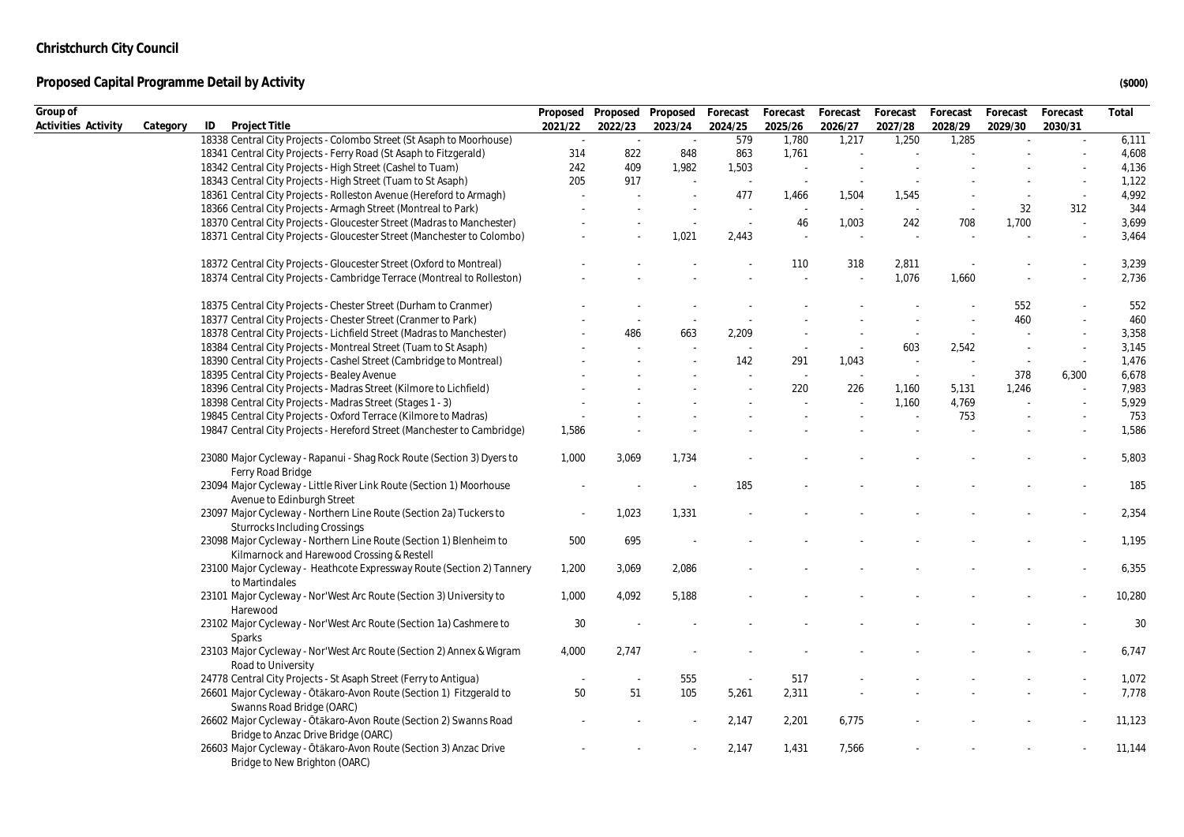**Christchurch City Council**

**Proposed Capital Programme Detail by Activity**

**($000)**

| Group of Activities | Activity | Category | ID | Project Title | Proposed 2021/22 | Proposed 2022/23 | Proposed 2023/24 | Forecast 2024/25 | Forecast 2025/26 | Forecast 2026/27 | Forecast 2027/28 | Forecast 2028/29 | Forecast 2029/30 | Forecast 2030/31 | Total |
|---|---|---|---|---|---|---|---|---|---|---|---|---|---|---|---|
| | | | 18338 | Central City Projects - Colombo Street (St Asaph to Moorhouse) | - | - | - | 579 | 1,780 | 1,217 | 1,250 | 1,285 | - | - | 6,111 |
| | | | 18341 | Central City Projects - Ferry Road (St Asaph to Fitzgerald) | 314 | 822 | 848 | 863 | 1,761 | - | - | - | - | - | 4,608 |
| | | | 18342 | Central City Projects - High Street (Cashel to Tuam) | 242 | 409 | 1,982 | 1,503 | - | - | - | - | - | - | 4,136 |
| | | | 18343 | Central City Projects - High Street (Tuam to St Asaph) | 205 | 917 | - | - | - | - | - | - | - | - | 1,122 |
| | | | 18361 | Central City Projects - Rolleston Avenue (Hereford to Armagh) | - | - | - | 477 | 1,466 | 1,504 | 1,545 | - | - | - | 4,992 |
| | | | 18366 | Central City Projects - Armagh Street (Montreal to Park) | - | - | - | - | - | - | - | - | 32 | 312 | 344 |
| | | | 18370 | Central City Projects - Gloucester Street (Madras to Manchester) | - | - | - | - | 46 | 1,003 | 242 | 708 | 1,700 | - | 3,699 |
| | | | 18371 | Central City Projects - Gloucester Street (Manchester to Colombo) | - | - | 1,021 | 2,443 | - | - | - | - | - | - | 3,464 |
| | | | 18372 | Central City Projects - Gloucester Street (Oxford to Montreal) | - | - | - | - | 110 | 318 | 2,811 | - | - | - | 3,239 |
| | | | 18374 | Central City Projects - Cambridge Terrace (Montreal to Rolleston) | - | - | - | - | - | - | 1,076 | 1,660 | - | - | 2,736 |
| | | | 18375 | Central City Projects - Chester Street (Durham to Cranmer) | - | - | - | - | - | - | - | - | 552 | - | 552 |
| | | | 18377 | Central City Projects - Chester Street (Cranmer to Park) | - | - | - | - | - | - | - | - | 460 | - | 460 |
| | | | 18378 | Central City Projects - Lichfield Street (Madras to Manchester) | - | 486 | 663 | 2,209 | - | - | - | - | - | - | 3,358 |
| | | | 18384 | Central City Projects - Montreal Street (Tuam to St Asaph) | - | - | - | - | - | - | 603 | 2,542 | - | - | 3,145 |
| | | | 18390 | Central City Projects - Cashel Street (Cambridge to Montreal) | - | - | - | 142 | 291 | 1,043 | - | - | - | - | 1,476 |
| | | | 18395 | Central City Projects - Bealey Avenue | - | - | - | - | - | - | - | - | 378 | 6,300 | 6,678 |
| | | | 18396 | Central City Projects - Madras Street (Kilmore to Lichfield) | - | - | - | - | 220 | 226 | 1,160 | 5,131 | 1,246 | - | 7,983 |
| | | | 18398 | Central City Projects - Madras Street (Stages 1 - 3) | - | - | - | - | - | - | 1,160 | 4,769 | - | - | 5,929 |
| | | | 19845 | Central City Projects - Oxford Terrace (Kilmore to Madras) | - | - | - | - | - | - | - | 753 | - | - | 753 |
| | | | 19847 | Central City Projects - Hereford Street (Manchester to Cambridge) | 1,586 | - | - | - | - | - | - | - | - | - | 1,586 |
| | | | 23080 | Major Cycleway - Rapanui - Shag Rock Route (Section 3) Dyers to Ferry Road Bridge | 1,000 | 3,069 | 1,734 | - | - | - | - | - | - | - | 5,803 |
| | | | 23094 | Major Cycleway - Little River Link Route (Section 1) Moorhouse Avenue to Edinburgh Street | - | - | - | 185 | - | - | - | - | - | - | 185 |
| | | | 23097 | Major Cycleway - Northern Line Route (Section 2a) Tuckers to Sturrocks Including Crossings | - | 1,023 | 1,331 | - | - | - | - | - | - | - | 2,354 |
| | | | 23098 | Major Cycleway - Northern Line Route (Section 1) Blenheim to Kilmarnock and Harewood Crossing & Restell | 500 | 695 | - | - | - | - | - | - | - | - | 1,195 |
| | | | 23100 | Major Cycleway - Heathcote Expressway Route (Section 2) Tannery to Martindales | 1,200 | 3,069 | 2,086 | - | - | - | - | - | - | - | 6,355 |
| | | | 23101 | Major Cycleway - Nor'West Arc Route (Section 3) University to Harewood | 1,000 | 4,092 | 5,188 | - | - | - | - | - | - | - | 10,280 |
| | | | 23102 | Major Cycleway - Nor'West Arc Route (Section 1a) Cashmere to Sparks | 30 | - | - | - | - | - | - | - | - | - | 30 |
| | | | 23103 | Major Cycleway - Nor'West Arc Route (Section 2) Annex & Wigram Road to University | 4,000 | 2,747 | - | - | - | - | - | - | - | - | 6,747 |
| | | | 24778 | Central City Projects - St Asaph Street (Ferry to Antigua) | - | - | 555 | - | 517 | - | - | - | - | - | 1,072 |
| | | | 26601 | Major Cycleway - Ōtākaro-Avon Route (Section 1) Fitzgerald to Swanns Road Bridge (OARC) | 50 | 51 | 105 | 5,261 | 2,311 | - | - | - | - | - | 7,778 |
| | | | 26602 | Major Cycleway - Ōtākaro-Avon Route (Section 2) Swanns Road Bridge to Anzac Drive Bridge (OARC) | - | - | - | 2,147 | 2,201 | 6,775 | - | - | - | - | 11,123 |
| | | | 26603 | Major Cycleway - Ōtākaro-Avon Route (Section 3) Anzac Drive Bridge to New Brighton (OARC) | - | - | - | 2,147 | 1,431 | 7,566 | - | - | - | - | 11,144 |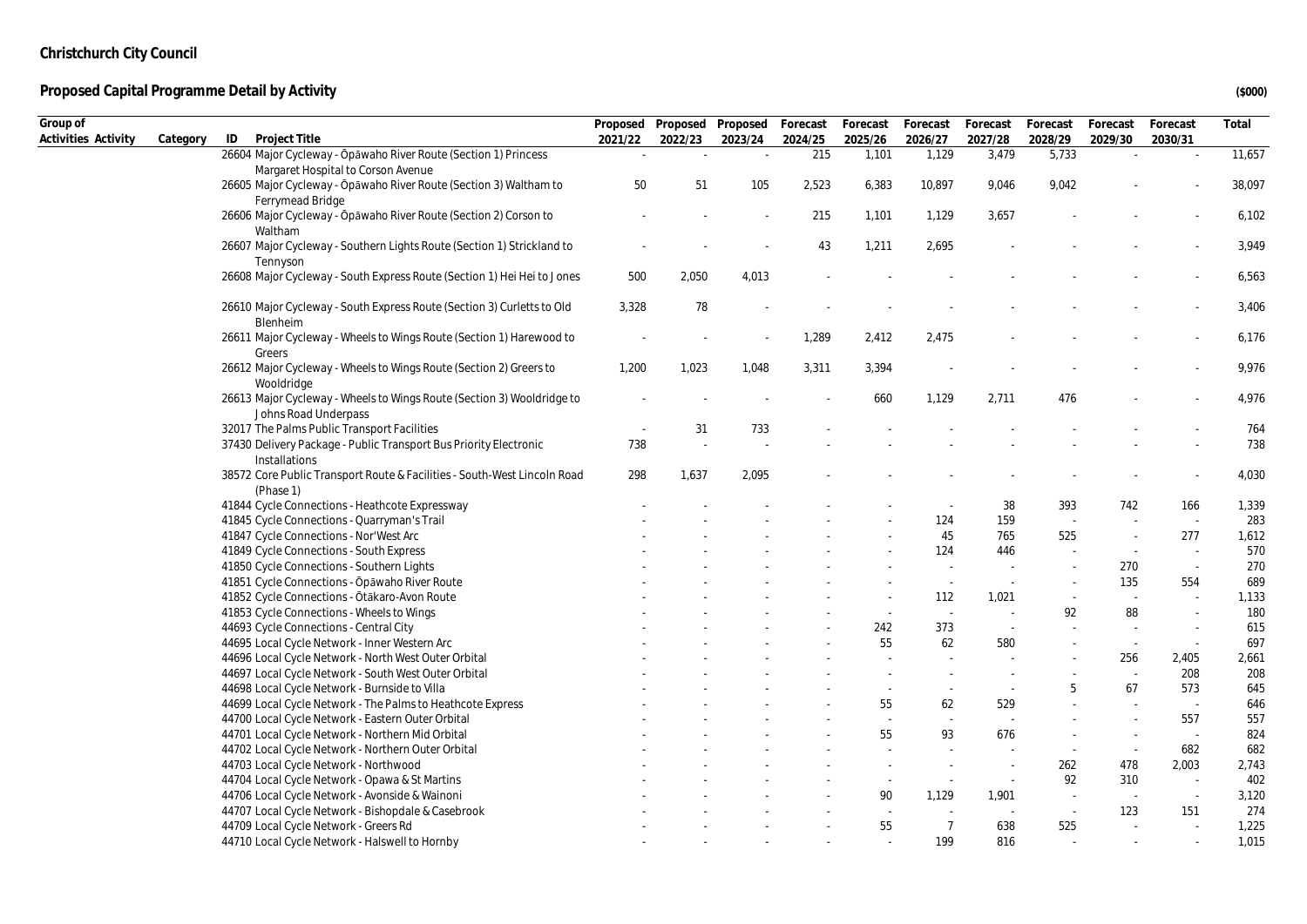# Christchurch City Council

## Proposed Capital Programme Detail by Activity

($000)

| Group of Activities | Activity | Category | ID | Project Title | Proposed 2021/22 | Proposed 2022/23 | Proposed 2023/24 | Forecast 2024/25 | Forecast 2025/26 | Forecast 2026/27 | Forecast 2027/28 | Forecast 2028/29 | Forecast 2029/30 | Forecast 2030/31 | Total |
|---|---|---|---|---|---|---|---|---|---|---|---|---|---|---|---|
| | | | 26604 | Major Cycleway - Ōpāwaho River Route (Section 1) Princess Margaret Hospital to Corson Avenue | - | - | - | 215 | 1,101 | 1,129 | 3,479 | 5,733 | - | - | 11,657 |
| | | | 26605 | Major Cycleway - Ōpāwaho River Route (Section 3) Waltham to Ferrymead Bridge | 50 | 51 | 105 | 2,523 | 6,383 | 10,897 | 9,046 | 9,042 | - | - | 38,097 |
| | | | 26606 | Major Cycleway - Ōpāwaho River Route (Section 2) Corson to Waltham | - | - | - | 215 | 1,101 | 1,129 | 3,657 | - | - | - | 6,102 |
| | | | 26607 | Major Cycleway - Southern Lights Route (Section 1) Strickland to Tennyson | - | - | - | 43 | 1,211 | 2,695 | - | - | - | - | 3,949 |
| | | | 26608 | Major Cycleway - South Express Route (Section 1) Hei Hei to Jones | 500 | 2,050 | 4,013 | - | - | - | - | - | - | - | 6,563 |
| | | | 26610 | Major Cycleway - South Express Route (Section 3) Curletts to Old Blenheim | 3,328 | 78 | - | - | - | - | - | - | - | - | 3,406 |
| | | | 26611 | Major Cycleway - Wheels to Wings Route (Section 1) Harewood to Greers | - | - | - | 1,289 | 2,412 | 2,475 | - | - | - | - | 6,176 |
| | | | 26612 | Major Cycleway - Wheels to Wings Route (Section 2) Greers to Wooldridge | 1,200 | 1,023 | 1,048 | 3,311 | 3,394 | - | - | - | - | - | 9,976 |
| | | | 26613 | Major Cycleway - Wheels to Wings Route (Section 3) Wooldridge to Johns Road Underpass | - | - | - | - | 660 | 1,129 | 2,711 | 476 | - | - | 4,976 |
| | | | 32017 | The Palms Public Transport Facilities | - | 31 | 733 | - | - | - | - | - | - | - | 764 |
| | | | 37430 | Delivery Package - Public Transport Bus Priority Electronic Installations | 738 | - | - | - | - | - | - | - | - | - | 738 |
| | | | 38572 | Core Public Transport Route & Facilities - South-West Lincoln Road (Phase 1) | 298 | 1,637 | 2,095 | - | - | - | - | - | - | - | 4,030 |
| | | | 41844 | Cycle Connections - Heathcote Expressway | - | - | - | - | - | - | 38 | 393 | 742 | 166 | 1,339 |
| | | | 41845 | Cycle Connections - Quarryman's Trail | - | - | - | - | - | 124 | 159 | - | - | - | 283 |
| | | | 41847 | Cycle Connections - Nor'West Arc | - | - | - | - | - | 45 | 765 | 525 | - | 277 | 1,612 |
| | | | 41849 | Cycle Connections - South Express | - | - | - | - | - | 124 | 446 | - | - | - | 570 |
| | | | 41850 | Cycle Connections - Southern Lights | - | - | - | - | - | - | - | - | 270 | - | 270 |
| | | | 41851 | Cycle Connections - Ōpāwaho River Route | - | - | - | - | - | - | - | - | 135 | 554 | 689 |
| | | | 41852 | Cycle Connections - Ōtākaro-Avon Route | - | - | - | - | - | 112 | 1,021 | - | - | - | 1,133 |
| | | | 41853 | Cycle Connections - Wheels to Wings | - | - | - | - | - | - | - | 92 | 88 | - | 180 |
| | | | 44693 | Cycle Connections - Central City | - | - | - | - | 242 | 373 | - | - | - | - | 615 |
| | | | 44695 | Local Cycle Network - Inner Western Arc | - | - | - | - | 55 | 62 | 580 | - | - | - | 697 |
| | | | 44696 | Local Cycle Network - North West Outer Orbital | - | - | - | - | - | - | - | - | 256 | 2,405 | 2,661 |
| | | | 44697 | Local Cycle Network - South West Outer Orbital | - | - | - | - | - | - | - | - | - | 208 | 208 |
| | | | 44698 | Local Cycle Network - Burnside to Villa | - | - | - | - | - | - | - | 5 | 67 | 573 | 645 |
| | | | 44699 | Local Cycle Network - The Palms to Heathcote Express | - | - | - | - | 55 | 62 | 529 | - | - | - | 646 |
| | | | 44700 | Local Cycle Network - Eastern Outer Orbital | - | - | - | - | - | - | - | - | - | 557 | 557 |
| | | | 44701 | Local Cycle Network - Northern Mid Orbital | - | - | - | - | 55 | 93 | 676 | - | - | - | 824 |
| | | | 44702 | Local Cycle Network - Northern Outer Orbital | - | - | - | - | - | - | - | - | - | 682 | 682 |
| | | | 44703 | Local Cycle Network - Northwood | - | - | - | - | - | - | - | 262 | 478 | 2,003 | 2,743 |
| | | | 44704 | Local Cycle Network - Opawa & St Martins | - | - | - | - | - | - | - | 92 | 310 | - | 402 |
| | | | 44706 | Local Cycle Network - Avonside & Wainoni | - | - | - | - | 90 | 1,129 | 1,901 | - | - | - | 3,120 |
| | | | 44707 | Local Cycle Network - Bishopdale & Casebrook | - | - | - | - | - | - | - | - | 123 | 151 | 274 |
| | | | 44709 | Local Cycle Network - Greers Rd | - | - | - | - | 55 | 7 | 638 | 525 | - | - | 1,225 |
| | | | 44710 | Local Cycle Network - Halswell to Hornby | - | - | - | - | - | 199 | 816 | - | - | - | 1,015 |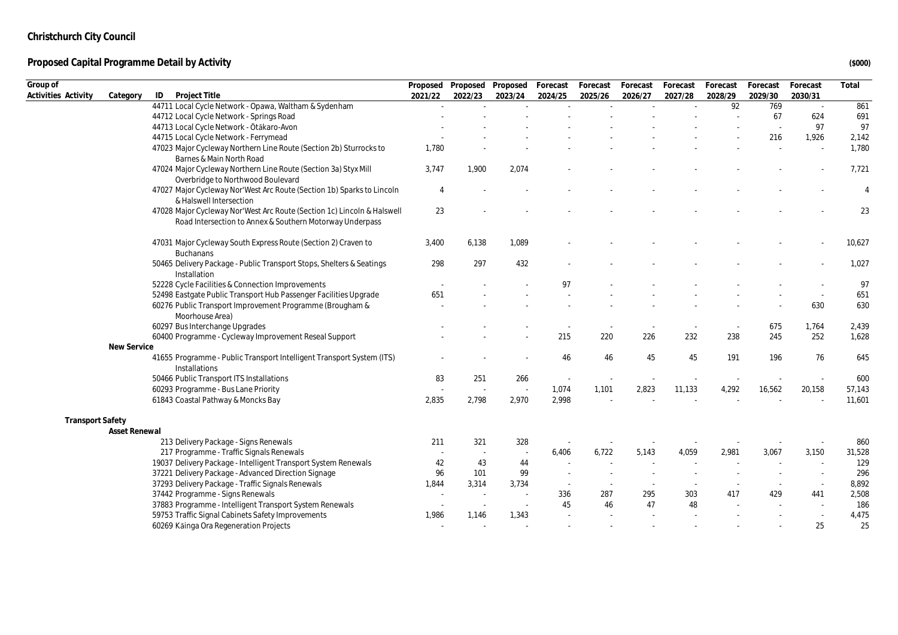# Christchurch City Council

## Proposed Capital Programme Detail by Activity

($000)

| Group of Activities | Activity | Category | ID | Project Title | Proposed 2021/22 | Proposed 2022/23 | Proposed 2023/24 | Forecast 2024/25 | Forecast 2025/26 | Forecast 2026/27 | Forecast 2027/28 | Forecast 2028/29 | Forecast 2029/30 | Forecast 2030/31 | Total |
|---|---|---|---|---|---|---|---|---|---|---|---|---|---|---|---|
| | | | 44711 | Local Cycle Network - Opawa, Waltham & Sydenham | - | - | - | - | - | - | - | 92 | 769 | - | 861 |
| | | | 44712 | Local Cycle Network - Springs Road | - | - | - | - | - | - | - | - | 67 | 624 | 691 |
| | | | 44713 | Local Cycle Network - Ōtākaro-Avon | - | - | - | - | - | - | - | - | - | 97 | 97 |
| | | | 44715 | Local Cycle Network - Ferrymead | - | - | - | - | - | - | - | - | 216 | 1,926 | 2,142 |
| | | | 47023 | Major Cycleway Northern Line Route (Section 2b) Sturrocks to Barnes & Main North Road | 1,780 | - | - | - | - | - | - | - | - | - | 1,780 |
| | | | 47024 | Major Cycleway Northern Line Route (Section 3a) Styx Mill Overbridge to Northwood Boulevard | 3,747 | 1,900 | 2,074 | - | - | - | - | - | - | - | 7,721 |
| | | | 47027 | Major Cycleway Nor'West Arc Route (Section 1b) Sparks to Lincoln & Halswell Intersection | 4 | - | - | - | - | - | - | - | - | - | 4 |
| | | | 47028 | Major Cycleway Nor'West Arc Route (Section 1c) Lincoln & Halswell Road Intersection to Annex & Southern Motorway Underpass | 23 | - | - | - | - | - | - | - | - | - | 23 |
| | | | 47031 | Major Cycleway South Express Route (Section 2) Craven to Buchanans | 3,400 | 6,138 | 1,089 | - | - | - | - | - | - | - | 10,627 |
| | | | 50465 | Delivery Package - Public Transport Stops, Shelters & Seatings Installation | 298 | 297 | 432 | - | - | - | - | - | - | - | 1,027 |
| | | | 52228 | Cycle Facilities & Connection Improvements | - | - | - | 97 | - | - | - | - | - | - | 97 |
| | | | 52498 | Eastgate Public Transport Hub Passenger Facilities Upgrade | 651 | - | - | - | - | - | - | - | - | - | 651 |
| | | | 60276 | Public Transport Improvement Programme (Brougham & Moorhouse Area) | - | - | - | - | - | - | - | - | - | 630 | 630 |
| | | | 60297 | Bus Interchange Upgrades | - | - | - | - | - | - | - | - | 675 | 1,764 | 2,439 |
| | | | 60400 | Programme - Cycleway Improvement Reseal Support | - | - | - | 215 | 220 | 226 | 232 | 238 | 245 | 252 | 1,628 |
| | | New Service | | | | | | | | | | | | | |
| | | | 41655 | Programme - Public Transport Intelligent Transport System (ITS) Installations | - | - | - | 46 | 46 | 45 | 45 | 191 | 196 | 76 | 645 |
| | | | 50466 | Public Transport ITS Installations | 83 | 251 | 266 | - | - | - | - | - | - | - | 600 |
| | | | 60293 | Programme - Bus Lane Priority | - | - | - | 1,074 | 1,101 | 2,823 | 11,133 | 4,292 | 16,562 | 20,158 | 57,143 |
| | | | 61843 | Coastal Pathway & Moncks Bay | 2,835 | 2,798 | 2,970 | 2,998 | - | - | - | - | - | - | 11,601 |
| | Transport Safety | | | | | | | | | | | | | | |
| | | Asset Renewal | | | | | | | | | | | | | |
| | | | 213 | Delivery Package - Signs Renewals | 211 | 321 | 328 | - | - | - | - | - | - | - | 860 |
| | | | 217 | Programme - Traffic Signals Renewals | - | - | - | 6,406 | 6,722 | 5,143 | 4,059 | 2,981 | 3,067 | 3,150 | 31,528 |
| | | | 19037 | Delivery Package - Intelligent Transport System Renewals | 42 | 43 | 44 | - | - | - | - | - | - | - | 129 |
| | | | 37221 | Delivery Package - Advanced Direction Signage | 96 | 101 | 99 | - | - | - | - | - | - | - | 296 |
| | | | 37293 | Delivery Package - Traffic Signals Renewals | 1,844 | 3,314 | 3,734 | - | - | - | - | - | - | - | 8,892 |
| | | | 37442 | Programme - Signs Renewals | - | - | - | 336 | 287 | 295 | 303 | 417 | 429 | 441 | 2,508 |
| | | | 37883 | Programme - Intelligent Transport System Renewals | - | - | - | 45 | 46 | 47 | 48 | - | - | - | 186 |
| | | | 59753 | Traffic Signal Cabinets Safety Improvements | 1,986 | 1,146 | 1,343 | - | - | - | - | - | - | - | 4,475 |
| | | | 60269 | Kāinga Ora Regeneration Projects | - | - | - | - | - | - | - | - | - | 25 | 25 |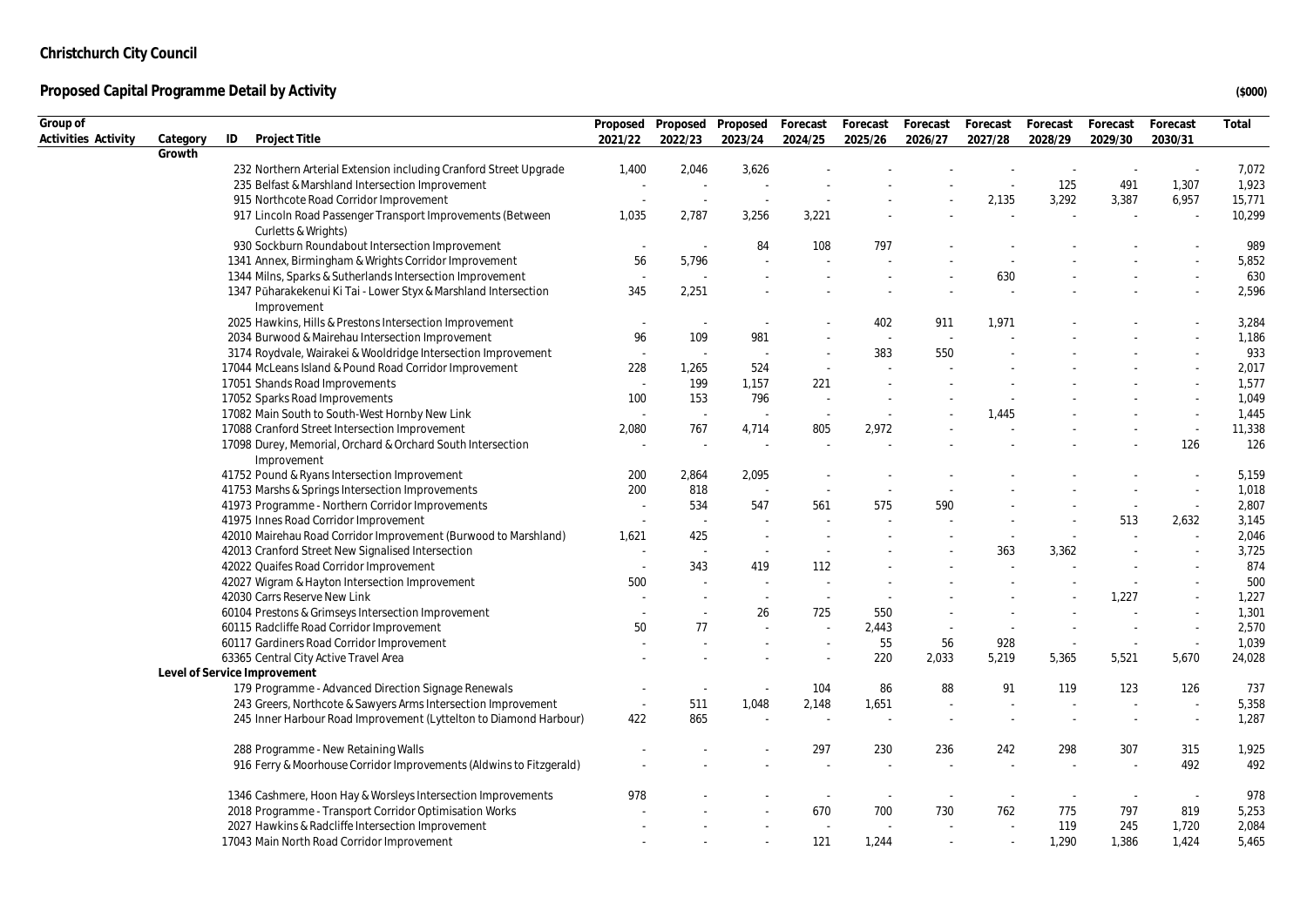# Christchurch City Council

## Proposed Capital Programme Detail by Activity

($000)

| Group of Activities | Activity | Category | ID | Project Title | Proposed 2021/22 | Proposed 2022/23 | Proposed 2023/24 | Forecast 2024/25 | Forecast 2025/26 | Forecast 2026/27 | Forecast 2027/28 | Forecast 2028/29 | Forecast 2029/30 | Forecast 2030/31 | Total |
|---|---|---|---|---|---|---|---|---|---|---|---|---|---|---|---|
| | | Growth | | | | | | | | | | | | | |
| | | | 232 | Northern Arterial Extension including Cranford Street Upgrade | 1,400 | 2,046 | 3,626 | - | - | - | - | - | - | - | 7,072 |
| | | | 235 | Belfast & Marshland Intersection Improvement | - | - | - | - | - | - | - | 125 | 491 | 1,307 | 1,923 |
| | | | 915 | Northcote Road Corridor Improvement | - | - | - | - | - | - | 2,135 | 3,292 | 3,387 | 6,957 | 15,771 |
| | | | 917 | Lincoln Road Passenger Transport Improvements (Between Curletts & Wrights) | 1,035 | 2,787 | 3,256 | 3,221 | - | - | - | - | - | - | 10,299 |
| | | | 930 | Sockburn Roundabout Intersection Improvement | - | - | 84 | 108 | 797 | - | - | - | - | - | 989 |
| | | | 1341 | Annex, Birmingham & Wrights Corridor Improvement | 56 | 5,796 | - | - | - | - | - | - | - | - | 5,852 |
| | | | 1344 | Milns, Sparks & Sutherlands Intersection Improvement | - | - | - | - | - | - | 630 | - | - | - | 630 |
| | | | 1347 | Pūharakekenui Ki Tai - Lower Styx & Marshland Intersection Improvement | 345 | 2,251 | - | - | - | - | - | - | - | - | 2,596 |
| | | | 2025 | Hawkins, Hills & Prestons Intersection Improvement | - | - | - | - | 402 | 911 | 1,971 | - | - | - | 3,284 |
| | | | 2034 | Burwood & Mairehau Intersection Improvement | 96 | 109 | 981 | - | - | - | - | - | - | - | 1,186 |
| | | | 3174 | Roydvale, Wairakei & Wooldridge Intersection Improvement | - | - | - | - | 383 | 550 | - | - | - | - | 933 |
| | | | 17044 | McLeans Island & Pound Road Corridor Improvement | 228 | 1,265 | 524 | - | - | - | - | - | - | - | 2,017 |
| | | | 17051 | Shands Road Improvements | - | 199 | 1,157 | 221 | - | - | - | - | - | - | 1,577 |
| | | | 17052 | Sparks Road Improvements | 100 | 153 | 796 | - | - | - | - | - | - | - | 1,049 |
| | | | 17082 | Main South to South-West Hornby New Link | - | - | - | - | - | - | 1,445 | - | - | - | 1,445 |
| | | | 17088 | Cranford Street Intersection Improvement | 2,080 | 767 | 4,714 | 805 | 2,972 | - | - | - | - | - | 11,338 |
| | | | 17098 | Durey, Memorial, Orchard & Orchard South Intersection Improvement | - | - | - | - | - | - | - | - | - | 126 | 126 |
| | | | 41752 | Pound & Ryans Intersection Improvement | 200 | 2,864 | 2,095 | - | - | - | - | - | - | - | 5,159 |
| | | | 41753 | Marshs & Springs Intersection Improvements | 200 | 818 | - | - | - | - | - | - | - | - | 1,018 |
| | | | 41973 | Programme - Northern Corridor Improvements | - | 534 | 547 | 561 | 575 | 590 | - | - | - | - | 2,807 |
| | | | 41975 | Innes Road Corridor Improvement | - | - | - | - | - | - | - | - | 513 | 2,632 | 3,145 |
| | | | 42010 | Mairehau Road Corridor Improvement (Burwood to Marshland) | 1,621 | 425 | - | - | - | - | - | - | - | - | 2,046 |
| | | | 42013 | Cranford Street New Signalised Intersection | - | - | - | - | - | - | 363 | 3,362 | - | - | 3,725 |
| | | | 42022 | Quaifes Road Corridor Improvement | - | 343 | 419 | 112 | - | - | - | - | - | - | 874 |
| | | | 42027 | Wigram & Hayton Intersection Improvement | 500 | - | - | - | - | - | - | - | - | - | 500 |
| | | | 42030 | Carrs Reserve New Link | - | - | - | - | - | - | - | - | 1,227 | - | 1,227 |
| | | | 60104 | Prestons & Grimseys Intersection Improvement | - | - | 26 | 725 | 550 | - | - | - | - | - | 1,301 |
| | | | 60115 | Radcliffe Road Corridor Improvement | 50 | 77 | - | - | 2,443 | - | - | - | - | - | 2,570 |
| | | | 60117 | Gardiners Road Corridor Improvement | - | - | - | - | 55 | 56 | 928 | - | - | - | 1,039 |
| | | | 63365 | Central City Active Travel Area | - | - | - | - | 220 | 2,033 | 5,219 | 5,365 | 5,521 | 5,670 | 24,028 |
| | | Level of Service Improvement | | | | | | | | | | | | | |
| | | | 179 | Programme - Advanced Direction Signage Renewals | - | - | - | 104 | 86 | 88 | 91 | 119 | 123 | 126 | 737 |
| | | | 243 | Greers, Northcote & Sawyers Arms Intersection Improvement | - | 511 | 1,048 | 2,148 | 1,651 | - | - | - | - | - | 5,358 |
| | | | 245 | Inner Harbour Road Improvement (Lyttelton to Diamond Harbour) | 422 | 865 | - | - | - | - | - | - | - | - | 1,287 |
| | | | 288 | Programme - New Retaining Walls | - | - | - | 297 | 230 | 236 | 242 | 298 | 307 | 315 | 1,925 |
| | | | 916 | Ferry & Moorhouse Corridor Improvements (Aldwins to Fitzgerald) | - | - | - | - | - | - | - | - | - | 492 | 492 |
| | | | 1346 | Cashmere, Hoon Hay & Worsleys Intersection Improvements | 978 | - | - | - | - | - | - | - | - | - | 978 |
| | | | 2018 | Programme - Transport Corridor Optimisation Works | - | - | - | 670 | 700 | 730 | 762 | 775 | 797 | 819 | 5,253 |
| | | | 2027 | Hawkins & Radcliffe Intersection Improvement | - | - | - | - | - | - | - | 119 | 245 | 1,720 | 2,084 |
| | | | 17043 | Main North Road Corridor Improvement | - | - | - | 121 | 1,244 | - | - | 1,290 | 1,386 | 1,424 | 5,465 |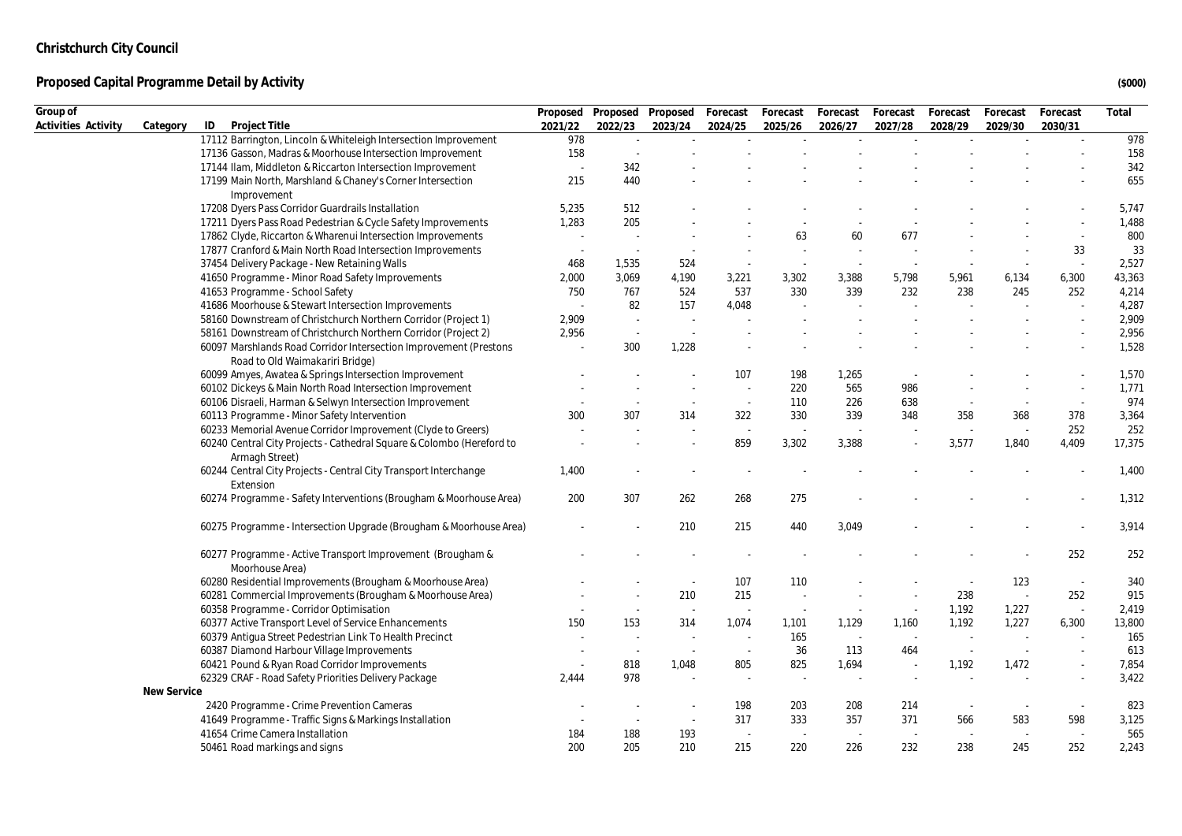# Christchurch City Council

## Proposed Capital Programme Detail by Activity

($000)

| Group of Activities | Activity | Category | ID | Project Title | Proposed 2021/22 | Proposed 2022/23 | Proposed 2023/24 | Forecast 2024/25 | Forecast 2025/26 | Forecast 2026/27 | Forecast 2027/28 | Forecast 2028/29 | Forecast 2029/30 | Forecast 2030/31 | Total |
|---|---|---|---|---|---|---|---|---|---|---|---|---|---|---|---|
| | | | 17112 | Barrington, Lincoln & Whiteleigh Intersection Improvement | 978 | - | - | - | - | - | - | - | - | - | 978 |
| | | | 17136 | Gasson, Madras & Moorhouse Intersection Improvement | 158 | - | - | - | - | - | - | - | - | - | 158 |
| | | | 17144 | Ilam, Middleton & Riccarton Intersection Improvement | - | 342 | - | - | - | - | - | - | - | - | 342 |
| | | | 17199 | Main North, Marshland & Chaney's Corner Intersection Improvement | 215 | 440 | - | - | - | - | - | - | - | - | 655 |
| | | | 17208 | Dyers Pass Corridor Guardrails Installation | 5,235 | 512 | - | - | - | - | - | - | - | - | 5,747 |
| | | | 17211 | Dyers Pass Road Pedestrian & Cycle Safety Improvements | 1,283 | 205 | - | - | - | - | - | - | - | - | 1,488 |
| | | | 17862 | Clyde, Riccarton & Wharenui Intersection Improvements | - | - | - | - | 63 | 60 | 677 | - | - | - | 800 |
| | | | 17877 | Cranford & Main North Road Intersection Improvements | - | - | - | - | - | - | - | - | - | 33 | 33 |
| | | | 37454 | Delivery Package - New Retaining Walls | 468 | 1,535 | 524 | - | - | - | - | - | - | - | 2,527 |
| | | | 41650 | Programme - Minor Road Safety Improvements | 2,000 | 3,069 | 4,190 | 3,221 | 3,302 | 3,388 | 5,798 | 5,961 | 6,134 | 6,300 | 43,363 |
| | | | 41653 | Programme - School Safety | 750 | 767 | 524 | 537 | 330 | 339 | 232 | 238 | 245 | 252 | 4,214 |
| | | | 41686 | Moorhouse & Stewart Intersection Improvements | - | 82 | 157 | 4,048 | - | - | - | - | - | - | 4,287 |
| | | | 58160 | Downstream of Christchurch Northern Corridor (Project 1) | 2,909 | - | - | - | - | - | - | - | - | - | 2,909 |
| | | | 58161 | Downstream of Christchurch Northern Corridor (Project 2) | 2,956 | - | - | - | - | - | - | - | - | - | 2,956 |
| | | | 60097 | Marshlands Road Corridor Intersection Improvement (Prestons Road to Old Waimakariri Bridge) | - | 300 | 1,228 | - | - | - | - | - | - | - | 1,528 |
| | | | 60099 | Amyes, Awatea & Springs Intersection Improvement | - | - | - | 107 | 198 | 1,265 | - | - | - | - | 1,570 |
| | | | 60102 | Dickeys & Main North Road Intersection Improvement | - | - | - | - | 220 | 565 | 986 | - | - | - | 1,771 |
| | | | 60106 | Disraeli, Harman & Selwyn Intersection Improvement | - | - | - | - | 110 | 226 | 638 | - | - | - | 974 |
| | | | 60113 | Programme - Minor Safety Intervention | 300 | 307 | 314 | 322 | 330 | 339 | 348 | 358 | 368 | 378 | 3,364 |
| | | | 60233 | Memorial Avenue Corridor Improvement (Clyde to Greers) | - | - | - | - | - | - | - | - | - | 252 | 252 |
| | | | 60240 | Central City Projects - Cathedral Square & Colombo (Hereford to Armagh Street) | - | - | - | 859 | 3,302 | 3,388 | - | 3,577 | 1,840 | 4,409 | 17,375 |
| | | | 60244 | Central City Projects - Central City Transport Interchange Extension | 1,400 | - | - | - | - | - | - | - | - | - | 1,400 |
| | | | 60274 | Programme - Safety Interventions (Brougham & Moorhouse Area) | 200 | 307 | 262 | 268 | 275 | - | - | - | - | - | 1,312 |
| | | | 60275 | Programme - Intersection Upgrade (Brougham & Moorhouse Area) | - | - | 210 | 215 | 440 | 3,049 | - | - | - | - | 3,914 |
| | | | 60277 | Programme - Active Transport Improvement (Brougham & Moorhouse Area) | - | - | - | - | - | - | - | - | - | 252 | 252 |
| | | | 60280 | Residential Improvements (Brougham & Moorhouse Area) | - | - | - | 107 | 110 | - | - | - | 123 | - | 340 |
| | | | 60281 | Commercial Improvements (Brougham & Moorhouse Area) | - | - | 210 | 215 | - | - | - | 238 | - | 252 | 915 |
| | | | 60358 | Programme - Corridor Optimisation | - | - | - | - | - | - | - | 1,192 | 1,227 | - | 2,419 |
| | | | 60377 | Active Transport Level of Service Enhancements | 150 | 153 | 314 | 1,074 | 1,101 | 1,129 | 1,160 | 1,192 | 1,227 | 6,300 | 13,800 |
| | | | 60379 | Antigua Street Pedestrian Link To Health Precinct | - | - | - | - | 165 | - | - | - | - | - | 165 |
| | | | 60387 | Diamond Harbour Village Improvements | - | - | - | - | 36 | 113 | 464 | - | - | - | 613 |
| | | | 60421 | Pound & Ryan Road Corridor Improvements | - | 818 | 1,048 | 805 | 825 | 1,694 | - | 1,192 | 1,472 | - | 7,854 |
| | | | 62329 | CRAF - Road Safety Priorities Delivery Package | 2,444 | 978 | - | - | - | - | - | - | - | - | 3,422 |
| | | New Service | | | | | | | | | | | | | |
| | | | 2420 | Programme - Crime Prevention Cameras | - | - | - | 198 | 203 | 208 | 214 | - | - | - | 823 |
| | | | 41649 | Programme - Traffic Signs & Markings Installation | - | - | - | 317 | 333 | 357 | 371 | 566 | 583 | 598 | 3,125 |
| | | | 41654 | Crime Camera Installation | 184 | 188 | 193 | - | - | - | - | - | - | - | 565 |
| | | | 50461 | Road markings and signs | 200 | 205 | 210 | 215 | 220 | 226 | 232 | 238 | 245 | 252 | 2,243 |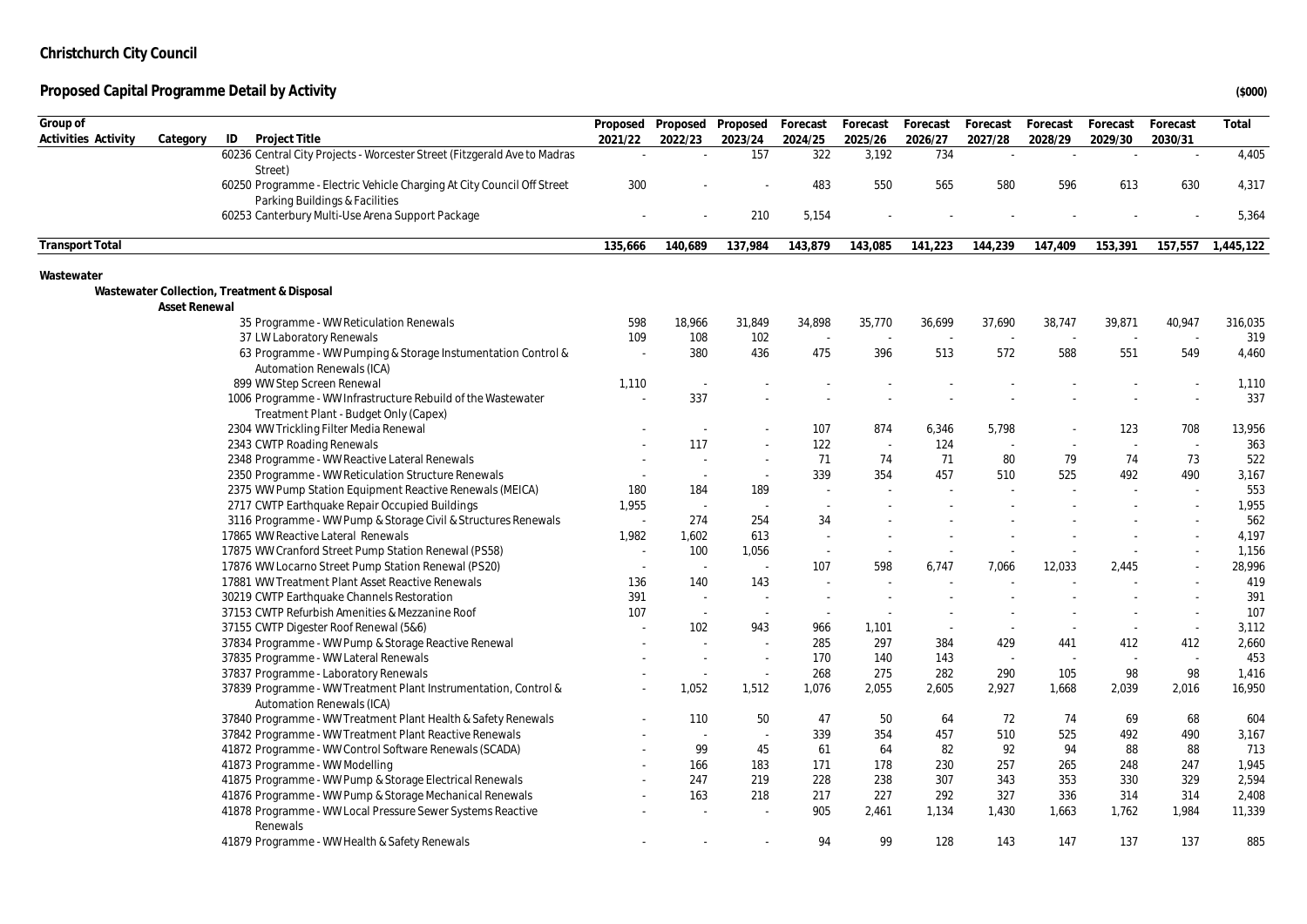## Christchurch City Council

### Proposed Capital Programme Detail by Activity

($000)

| Group of Activities | Activity | Category | ID | Project Title | Proposed 2021/22 | Proposed 2022/23 | Proposed 2023/24 | Forecast 2024/25 | Forecast 2025/26 | Forecast 2026/27 | Forecast 2027/28 | Forecast 2028/29 | Forecast 2029/30 | Forecast 2030/31 | Total |
|---|---|---|---|---|---|---|---|---|---|---|---|---|---|---|---|
| | | | 60236 | Central City Projects - Worcester Street (Fitzgerald Ave to Madras Street) | - | - | 157 | 322 | 3,192 | 734 | - | - | - | - | 4,405 |
| | | | 60250 | Programme - Electric Vehicle Charging At City Council Off Street Parking Buildings & Facilities | 300 | - | - | 483 | 550 | 565 | 580 | 596 | 613 | 630 | 4,317 |
| | | | 60253 | Canterbury Multi-Use Arena Support Package | - | - | 210 | 5,154 | - | - | - | - | - | - | 5,364 |
| **Transport Total** | | | | | **135,666** | **140,689** | **137,984** | **143,879** | **143,085** | **141,223** | **144,239** | **147,409** | **153,391** | **157,557** | **1,445,122** |
| **Wastewater** | | | | | | | | | | | | | | | |
| | **Wastewater Collection, Treatment & Disposal** | | | | | | | | | | | | | | |
| | | **Asset Renewal** | | | | | | | | | | | | | |
| | | | 35 | Programme - WW Reticulation Renewals | 598 | 18,966 | 31,849 | 34,898 | 35,770 | 36,699 | 37,690 | 38,747 | 39,871 | 40,947 | 316,035 |
| | | | 37 | LW Laboratory Renewals | 109 | 108 | 102 | - | - | - | - | - | - | - | 319 |
| | | | 63 | Programme - WW Pumping & Storage Instumentation Control & Automation Renewals (ICA) | - | 380 | 436 | 475 | 396 | 513 | 572 | 588 | 551 | 549 | 4,460 |
| | | | 899 | WW Step Screen Renewal | 1,110 | - | - | - | - | - | - | - | - | - | 1,110 |
| | | | 1006 | Programme - WW Infrastructure Rebuild of the Wastewater Treatment Plant - Budget Only (Capex) | - | 337 | - | - | - | - | - | - | - | - | 337 |
| | | | 2304 | WW Trickling Filter Media Renewal | - | - | - | 107 | 874 | 6,346 | 5,798 | - | 123 | 708 | 13,956 |
| | | | 2343 | CWTP Roading Renewals | - | 117 | - | 122 | - | 124 | - | - | - | - | 363 |
| | | | 2348 | Programme - WW Reactive Lateral Renewals | - | - | - | 71 | 74 | 71 | 80 | 79 | 74 | 73 | 522 |
| | | | 2350 | Programme - WW Reticulation Structure Renewals | - | - | - | 339 | 354 | 457 | 510 | 525 | 492 | 490 | 3,167 |
| | | | 2375 | WW Pump Station Equipment Reactive Renewals (MEICA) | 180 | 184 | 189 | - | - | - | - | - | - | - | 553 |
| | | | 2717 | CWTP Earthquake Repair Occupied Buildings | 1,955 | - | - | - | - | - | - | - | - | - | 1,955 |
| | | | 3116 | Programme - WW Pump & Storage Civil & Structures Renewals | - | 274 | 254 | 34 | - | - | - | - | - | - | 562 |
| | | | 17865 | WW Reactive Lateral Renewals | 1,982 | 1,602 | 613 | - | - | - | - | - | - | - | 4,197 |
| | | | 17875 | WW Cranford Street Pump Station Renewal (PS58) | - | 100 | 1,056 | - | - | - | - | - | - | - | 1,156 |
| | | | 17876 | WW Locarno Street Pump Station Renewal (PS20) | - | - | - | 107 | 598 | 6,747 | 7,066 | 12,033 | 2,445 | - | 28,996 |
| | | | 17881 | WW Treatment Plant Asset Reactive Renewals | 136 | 140 | 143 | - | - | - | - | - | - | - | 419 |
| | | | 30219 | CWTP Earthquake Channels Restoration | 391 | - | - | - | - | - | - | - | - | - | 391 |
| | | | 37153 | CWTP Refurbish Amenities & Mezzanine Roof | 107 | - | - | - | - | - | - | - | - | - | 107 |
| | | | 37155 | CWTP Digester Roof Renewal (5&6) | - | 102 | 943 | 966 | 1,101 | - | - | - | - | - | 3,112 |
| | | | 37834 | Programme - WW Pump & Storage Reactive Renewal | - | - | - | 285 | 297 | 384 | 429 | 441 | 412 | 412 | 2,660 |
| | | | 37835 | Programme - WW Lateral Renewals | - | - | - | 170 | 140 | 143 | - | - | - | - | 453 |
| | | | 37837 | Programme - Laboratory Renewals | - | - | - | 268 | 275 | 282 | 290 | 105 | 98 | 98 | 1,416 |
| | | | 37839 | Programme - WW Treatment Plant Instrumentation, Control & Automation Renewals (ICA) | - | 1,052 | 1,512 | 1,076 | 2,055 | 2,605 | 2,927 | 1,668 | 2,039 | 2,016 | 16,950 |
| | | | 37840 | Programme - WW Treatment Plant Health & Safety Renewals | - | 110 | 50 | 47 | 50 | 64 | 72 | 74 | 69 | 68 | 604 |
| | | | 37842 | Programme - WW Treatment Plant Reactive Renewals | - | - | - | 339 | 354 | 457 | 510 | 525 | 492 | 490 | 3,167 |
| | | | 41872 | Programme - WW Control Software Renewals (SCADA) | - | 99 | 45 | 61 | 64 | 82 | 92 | 94 | 88 | 88 | 713 |
| | | | 41873 | Programme - WW Modelling | - | 166 | 183 | 171 | 178 | 230 | 257 | 265 | 248 | 247 | 1,945 |
| | | | 41875 | Programme - WW Pump & Storage Electrical Renewals | - | 247 | 219 | 228 | 238 | 307 | 343 | 353 | 330 | 329 | 2,594 |
| | | | 41876 | Programme - WW Pump & Storage Mechanical Renewals | - | 163 | 218 | 217 | 227 | 292 | 327 | 336 | 314 | 314 | 2,408 |
| | | | 41878 | Programme - WW Local Pressure Sewer Systems Reactive Renewals | - | - | - | 905 | 2,461 | 1,134 | 1,430 | 1,663 | 1,762 | 1,984 | 11,339 |
| | | | 41879 | Programme - WW Health & Safety Renewals | - | - | - | 94 | 99 | 128 | 143 | 147 | 137 | 137 | 885 |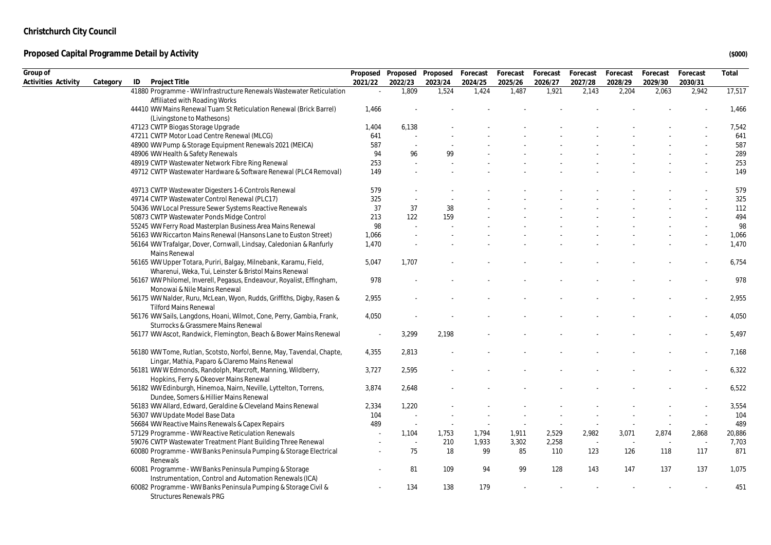# Christchurch City Council

## Proposed Capital Programme Detail by Activity

($000)

| Group of Activities | Activity | Category | ID | Project Title | Proposed 2021/22 | Proposed 2022/23 | Proposed 2023/24 | Forecast 2024/25 | Forecast 2025/26 | Forecast 2026/27 | Forecast 2027/28 | Forecast 2028/29 | Forecast 2029/30 | Forecast 2030/31 | Total |
|---|---|---|---|---|---|---|---|---|---|---|---|---|---|---|---|
| | | | 41880 | Programme - WW Infrastructure Renewals Wastewater Reticulation Affiliated with Roading Works | - | 1,809 | 1,524 | 1,424 | 1,487 | 1,921 | 2,143 | 2,204 | 2,063 | 2,942 | 17,517 |
| | | | 44410 | WW Mains Renewal Tuam St Reticulation Renewal (Brick Barrel) (Livingstone to Mathesons) | 1,466 | - | - | - | - | - | - | - | - | - | 1,466 |
| | | | 47123 | CWTP Biogas Storage Upgrade | 1,404 | 6,138 | - | - | - | - | - | - | - | - | 7,542 |
| | | | 47211 | CWTP Motor Load Centre Renewal (MLCG) | 641 | - | - | - | - | - | - | - | - | - | 641 |
| | | | 48900 | WW Pump & Storage Equipment Renewals 2021 (MEICA) | 587 | - | - | - | - | - | - | - | - | - | 587 |
| | | | 48906 | WW Health & Safety Renewals | 94 | 96 | 99 | - | - | - | - | - | - | - | 289 |
| | | | 48919 | CWTP Wastewater Network Fibre Ring Renewal | 253 | - | - | - | - | - | - | - | - | - | 253 |
| | | | 49712 | CWTP Wastewater Hardware & Software Renewal (PLC4 Removal) | 149 | - | - | - | - | - | - | - | - | - | 149 |
| | | | 49713 | CWTP Wastewater Digesters 1-6 Controls Renewal | 579 | - | - | - | - | - | - | - | - | - | 579 |
| | | | 49714 | CWTP Wastewater Control Renewal (PLC17) | 325 | - | - | - | - | - | - | - | - | - | 325 |
| | | | 50436 | WW Local Pressure Sewer Systems Reactive Renewals | 37 | 37 | 38 | - | - | - | - | - | - | - | 112 |
| | | | 50873 | CWTP Wastewater Ponds Midge Control | 213 | 122 | 159 | - | - | - | - | - | - | - | 494 |
| | | | 55245 | WW Ferry Road Masterplan Business Area Mains Renewal | 98 | - | - | - | - | - | - | - | - | - | 98 |
| | | | 56163 | WW Riccarton Mains Renewal (Hansons Lane to Euston Street) | 1,066 | - | - | - | - | - | - | - | - | - | 1,066 |
| | | | 56164 | WW Trafalgar, Dover, Cornwall, Lindsay, Caledonian & Ranfurly Mains Renewal | 1,470 | - | - | - | - | - | - | - | - | - | 1,470 |
| | | | 56165 | WW Upper Totara, Puriri, Balgay, Milnebank, Karamu, Field, Wharenui, Weka, Tui, Leinster & Bristol Mains Renewal | 5,047 | 1,707 | - | - | - | - | - | - | - | - | 6,754 |
| | | | 56167 | WW Philomel, Inverell, Pegasus, Endeavour, Royalist, Effingham, Monowai & Nile Mains Renewal | 978 | - | - | - | - | - | - | - | - | - | 978 |
| | | | 56175 | WW Nalder, Ruru, McLean, Wyon, Rudds, Griffiths, Digby, Rasen & Tilford Mains Renewal | 2,955 | - | - | - | - | - | - | - | - | - | 2,955 |
| | | | 56176 | WW Sails, Langdons, Hoani, Wilmot, Cone, Perry, Gambia, Frank, Sturrocks & Grassmere Mains Renewal | 4,050 | - | - | - | - | - | - | - | - | - | 4,050 |
| | | | 56177 | WW Ascot, Randwick, Flemington, Beach & Bower Mains Renewal | - | 3,299 | 2,198 | - | - | - | - | - | - | - | 5,497 |
| | | | 56180 | WW Tome, Rutlan, Scotsto, Norfol, Benne, May, Tavendal, Chapte, Lingar, Mathia, Paparo & Claremo Mains Renewal | 4,355 | 2,813 | - | - | - | - | - | - | - | - | 7,168 |
| | | | 56181 | WW W Edmonds, Randolph, Marcroft, Manning, Wildberry, Hopkins, Ferry & Okeover Mains Renewal | 3,727 | 2,595 | - | - | - | - | - | - | - | - | 6,322 |
| | | | 56182 | WW Edinburgh, Hinemoa, Nairn, Neville, Lyttelton, Torrens, Dundee, Somers & Hillier Mains Renewal | 3,874 | 2,648 | - | - | - | - | - | - | - | - | 6,522 |
| | | | 56183 | WW Allard, Edward, Geraldine & Cleveland Mains Renewal | 2,334 | 1,220 | - | - | - | - | - | - | - | - | 3,554 |
| | | | 56307 | WW Update Model Base Data | 104 | - | - | - | - | - | - | - | - | - | 104 |
| | | | 56684 | WW Reactive Mains Renewals & Capex Repairs | 489 | - | - | - | - | - | - | - | - | - | 489 |
| | | | 57129 | Programme - WW Reactive Reticulation Renewals | - | 1,104 | 1,753 | 1,794 | 1,911 | 2,529 | 2,982 | 3,071 | 2,874 | 2,868 | 20,886 |
| | | | 59076 | CWTP Wastewater Treatment Plant Building Three Renewal | - | - | 210 | 1,933 | 3,302 | 2,258 | - | - | - | - | 7,703 |
| | | | 60080 | Programme - WW Banks Peninsula Pumping & Storage Electrical Renewals | - | 75 | 18 | 99 | 85 | 110 | 123 | 126 | 118 | 117 | 871 |
| | | | 60081 | Programme - WW Banks Peninsula Pumping & Storage Instrumentation, Control and Automation Renewals (ICA) | - | 81 | 109 | 94 | 99 | 128 | 143 | 147 | 137 | 137 | 1,075 |
| | | | 60082 | Programme - WW Banks Peninsula Pumping & Storage Civil & Structures Renewals PRG | - | 134 | 138 | 179 | - | - | - | - | - | - | 451 |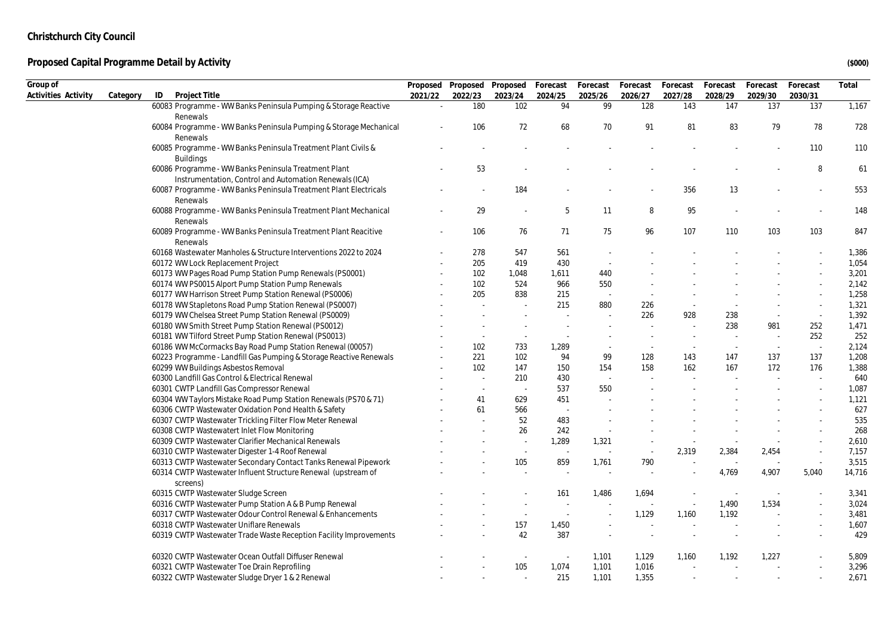# Christchurch City Council

## Proposed Capital Programme Detail by Activity

($000)

| Group of Activities | Activity | Category | ID | Project Title | Proposed 2021/22 | Proposed 2022/23 | Proposed 2023/24 | Forecast 2024/25 | Forecast 2025/26 | Forecast 2026/27 | Forecast 2027/28 | Forecast 2028/29 | Forecast 2029/30 | Forecast 2030/31 | Total |
|---|---|---|---|---|---|---|---|---|---|---|---|---|---|---|---|
| | | | 60083 | Programme - WW Banks Peninsula Pumping & Storage Reactive Renewals | - | 180 | 102 | 94 | 99 | 128 | 143 | 147 | 137 | 137 | 1,167 |
| | | | 60084 | Programme - WW Banks Peninsula Pumping & Storage Mechanical Renewals | - | 106 | 72 | 68 | 70 | 91 | 81 | 83 | 79 | 78 | 728 |
| | | | 60085 | Programme - WW Banks Peninsula Treatment Plant Civils & Buildings | - | - | - | - | - | - | - | - | - | 110 | 110 |
| | | | 60086 | Programme - WW Banks Peninsula Treatment Plant Instrumentation, Control and Automation Renewals (ICA) | - | 53 | - | - | - | - | - | - | - | 8 | 61 |
| | | | 60087 | Programme - WW Banks Peninsula Treatment Plant Electricals Renewals | - | - | 184 | - | - | - | 356 | 13 | - | - | 553 |
| | | | 60088 | Programme - WW Banks Peninsula Treatment Plant Mechanical Renewals | - | 29 | - | 5 | 11 | 8 | 95 | - | - | - | 148 |
| | | | 60089 | Programme - WW Banks Peninsula Treatment Plant Reacitive Renewals | - | 106 | 76 | 71 | 75 | 96 | 107 | 110 | 103 | 103 | 847 |
| | | | 60168 | Wastewater Manholes & Structure Interventions 2022 to 2024 | - | 278 | 547 | 561 | - | - | - | - | - | - | 1,386 |
| | | | 60172 | WW Lock Replacement Project | - | 205 | 419 | 430 | - | - | - | - | - | - | 1,054 |
| | | | 60173 | WW Pages Road Pump Station Pump Renewals (PS0001) | - | 102 | 1,048 | 1,611 | 440 | - | - | - | - | - | 3,201 |
| | | | 60174 | WW PS0015 Alport Pump Station Pump Renewals | - | 102 | 524 | 966 | 550 | - | - | - | - | - | 2,142 |
| | | | 60177 | WW Harrison Street Pump Station Renewal (PS0006) | - | 205 | 838 | 215 | - | - | - | - | - | - | 1,258 |
| | | | 60178 | WW Stapletons Road Pump Station Renewal (PS0007) | - | - | - | 215 | 880 | 226 | - | - | - | - | 1,321 |
| | | | 60179 | WW Chelsea Street Pump Station Renewal (PS0009) | - | - | - | - | - | 226 | 928 | 238 | - | - | 1,392 |
| | | | 60180 | WW Smith Street Pump Station Renewal (PS0012) | - | - | - | - | - | - | - | 238 | 981 | 252 | 1,471 |
| | | | 60181 | WW Tilford Street Pump Station Renewal (PS0013) | - | - | - | - | - | - | - | - | - | 252 | 252 |
| | | | 60186 | WW McCormacks Bay Road Pump Station Renewal (00057) | - | 102 | 733 | 1,289 | - | - | - | - | - | - | 2,124 |
| | | | 60223 | Programme - Landfill Gas Pumping & Storage Reactive Renewals | - | 221 | 102 | 94 | 99 | 128 | 143 | 147 | 137 | 137 | 1,208 |
| | | | 60299 | WW Buildings Asbestos Removal | - | 102 | 147 | 150 | 154 | 158 | 162 | 167 | 172 | 176 | 1,388 |
| | | | 60300 | Landfill Gas Control & Electrical Renewal | - | - | 210 | 430 | - | - | - | - | - | - | 640 |
| | | | 60301 | CWTP Landfill Gas Compressor Renewal | - | - | - | 537 | 550 | - | - | - | - | - | 1,087 |
| | | | 60304 | WW Taylors Mistake Road Pump Station Renewals (PS70 & 71) | - | 41 | 629 | 451 | - | - | - | - | - | - | 1,121 |
| | | | 60306 | CWTP Wastewater Oxidation Pond Health & Safety | - | 61 | 566 | - | - | - | - | - | - | - | 627 |
| | | | 60307 | CWTP Wastewater Trickling Filter Flow Meter Renewal | - | - | 52 | 483 | - | - | - | - | - | - | 535 |
| | | | 60308 | CWTP Wastewatert Inlet Flow Monitoring | - | - | 26 | 242 | - | - | - | - | - | - | 268 |
| | | | 60309 | CWTP Wastewater Clarifier Mechanical Renewals | - | - | - | 1,289 | 1,321 | - | - | - | - | - | 2,610 |
| | | | 60310 | CWTP Wastewater Digester 1-4 Roof Renewal | - | - | - | - | - | - | 2,319 | 2,384 | 2,454 | - | 7,157 |
| | | | 60313 | CWTP Wastewater Secondary Contact Tanks Renewal Pipework | - | - | 105 | 859 | 1,761 | 790 | - | - | - | - | 3,515 |
| | | | 60314 | CWTP Wastewater Influent Structure Renewal (upstream of screens) | - | - | - | - | - | - | - | 4,769 | 4,907 | 5,040 | 14,716 |
| | | | 60315 | CWTP Wastewater Sludge Screen | - | - | - | 161 | 1,486 | 1,694 | - | - | - | - | 3,341 |
| | | | 60316 | CWTP Wastewater Pump Station A & B Pump Renewal | - | - | - | - | - | - | - | 1,490 | 1,534 | - | 3,024 |
| | | | 60317 | CWTP Wastewater Odour Control Renewal & Enhancements | - | - | - | - | - | 1,129 | 1,160 | 1,192 | - | - | 3,481 |
| | | | 60318 | CWTP Wastewater Uniflare Renewals | - | - | 157 | 1,450 | - | - | - | - | - | - | 1,607 |
| | | | 60319 | CWTP Wastewater Trade Waste Reception Facility Improvements | - | - | 42 | 387 | - | - | - | - | - | - | 429 |
| | | | 60320 | CWTP Wastewater Ocean Outfall Diffuser Renewal | - | - | - | - | 1,101 | 1,129 | 1,160 | 1,192 | 1,227 | - | 5,809 |
| | | | 60321 | CWTP Wastewater Toe Drain Reprofiling | - | - | 105 | 1,074 | 1,101 | 1,016 | - | - | - | - | 3,296 |
| | | | 60322 | CWTP Wastewater Sludge Dryer 1 & 2 Renewal | - | - | - | 215 | 1,101 | 1,355 | - | - | - | - | 2,671 |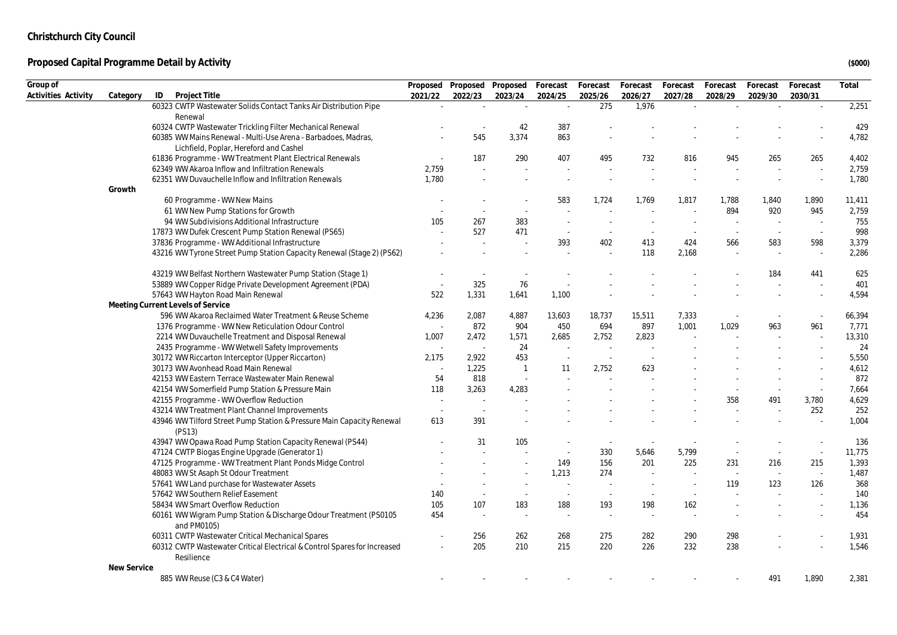**Christchurch City Council**

**Proposed Capital Programme Detail by Activity**

($000)

| Group of Activities | Activity | Category | ID | Project Title | Proposed 2021/22 | Proposed 2022/23 | Proposed 2023/24 | Forecast 2024/25 | Forecast 2025/26 | Forecast 2026/27 | Forecast 2027/28 | Forecast 2028/29 | Forecast 2029/30 | Forecast 2030/31 | Total |
|---|---|---|---|---|---|---|---|---|---|---|---|---|---|---|---|
| | | | 60323 | CWTP Wastewater Solids Contact Tanks Air Distribution Pipe Renewal | - | - | - | - | 275 | 1,976 | - | - | - | - | 2,251 |
| | | | 60324 | CWTP Wastewater Trickling Filter Mechanical Renewal | - | - | 42 | 387 | - | - | - | - | - | - | 429 |
| | | | 60385 | WW Mains Renewal - Multi-Use Arena - Barbadoes, Madras, Lichfield, Poplar, Hereford and Cashel | - | 545 | 3,374 | 863 | - | - | - | - | - | - | 4,782 |
| | | | 61836 | Programme - WW Treatment Plant Electrical Renewals | - | 187 | 290 | 407 | 495 | 732 | 816 | 945 | 265 | 265 | 4,402 |
| | | | 62349 | WW Akaroa Inflow and Infiltration Renewals | 2,759 | - | - | - | - | - | - | - | - | - | 2,759 |
| | | | 62351 | WW Duvauchelle Inflow and Infiltration Renewals | 1,780 | - | - | - | - | - | - | - | - | - | 1,780 |
| | | Growth | | | | | | | | | | | | | |
| | | | 60 | Programme - WW New Mains | - | - | - | 583 | 1,724 | 1,769 | 1,817 | 1,788 | 1,840 | 1,890 | 11,411 |
| | | | 61 | WW New Pump Stations for Growth | - | - | - | - | - | - | - | 894 | 920 | 945 | 2,759 |
| | | | 94 | WW Subdivisions Additional Infrastructure | 105 | 267 | 383 | - | - | - | - | - | - | - | 755 |
| | | | 17873 | WW Dufek Crescent Pump Station Renewal (PS65) | - | 527 | 471 | - | - | - | - | - | - | - | 998 |
| | | | 37836 | Programme - WW Additional Infrastructure | - | - | - | 393 | 402 | 413 | 424 | 566 | 583 | 598 | 3,379 |
| | | | 43216 | WW Tyrone Street Pump Station Capacity Renewal (Stage 2) (PS62) | - | - | - | - | - | 118 | 2,168 | - | - | - | 2,286 |
| | | | 43219 | WW Belfast Northern Wastewater Pump Station (Stage 1) | - | - | - | - | - | - | - | - | 184 | 441 | 625 |
| | | | 53889 | WW Copper Ridge Private Development Agreement (PDA) | - | 325 | 76 | - | - | - | - | - | - | - | 401 |
| | | | 57643 | WW Hayton Road Main Renewal | 522 | 1,331 | 1,641 | 1,100 | - | - | - | - | - | - | 4,594 |
| | | Meeting Current Levels of Service | | | | | | | | | | | | | |
| | | | 596 | WW Akaroa Reclaimed Water Treatment & Reuse Scheme | 4,236 | 2,087 | 4,887 | 13,603 | 18,737 | 15,511 | 7,333 | - | - | - | 66,394 |
| | | | 1376 | Programme - WW New Reticulation Odour Control | - | 872 | 904 | 450 | 694 | 897 | 1,001 | 1,029 | 963 | 961 | 7,771 |
| | | | 2214 | WW Duvauchelle Treatment and Disposal Renewal | 1,007 | 2,472 | 1,571 | 2,685 | 2,752 | 2,823 | - | - | - | - | 13,310 |
| | | | 2435 | Programme - WW Wetwell Safety Improvements | - | - | 24 | - | - | - | - | - | - | - | 24 |
| | | | 30172 | WW Riccarton Interceptor (Upper Riccarton) | 2,175 | 2,922 | 453 | - | - | - | - | - | - | - | 5,550 |
| | | | 30173 | WW Avonhead Road Main Renewal | - | 1,225 | 1 | 11 | 2,752 | 623 | - | - | - | - | 4,612 |
| | | | 42153 | WW Eastern Terrace Wastewater Main Renewal | 54 | 818 | - | - | - | - | - | - | - | - | 872 |
| | | | 42154 | WW Somerfield Pump Station & Pressure Main | 118 | 3,263 | 4,283 | - | - | - | - | - | - | - | 7,664 |
| | | | 42155 | Programme - WW Overflow Reduction | - | - | - | - | - | - | - | 358 | 491 | 3,780 | 4,629 |
| | | | 43214 | WW Treatment Plant Channel Improvements | - | - | - | - | - | - | - | - | - | 252 | 252 |
| | | | 43946 | WW Tilford Street Pump Station & Pressure Main Capacity Renewal (PS13) | 613 | 391 | - | - | - | - | - | - | - | - | 1,004 |
| | | | 43947 | WW Opawa Road Pump Station Capacity Renewal (PS44) | - | 31 | 105 | - | - | - | - | - | - | - | 136 |
| | | | 47124 | CWTP Biogas Engine Upgrade (Generator 1) | - | - | - | - | 330 | 5,646 | 5,799 | - | - | - | 11,775 |
| | | | 47125 | Programme - WW Treatment Plant Ponds Midge Control | - | - | - | 149 | 156 | 201 | 225 | 231 | 216 | 215 | 1,393 |
| | | | 48083 | WW St Asaph St Odour Treatment | - | - | - | 1,213 | 274 | - | - | - | - | - | 1,487 |
| | | | 57641 | WW Land purchase for Wastewater Assets | - | - | - | - | - | - | - | 119 | 123 | 126 | 368 |
| | | | 57642 | WW Southern Relief Easement | 140 | - | - | - | - | - | - | - | - | - | 140 |
| | | | 58434 | WW Smart Overflow Reduction | 105 | 107 | 183 | 188 | 193 | 198 | 162 | - | - | - | 1,136 |
| | | | 60161 | WW Wigram Pump Station & Discharge Odour Treatment (PS0105 and PM0105) | 454 | - | - | - | - | - | - | - | - | - | 454 |
| | | | 60311 | CWTP Wastewater Critical Mechanical Spares | - | 256 | 262 | 268 | 275 | 282 | 290 | 298 | - | - | 1,931 |
| | | | 60312 | CWTP Wastewater Critical Electrical & Control Spares for Increased Resilience | - | 205 | 210 | 215 | 220 | 226 | 232 | 238 | - | - | 1,546 |
| | | New Service | | | | | | | | | | | | | |
| | | | 885 | WW Reuse (C3 & C4 Water) | - | - | - | - | - | - | - | - | 491 | 1,890 | 2,381 |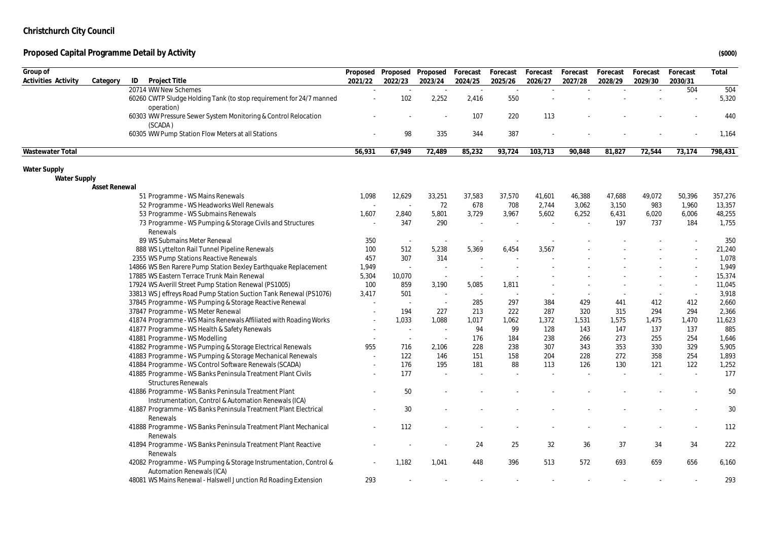**Christchurch City Council**

**Proposed Capital Programme Detail by Activity** **($000)**

| Group of Activities | Activity | Category | ID | Project Title | Proposed 2021/22 | Proposed 2022/23 | Proposed 2023/24 | Forecast 2024/25 | Forecast 2025/26 | Forecast 2026/27 | Forecast 2027/28 | Forecast 2028/29 | Forecast 2029/30 | Forecast 2030/31 | Total |
|---|---|---|---|---|---|---|---|---|---|---|---|---|---|---|---|
| | | | 20714 | WW New Schemes | - | - | - | - | - | - | - | - | - | 504 | 504 |
| | | | 60260 | CWTP Sludge Holding Tank (to stop requirement for 24/7 manned operation) | - | 102 | 2,252 | 2,416 | 550 | - | - | - | - | - | 5,320 |
| | | | 60303 | WW Pressure Sewer System Monitoring & Control Relocation (SCADA) | - | - | - | 107 | 220 | 113 | - | - | - | - | 440 |
| | | | 60305 | WW Pump Station Flow Meters at all Stations | - | 98 | 335 | 344 | 387 | - | - | - | - | - | 1,164 |
| **Wastewater Total** | | | | | **56,931** | **67,949** | **72,489** | **85,232** | **93,724** | **103,713** | **90,848** | **81,827** | **72,544** | **73,174** | **798,431** |
| **Water Supply** | | | | | | | | | | | | | | | |
| | **Water Supply** | | | | | | | | | | | | | | |
| | | **Asset Renewal** | | | | | | | | | | | | | |
| | | | 51 | Programme - WS Mains Renewals | 1,098 | 12,629 | 33,251 | 37,583 | 37,570 | 41,601 | 46,388 | 47,688 | 49,072 | 50,396 | 357,276 |
| | | | 52 | Programme - WS Headworks Well Renewals | - | - | 72 | 678 | 708 | 2,744 | 3,062 | 3,150 | 983 | 1,960 | 13,357 |
| | | | 53 | Programme - WS Submains Renewals | 1,607 | 2,840 | 5,801 | 3,729 | 3,967 | 5,602 | 6,252 | 6,431 | 6,020 | 6,006 | 48,255 |
| | | | 73 | Programme - WS Pumping & Storage Civils and Structures Renewals | - | 347 | 290 | - | - | - | - | 197 | 737 | 184 | 1,755 |
| | | | 89 | WS Submains Meter Renewal | 350 | - | - | - | - | - | - | - | - | - | 350 |
| | | | 888 | WS Lyttelton Rail Tunnel Pipeline Renewals | 100 | 512 | 5,238 | 5,369 | 6,454 | 3,567 | - | - | - | - | 21,240 |
| | | | 2355 | WS Pump Stations Reactive Renewals | 457 | 307 | 314 | - | - | - | - | - | - | - | 1,078 |
| | | | 14866 | WS Ben Rarere Pump Station Bexley Earthquake Replacement | 1,949 | - | - | - | - | - | - | - | - | - | 1,949 |
| | | | 17885 | WS Eastern Terrace Trunk Main Renewal | 5,304 | 10,070 | - | - | - | - | - | - | - | - | 15,374 |
| | | | 17924 | WS Averill Street Pump Station Renewal (PS1005) | 100 | 859 | 3,190 | 5,085 | 1,811 | - | - | - | - | - | 11,045 |
| | | | 33813 | WS Jeffreys Road Pump Station Suction Tank Renewal (PS1076) | 3,417 | 501 | - | - | - | - | - | - | - | - | 3,918 |
| | | | 37845 | Programme - WS Pumping & Storage Reactive Renewal | - | - | - | 285 | 297 | 384 | 429 | 441 | 412 | 412 | 2,660 |
| | | | 37847 | Programme - WS Meter Renewal | - | 194 | 227 | 213 | 222 | 287 | 320 | 315 | 294 | 294 | 2,366 |
| | | | 41874 | Programme - WS Mains Renewals Affiliated with Roading Works | - | 1,033 | 1,088 | 1,017 | 1,062 | 1,372 | 1,531 | 1,575 | 1,475 | 1,470 | 11,623 |
| | | | 41877 | Programme - WS Health & Safety Renewals | - | - | - | 94 | 99 | 128 | 143 | 147 | 137 | 137 | 885 |
| | | | 41881 | Programme - WS Modelling | - | - | - | 176 | 184 | 238 | 266 | 273 | 255 | 254 | 1,646 |
| | | | 41882 | Programme - WS Pumping & Storage Electrical Renewals | 955 | 716 | 2,106 | 228 | 238 | 307 | 343 | 353 | 330 | 329 | 5,905 |
| | | | 41883 | Programme - WS Pumping & Storage Mechanical Renewals | - | 122 | 146 | 151 | 158 | 204 | 228 | 272 | 358 | 254 | 1,893 |
| | | | 41884 | Programme - WS Control Software Renewals (SCADA) | - | 176 | 195 | 181 | 88 | 113 | 126 | 130 | 121 | 122 | 1,252 |
| | | | 41885 | Programme - WS Banks Peninsula Treatment Plant Civils Structures Renewals | - | 177 | - | - | - | - | - | - | - | - | 177 |
| | | | 41886 | Programme - WS Banks Peninsula Treatment Plant Instrumentation, Control & Automation Renewals (ICA) | - | 50 | - | - | - | - | - | - | - | - | 50 |
| | | | 41887 | Programme - WS Banks Peninsula Treatment Plant Electrical Renewals | - | 30 | - | - | - | - | - | - | - | - | 30 |
| | | | 41888 | Programme - WS Banks Peninsula Treatment Plant Mechanical Renewals | - | 112 | - | - | - | - | - | - | - | - | 112 |
| | | | 41894 | Programme - WS Banks Peninsula Treatment Plant Reactive Renewals | - | - | - | 24 | 25 | 32 | 36 | 37 | 34 | 34 | 222 |
| | | | 42082 | Programme - WS Pumping & Storage Instrumentation, Control & Automation Renewals (ICA) | - | 1,182 | 1,041 | 448 | 396 | 513 | 572 | 693 | 659 | 656 | 6,160 |
| | | | 48081 | WS Mains Renewal - Halswell Junction Rd Roading Extension | 293 | - | - | - | - | - | - | - | - | - | 293 |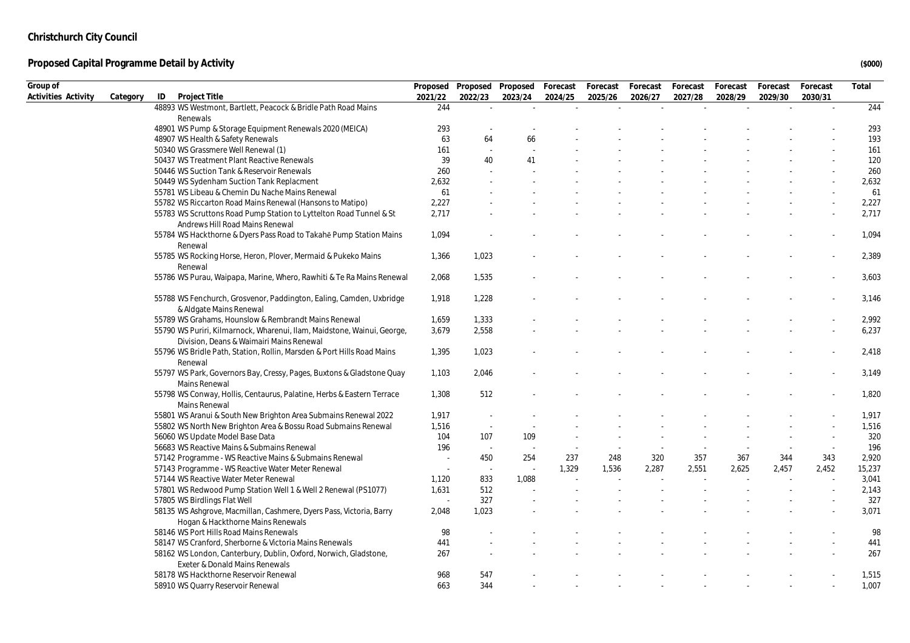**Christchurch City Council**

**Proposed Capital Programme Detail by Activity** **($000)**

| Group of Activities | Activity | Category | ID | Project Title | Proposed 2021/22 | Proposed 2022/23 | Proposed 2023/24 | Forecast 2024/25 | Forecast 2025/26 | Forecast 2026/27 | Forecast 2027/28 | Forecast 2028/29 | Forecast 2029/30 | Forecast 2030/31 | Total |
|---|---|---|---|---|---|---|---|---|---|---|---|---|---|---|---|
| | | | 48893 | WS Westmont, Bartlett, Peacock & Bridle Path Road Mains Renewals | 244 | - | - | - | - | - | - | - | - | - | 244 |
| | | | 48901 | WS Pump & Storage Equipment Renewals 2020 (MEICA) | 293 | - | - | - | - | - | - | - | - | - | 293 |
| | | | 48907 | WS Health & Safety Renewals | 63 | 64 | 66 | - | - | - | - | - | - | - | 193 |
| | | | 50340 | WS Grassmere Well Renewal (1) | 161 | - | - | - | - | - | - | - | - | - | 161 |
| | | | 50437 | WS Treatment Plant Reactive Renewals | 39 | 40 | 41 | - | - | - | - | - | - | - | 120 |
| | | | 50446 | WS Suction Tank & Reservoir Renewals | 260 | - | - | - | - | - | - | - | - | - | 260 |
| | | | 50449 | WS Sydenham Suction Tank Replacment | 2,632 | - | - | - | - | - | - | - | - | - | 2,632 |
| | | | 55781 | WS Libeau & Chemin Du Nache Mains Renewal | 61 | - | - | - | - | - | - | - | - | - | 61 |
| | | | 55782 | WS Riccarton Road Mains Renewal (Hansons to Matipo) | 2,227 | - | - | - | - | - | - | - | - | - | 2,227 |
| | | | 55783 | WS Scruttons Road Pump Station to Lyttelton Road Tunnel & St Andrews Hill Road Mains Renewal | 2,717 | - | - | - | - | - | - | - | - | - | 2,717 |
| | | | 55784 | WS Hackthorne & Dyers Pass Road to Takahē Pump Station Mains Renewal | 1,094 | - | - | - | - | - | - | - | - | - | 1,094 |
| | | | 55785 | WS Rocking Horse, Heron, Plover, Mermaid & Pukeko Mains Renewal | 1,366 | 1,023 | - | - | - | - | - | - | - | - | 2,389 |
| | | | 55786 | WS Purau, Waipapa, Marine, Whero, Rawhiti & Te Ra Mains Renewal | 2,068 | 1,535 | - | - | - | - | - | - | - | - | 3,603 |
| | | | 55788 | WS Fenchurch, Grosvenor, Paddington, Ealing, Camden, Uxbridge & Aldgate Mains Renewal | 1,918 | 1,228 | - | - | - | - | - | - | - | - | 3,146 |
| | | | 55789 | WS Grahams, Hounslow & Rembrandt Mains Renewal | 1,659 | 1,333 | - | - | - | - | - | - | - | - | 2,992 |
| | | | 55790 | WS Puriri, Kilmarnock, Wharenui, Ilam, Maidstone, Wainui, George, Division, Deans & Waimairi Mains Renewal | 3,679 | 2,558 | - | - | - | - | - | - | - | - | 6,237 |
| | | | 55796 | WS Bridle Path, Station, Rollin, Marsden & Port Hills Road Mains Renewal | 1,395 | 1,023 | - | - | - | - | - | - | - | - | 2,418 |
| | | | 55797 | WS Park, Governors Bay, Cressy, Pages, Buxtons & Gladstone Quay Mains Renewal | 1,103 | 2,046 | - | - | - | - | - | - | - | - | 3,149 |
| | | | 55798 | WS Conway, Hollis, Centaurus, Palatine, Herbs & Eastern Terrace Mains Renewal | 1,308 | 512 | - | - | - | - | - | - | - | - | 1,820 |
| | | | 55801 | WS Aranui & South New Brighton Area Submains Renewal 2022 | 1,917 | - | - | - | - | - | - | - | - | - | 1,917 |
| | | | 55802 | WS North New Brighton Area & Bossu Road Submains Renewal | 1,516 | - | - | - | - | - | - | - | - | - | 1,516 |
| | | | 56060 | WS Update Model Base Data | 104 | 107 | 109 | - | - | - | - | - | - | - | 320 |
| | | | 56683 | WS Reactive Mains & Submains Renewal | 196 | - | - | - | - | - | - | - | - | - | 196 |
| | | | 57142 | Programme - WS Reactive Mains & Submains Renewal | - | 450 | 254 | 237 | 248 | 320 | 357 | 367 | 344 | 343 | 2,920 |
| | | | 57143 | Programme - WS Reactive Water Meter Renewal | - | - | - | 1,329 | 1,536 | 2,287 | 2,551 | 2,625 | 2,457 | 2,452 | 15,237 |
| | | | 57144 | WS Reactive Water Meter Renewal | 1,120 | 833 | 1,088 | - | - | - | - | - | - | - | 3,041 |
| | | | 57801 | WS Redwood Pump Station Well 1 & Well 2 Renewal (PS1077) | 1,631 | 512 | - | - | - | - | - | - | - | - | 2,143 |
| | | | 57805 | WS Birdlings Flat Well | - | 327 | - | - | - | - | - | - | - | - | 327 |
| | | | 58135 | WS Ashgrove, Macmillan, Cashmere, Dyers Pass, Victoria, Barry Hogan & Hackthorne Mains Renewals | 2,048 | 1,023 | - | - | - | - | - | - | - | - | 3,071 |
| | | | 58146 | WS Port Hills Road Mains Renewals | 98 | - | - | - | - | - | - | - | - | - | 98 |
| | | | 58147 | WS Cranford, Sherborne & Victoria Mains Renewals | 441 | - | - | - | - | - | - | - | - | - | 441 |
| | | | 58162 | WS London, Canterbury, Dublin, Oxford, Norwich, Gladstone, Exeter & Donald Mains Renewals | 267 | - | - | - | - | - | - | - | - | - | 267 |
| | | | 58178 | WS Hackthorne Reservoir Renewal | 968 | 547 | - | - | - | - | - | - | - | - | 1,515 |
| | | | 58910 | WS Quarry Reservoir Renewal | 663 | 344 | - | - | - | - | - | - | - | - | 1,007 |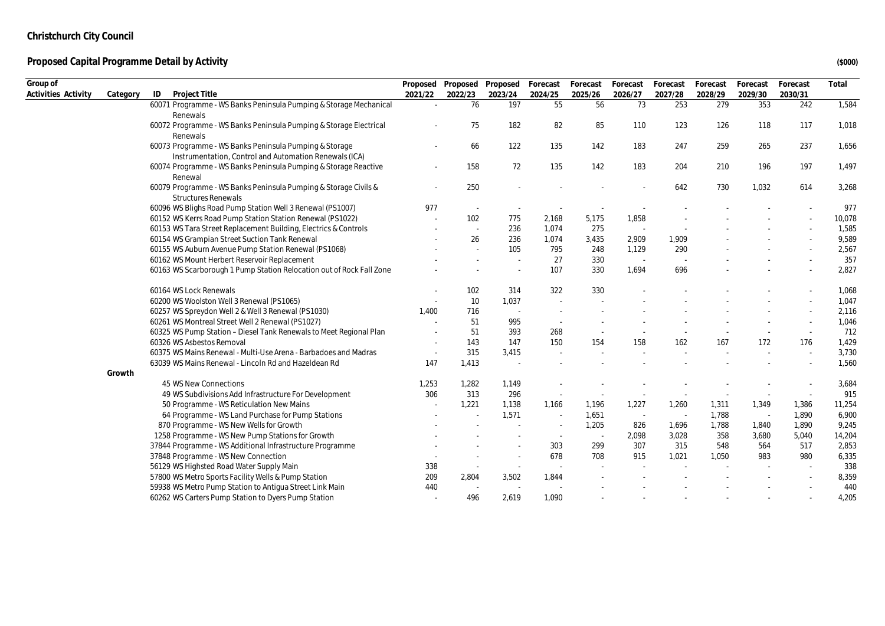# Christchurch City Council

## Proposed Capital Programme Detail by Activity

($000)

| Group of Activities | Activity | Category | ID | Project Title | Proposed 2021/22 | Proposed 2022/23 | Proposed 2023/24 | Forecast 2024/25 | Forecast 2025/26 | Forecast 2026/27 | Forecast 2027/28 | Forecast 2028/29 | Forecast 2029/30 | Forecast 2030/31 | Total |
|---|---|---|---|---|---|---|---|---|---|---|---|---|---|---|---|
| | | | 60071 | Programme - WS Banks Peninsula Pumping & Storage Mechanical Renewals | - | 76 | 197 | 55 | 56 | 73 | 253 | 279 | 353 | 242 | 1,584 |
| | | | 60072 | Programme - WS Banks Peninsula Pumping & Storage Electrical Renewals | - | 75 | 182 | 82 | 85 | 110 | 123 | 126 | 118 | 117 | 1,018 |
| | | | 60073 | Programme - WS Banks Peninsula Pumping & Storage Instrumentation, Control and Automation Renewals (ICA) | - | 66 | 122 | 135 | 142 | 183 | 247 | 259 | 265 | 237 | 1,656 |
| | | | 60074 | Programme - WS Banks Peninsula Pumping & Storage Reactive Renewal | - | 158 | 72 | 135 | 142 | 183 | 204 | 210 | 196 | 197 | 1,497 |
| | | | 60079 | Programme - WS Banks Peninsula Pumping & Storage Civils & Structures Renewals | - | 250 | - | - | - | - | 642 | 730 | 1,032 | 614 | 3,268 |
| | | | 60096 | WS Blighs Road Pump Station Well 3 Renewal (PS1007) | 977 | - | - | - | - | - | - | - | - | - | 977 |
| | | | 60152 | WS Kerrs Road Pump Station Station Renewal (PS1022) | - | 102 | 775 | 2,168 | 5,175 | 1,858 | - | - | - | - | 10,078 |
| | | | 60153 | WS Tara Street Replacement Building, Electrics & Controls | - | - | 236 | 1,074 | 275 | - | - | - | - | - | 1,585 |
| | | | 60154 | WS Grampian Street Suction Tank Renewal | - | 26 | 236 | 1,074 | 3,435 | 2,909 | 1,909 | - | - | - | 9,589 |
| | | | 60155 | WS Auburn Avenue Pump Station Renewal (PS1068) | - | - | 105 | 795 | 248 | 1,129 | 290 | - | - | - | 2,567 |
| | | | 60162 | WS Mount Herbert Reservoir Replacement | - | - | - | 27 | 330 | - | - | - | - | - | 357 |
| | | | 60163 | WS Scarborough 1 Pump Station Relocation out of Rock Fall Zone | - | - | - | 107 | 330 | 1,694 | 696 | - | - | - | 2,827 |
| | | | 60164 | WS Lock Renewals | - | 102 | 314 | 322 | 330 | - | - | - | - | - | 1,068 |
| | | | 60200 | WS Woolston Well 3 Renewal (PS1065) | - | 10 | 1,037 | - | - | - | - | - | - | - | 1,047 |
| | | | 60257 | WS Spreydon Well 2 & Well 3 Renewal (PS1030) | 1,400 | 716 | - | - | - | - | - | - | - | - | 2,116 |
| | | | 60261 | WS Montreal Street Well 2 Renewal (PS1027) | - | 51 | 995 | - | - | - | - | - | - | - | 1,046 |
| | | | 60325 | WS Pump Station – Diesel Tank Renewals to Meet Regional Plan | - | 51 | 393 | 268 | - | - | - | - | - | - | 712 |
| | | | 60326 | WS Asbestos Removal | - | 143 | 147 | 150 | 154 | 158 | 162 | 167 | 172 | 176 | 1,429 |
| | | | 60375 | WS Mains Renewal - Multi-Use Arena - Barbadoes and Madras | - | 315 | 3,415 | - | - | - | - | - | - | - | 3,730 |
| | | | 63039 | WS Mains Renewal - Lincoln Rd and Hazeldean Rd | 147 | 1,413 | - | - | - | - | - | - | - | - | 1,560 |
| | | Growth | | | | | | | | | | | | | |
| | | | 45 | WS New Connections | 1,253 | 1,282 | 1,149 | - | - | - | - | - | - | - | 3,684 |
| | | | 49 | WS Subdivisions Add Infrastructure For Development | 306 | 313 | 296 | - | - | - | - | - | - | - | 915 |
| | | | 50 | Programme - WS Reticulation New Mains | - | 1,221 | 1,138 | 1,166 | 1,196 | 1,227 | 1,260 | 1,311 | 1,349 | 1,386 | 11,254 |
| | | | 64 | Programme - WS Land Purchase for Pump Stations | - | - | 1,571 | - | 1,651 | - | - | 1,788 | - | 1,890 | 6,900 |
| | | | 870 | Programme - WS New Wells for Growth | - | - | - | - | 1,205 | 826 | 1,696 | 1,788 | 1,840 | 1,890 | 9,245 |
| | | | 1258 | Programme - WS New Pump Stations for Growth | - | - | - | - | - | 2,098 | 3,028 | 358 | 3,680 | 5,040 | 14,204 |
| | | | 37844 | Programme - WS Additional Infrastructure Programme | - | - | - | 303 | 299 | 307 | 315 | 548 | 564 | 517 | 2,853 |
| | | | 37848 | Programme - WS New Connection | - | - | - | 678 | 708 | 915 | 1,021 | 1,050 | 983 | 980 | 6,335 |
| | | | 56129 | WS Highsted Road Water Supply Main | 338 | - | - | - | - | - | - | - | - | - | 338 |
| | | | 57800 | WS Metro Sports Facility Wells & Pump Station | 209 | 2,804 | 3,502 | 1,844 | - | - | - | - | - | - | 8,359 |
| | | | 59938 | WS Metro Pump Station to Antigua Street Link Main | 440 | - | - | - | - | - | - | - | - | - | 440 |
| | | | 60262 | WS Carters Pump Station to Dyers Pump Station | - | 496 | 2,619 | 1,090 | - | - | - | - | - | - | 4,205 |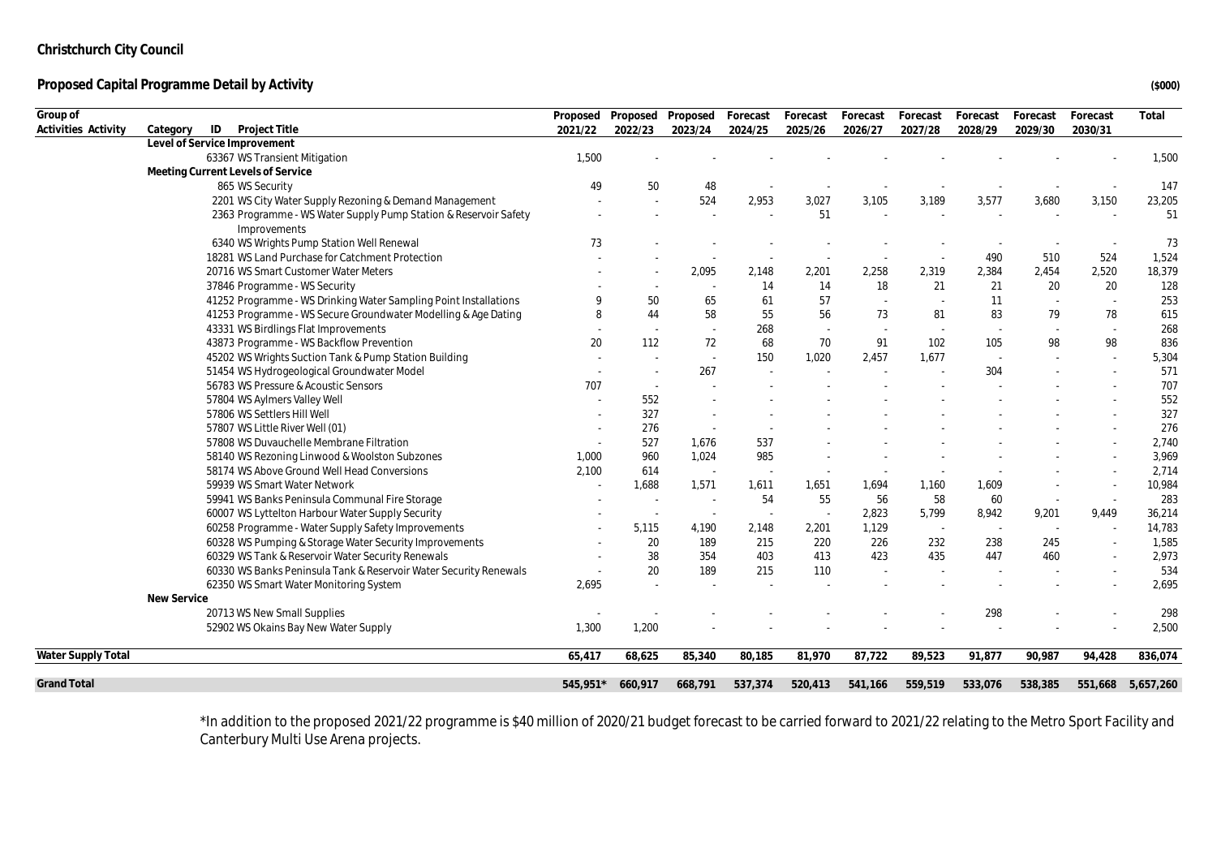**Christchurch City Council**

**Proposed Capital Programme Detail by Activity**

**($000)**

| Group of Activities | Activity | Category | ID | Project Title | Proposed 2021/22 | Proposed 2022/23 | Proposed 2023/24 | Forecast 2024/25 | Forecast 2025/26 | Forecast 2026/27 | Forecast 2027/28 | Forecast 2028/29 | Forecast 2029/30 | Forecast 2030/31 | Total |
|---|---|---|---|---|---|---|---|---|---|---|---|---|---|---|---|
| | | Level of Service Improvement | | | | | | | | | | | | | |
| | | | 63367 | WS Transient Mitigation | 1,500 | - | - | - | - | - | - | - | - | - | 1,500 |
| | | Meeting Current Levels of Service | | | | | | | | | | | | | |
| | | | 865 | WS Security | 49 | 50 | 48 | - | - | - | - | - | - | - | 147 |
| | | | 2201 | WS City Water Supply Rezoning & Demand Management | - | - | 524 | 2,953 | 3,027 | 3,105 | 3,189 | 3,577 | 3,680 | 3,150 | 23,205 |
| | | | 2363 | Programme - WS Water Supply Pump Station & Reservoir Safety Improvements | - | - | - | - | 51 | - | - | - | - | - | 51 |
| | | | 6340 | WS Wrights Pump Station Well Renewal | 73 | - | - | - | - | - | - | - | - | - | 73 |
| | | | 18281 | WS Land Purchase for Catchment Protection | - | - | - | - | - | - | - | 490 | 510 | 524 | 1,524 |
| | | | 20716 | WS Smart Customer Water Meters | - | - | 2,095 | 2,148 | 2,201 | 2,258 | 2,319 | 2,384 | 2,454 | 2,520 | 18,379 |
| | | | 37846 | Programme - WS Security | - | - | - | 14 | 14 | 18 | 21 | 21 | 20 | 20 | 128 |
| | | | 41252 | Programme - WS Drinking Water Sampling Point Installations | 9 | 50 | 65 | 61 | 57 | - | - | 11 | - | - | 253 |
| | | | 41253 | Programme - WS Secure Groundwater Modelling & Age Dating | 8 | 44 | 58 | 55 | 56 | 73 | 81 | 83 | 79 | 78 | 615 |
| | | | 43331 | WS Birdlings Flat Improvements | - | - | - | 268 | - | - | - | - | - | - | 268 |
| | | | 43873 | Programme - WS Backflow Prevention | 20 | 112 | 72 | 68 | 70 | 91 | 102 | 105 | 98 | 98 | 836 |
| | | | 45202 | WS Wrights Suction Tank & Pump Station Building | - | - | - | 150 | 1,020 | 2,457 | 1,677 | - | - | - | 5,304 |
| | | | 51454 | WS Hydrogeological Groundwater Model | - | - | 267 | - | - | - | - | 304 | - | - | 571 |
| | | | 56783 | WS Pressure & Acoustic Sensors | 707 | - | - | - | - | - | - | - | - | - | 707 |
| | | | 57804 | WS Aylmers Valley Well | - | 552 | - | - | - | - | - | - | - | - | 552 |
| | | | 57806 | WS Settlers Hill Well | - | 327 | - | - | - | - | - | - | - | - | 327 |
| | | | 57807 | WS Little River Well (01) | - | 276 | - | - | - | - | - | - | - | - | 276 |
| | | | 57808 | WS Duvauchelle Membrane Filtration | - | 527 | 1,676 | 537 | - | - | - | - | - | - | 2,740 |
| | | | 58140 | WS Rezoning Linwood & Woolston Subzones | 1,000 | 960 | 1,024 | 985 | - | - | - | - | - | - | 3,969 |
| | | | 58174 | WS Above Ground Well Head Conversions | 2,100 | 614 | - | - | - | - | - | - | - | - | 2,714 |
| | | | 59939 | WS Smart Water Network | - | 1,688 | 1,571 | 1,611 | 1,651 | 1,694 | 1,160 | 1,609 | - | - | 10,984 |
| | | | 59941 | WS Banks Peninsula Communal Fire Storage | - | - | - | 54 | 55 | 56 | 58 | 60 | - | - | 283 |
| | | | 60007 | WS Lyttelton Harbour Water Supply Security | - | - | - | - | - | 2,823 | 5,799 | 8,942 | 9,201 | 9,449 | 36,214 |
| | | | 60258 | Programme - Water Supply Safety Improvements | - | 5,115 | 4,190 | 2,148 | 2,201 | 1,129 | - | - | - | - | 14,783 |
| | | | 60328 | WS Pumping & Storage Water Security Improvements | - | 20 | 189 | 215 | 220 | 226 | 232 | 238 | 245 | - | 1,585 |
| | | | 60329 | WS Tank & Reservoir Water Security Renewals | - | 38 | 354 | 403 | 413 | 423 | 435 | 447 | 460 | - | 2,973 |
| | | | 60330 | WS Banks Peninsula Tank & Reservoir Water Security Renewals | - | 20 | 189 | 215 | 110 | - | - | - | - | - | 534 |
| | | | 62350 | WS Smart Water Monitoring System | 2,695 | - | - | - | - | - | - | - | - | - | 2,695 |
| | | New Service | | | | | | | | | | | | | |
| | | | 20713 | WS New Small Supplies | - | - | - | - | - | - | - | 298 | - | - | 298 |
| | | | 52902 | WS Okains Bay New Water Supply | 1,300 | 1,200 | - | - | - | - | - | - | - | - | 2,500 |
| **Water Supply Total** | | | | | **65,417** | **68,625** | **85,340** | **80,185** | **81,970** | **87,722** | **89,523** | **91,877** | **90,987** | **94,428** | **836,074** |
| **Grand Total** | | | | | **545,951*** | **660,917** | **668,791** | **537,374** | **520,413** | **541,166** | **559,519** | **533,076** | **538,385** | **551,668** | **5,657,260** |

*In addition to the proposed 2021/22 programme is $40 million of 2020/21 budget forecast to be carried forward to 2021/22 relating to the Metro Sport Facility and Canterbury Multi Use Arena projects.